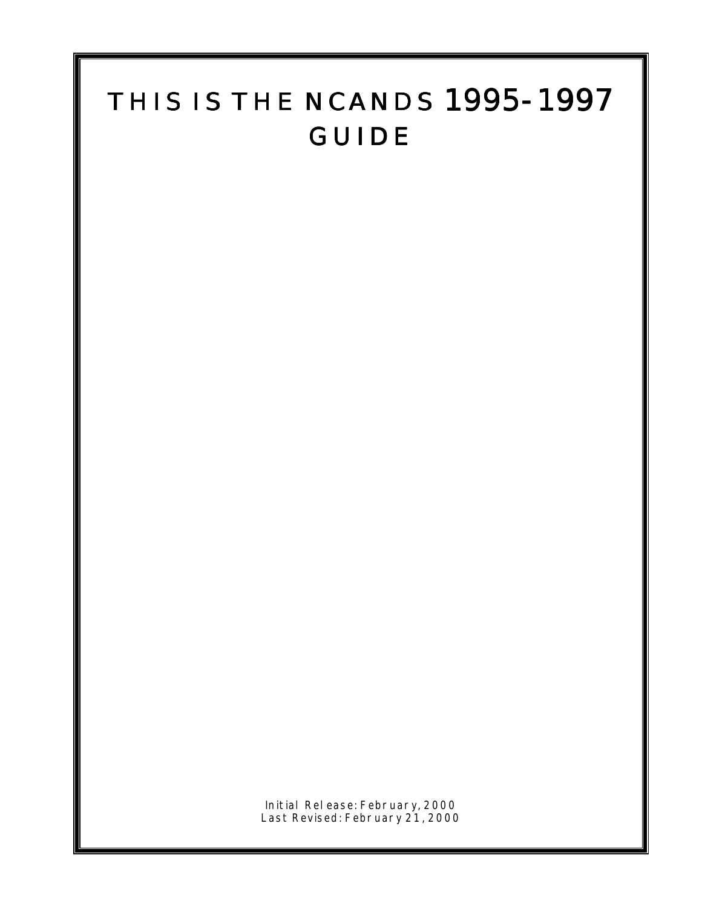# THIS IS THE NCANDS 1995-1997 GUIDE

Initial Release: February, 2000
Last Revised: February 21, 2000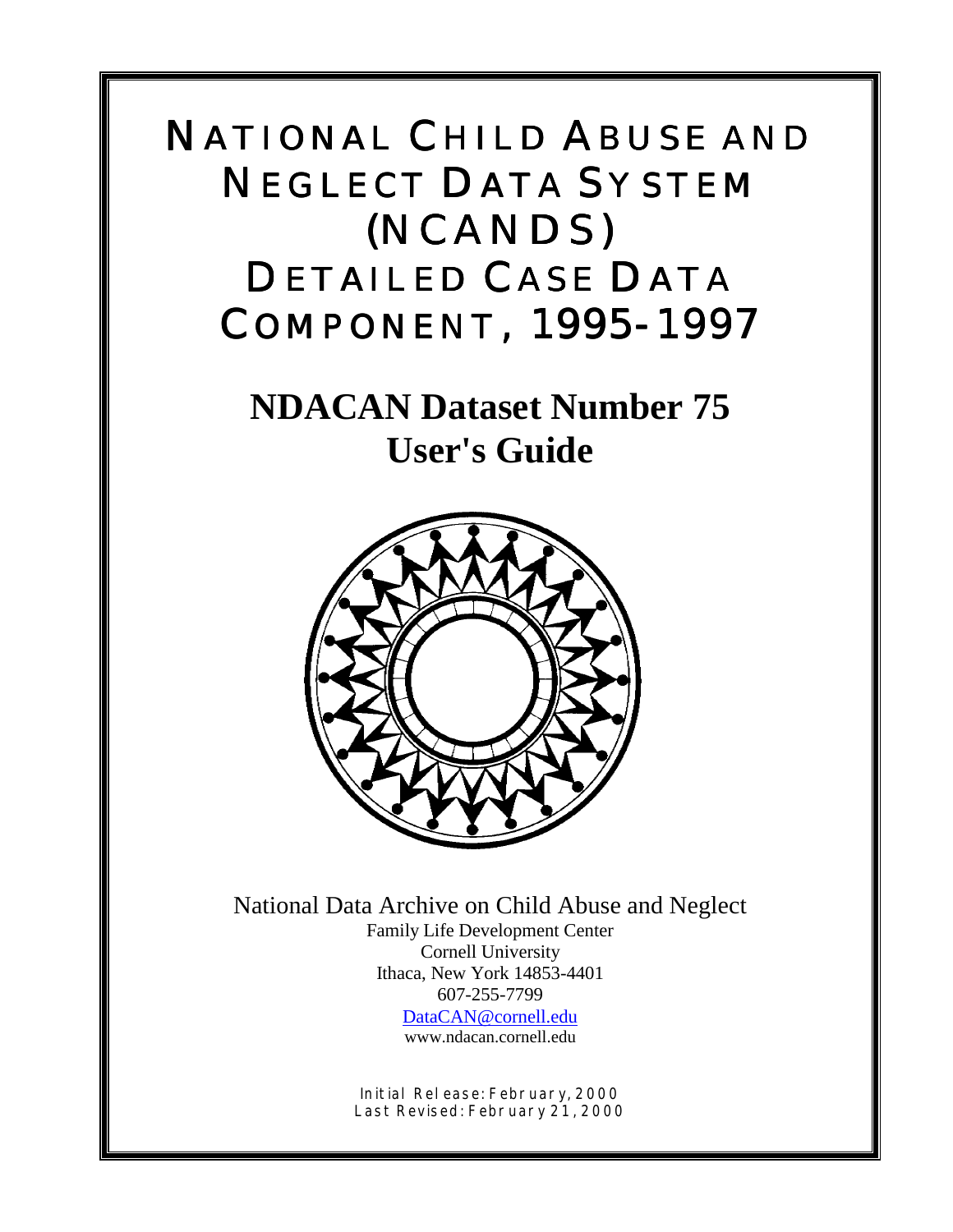# National Child Abuse and Neglect Data System (NCANDS) Detailed Case Data Component, 1995-1997

## NDACAN Dataset Number 75
## User's Guide

National Data Archive on Child Abuse and Neglect
Family Life Development Center
Cornell University
Ithaca, New York 14853-4401
607-255-7799
DataCAN@cornell.edu
www.ndacan.cornell.edu

Initial Release: February, 2000
Last Revised: February 21, 2000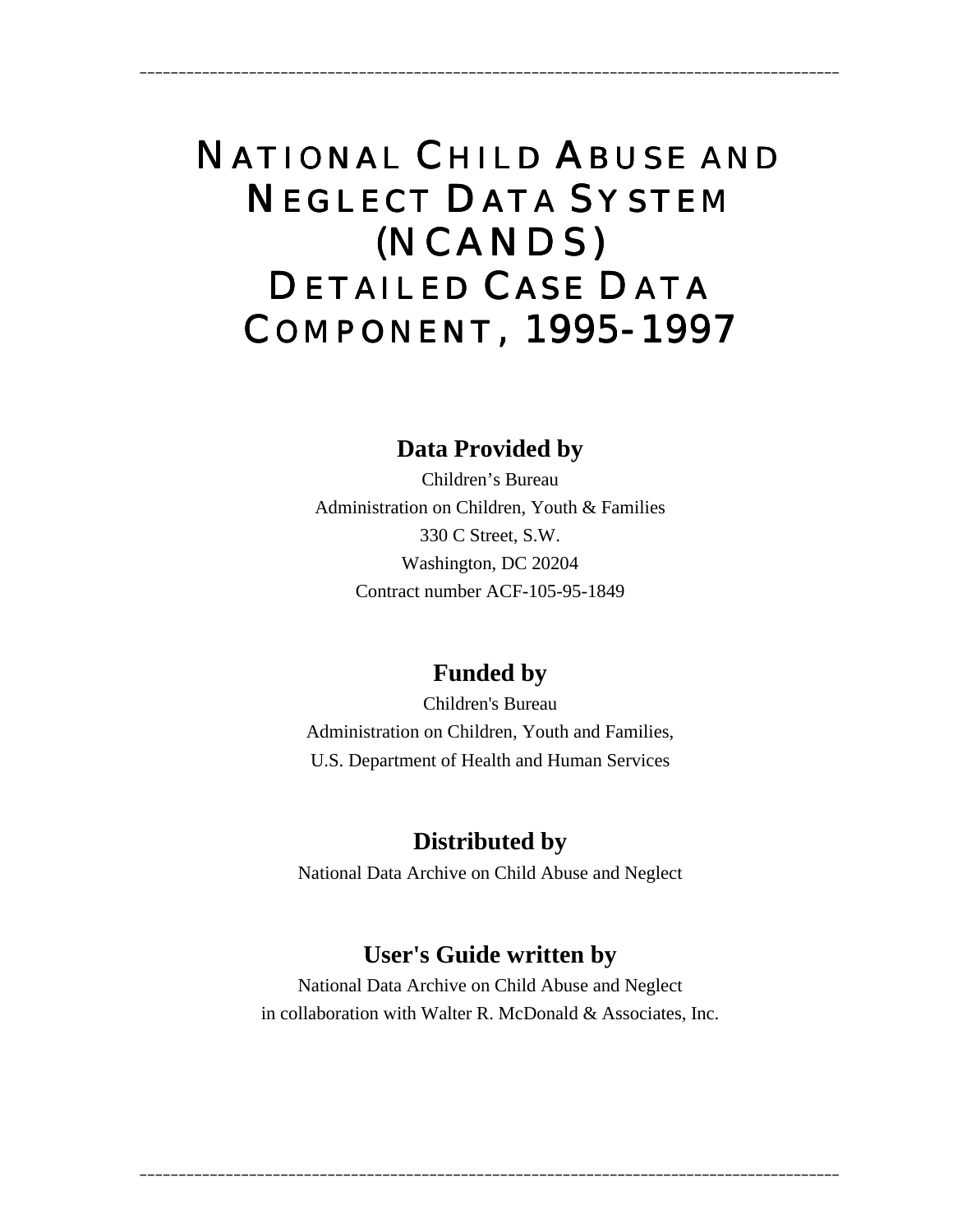# National Child Abuse and Neglect Data System (NCANDS) Detailed Case Data Component, 1995-1997

## Data Provided by

Children's Bureau
Administration on Children, Youth & Families
330 C Street, S.W.
Washington, DC 20204
Contract number ACF-105-95-1849

## Funded by

Children's Bureau
Administration on Children, Youth and Families,
U.S. Department of Health and Human Services

## Distributed by

National Data Archive on Child Abuse and Neglect

## User's Guide written by

National Data Archive on Child Abuse and Neglect
in collaboration with Walter R. McDonald & Associates, Inc.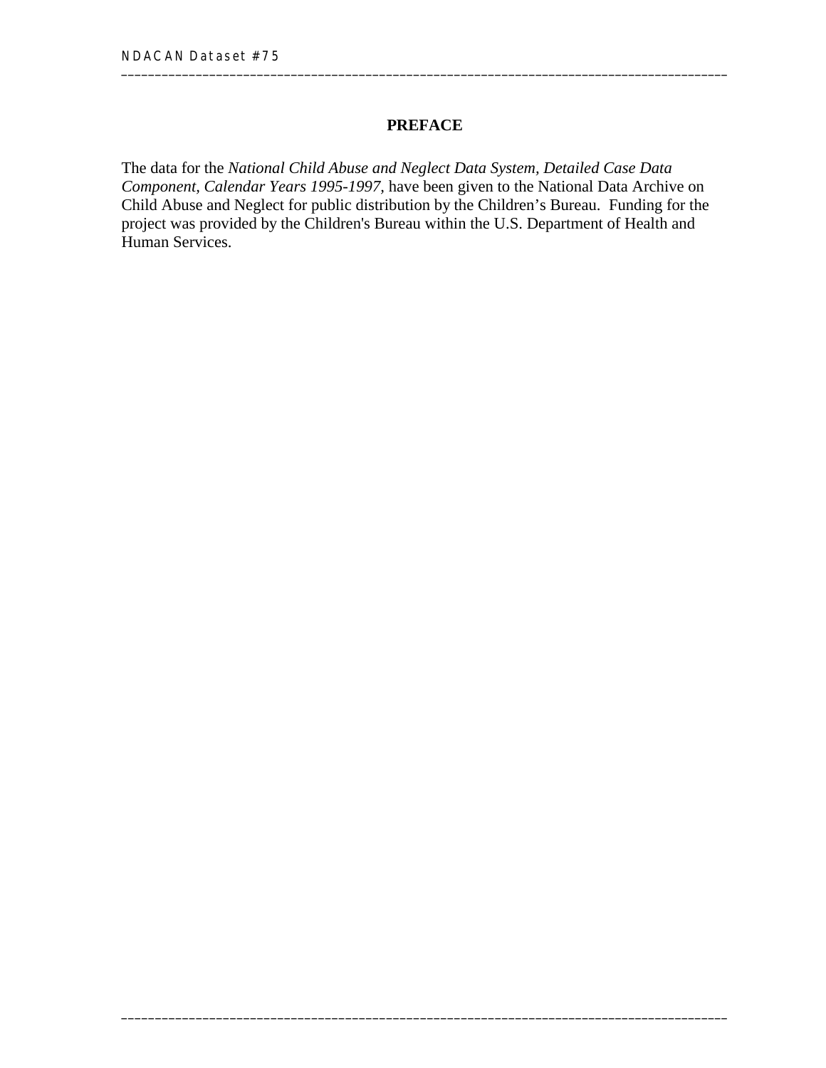# PREFACE

The data for the *National Child Abuse and Neglect Data System, Detailed Case Data Component, Calendar Years 1995-1997,* have been given to the National Data Archive on Child Abuse and Neglect for public distribution by the Children's Bureau. Funding for the project was provided by the Children's Bureau within the U.S. Department of Health and Human Services.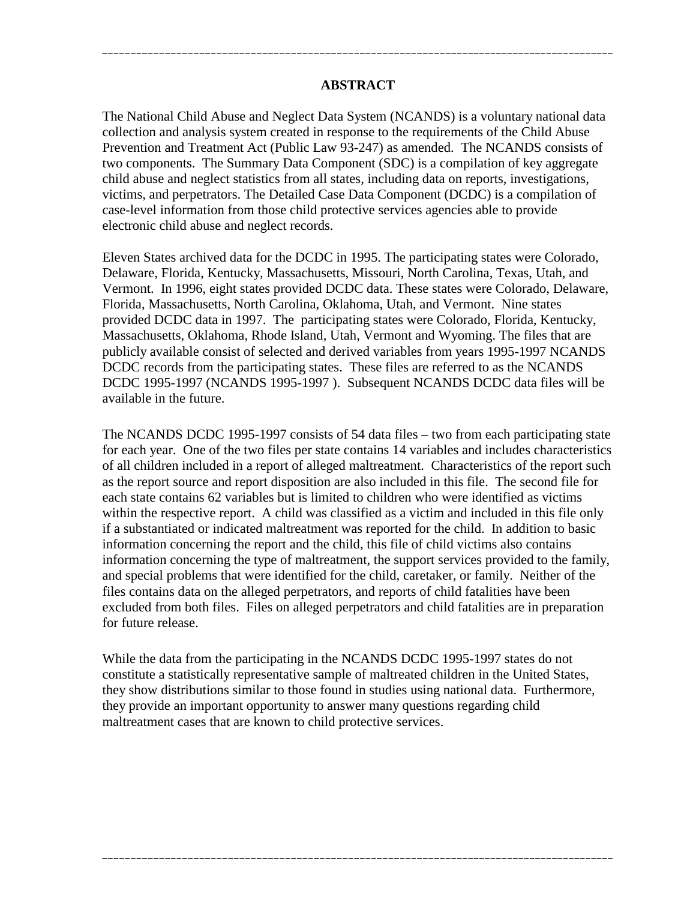## ABSTRACT

The National Child Abuse and Neglect Data System (NCANDS) is a voluntary national data collection and analysis system created in response to the requirements of the Child Abuse Prevention and Treatment Act (Public Law 93-247) as amended. The NCANDS consists of two components. The Summary Data Component (SDC) is a compilation of key aggregate child abuse and neglect statistics from all states, including data on reports, investigations, victims, and perpetrators. The Detailed Case Data Component (DCDC) is a compilation of case-level information from those child protective services agencies able to provide electronic child abuse and neglect records.

Eleven States archived data for the DCDC in 1995. The participating states were Colorado, Delaware, Florida, Kentucky, Massachusetts, Missouri, North Carolina, Texas, Utah, and Vermont. In 1996, eight states provided DCDC data. These states were Colorado, Delaware, Florida, Massachusetts, North Carolina, Oklahoma, Utah, and Vermont. Nine states provided DCDC data in 1997. The participating states were Colorado, Florida, Kentucky, Massachusetts, Oklahoma, Rhode Island, Utah, Vermont and Wyoming. The files that are publicly available consist of selected and derived variables from years 1995-1997 NCANDS DCDC records from the participating states. These files are referred to as the NCANDS DCDC 1995-1997 (NCANDS 1995-1997 ). Subsequent NCANDS DCDC data files will be available in the future.

The NCANDS DCDC 1995-1997 consists of 54 data files – two from each participating state for each year. One of the two files per state contains 14 variables and includes characteristics of all children included in a report of alleged maltreatment. Characteristics of the report such as the report source and report disposition are also included in this file. The second file for each state contains 62 variables but is limited to children who were identified as victims within the respective report. A child was classified as a victim and included in this file only if a substantiated or indicated maltreatment was reported for the child. In addition to basic information concerning the report and the child, this file of child victims also contains information concerning the type of maltreatment, the support services provided to the family, and special problems that were identified for the child, caretaker, or family. Neither of the files contains data on the alleged perpetrators, and reports of child fatalities have been excluded from both files. Files on alleged perpetrators and child fatalities are in preparation for future release.

While the data from the participating in the NCANDS DCDC 1995-1997 states do not constitute a statistically representative sample of maltreated children in the United States, they show distributions similar to those found in studies using national data. Furthermore, they provide an important opportunity to answer many questions regarding child maltreatment cases that are known to child protective services.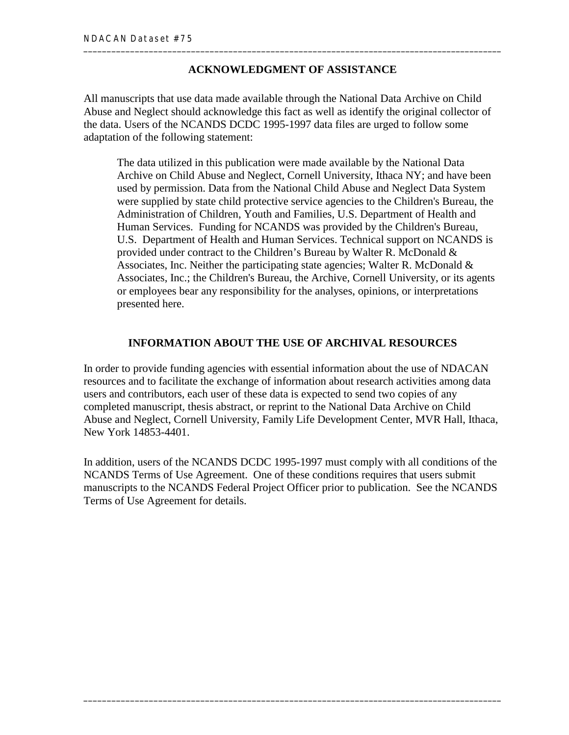## ACKNOWLEDGMENT OF ASSISTANCE

All manuscripts that use data made available through the National Data Archive on Child Abuse and Neglect should acknowledge this fact as well as identify the original collector of the data. Users of the NCANDS DCDC 1995-1997 data files are urged to follow some adaptation of the following statement:

> The data utilized in this publication were made available by the National Data Archive on Child Abuse and Neglect, Cornell University, Ithaca NY; and have been used by permission. Data from the National Child Abuse and Neglect Data System were supplied by state child protective service agencies to the Children's Bureau, the Administration of Children, Youth and Families, U.S. Department of Health and Human Services. Funding for NCANDS was provided by the Children's Bureau, U.S. Department of Health and Human Services. Technical support on NCANDS is provided under contract to the Children's Bureau by Walter R. McDonald & Associates, Inc. Neither the participating state agencies; Walter R. McDonald & Associates, Inc.; the Children's Bureau, the Archive, Cornell University, or its agents or employees bear any responsibility for the analyses, opinions, or interpretations presented here.

## INFORMATION ABOUT THE USE OF ARCHIVAL RESOURCES

In order to provide funding agencies with essential information about the use of NDACAN resources and to facilitate the exchange of information about research activities among data users and contributors, each user of these data is expected to send two copies of any completed manuscript, thesis abstract, or reprint to the National Data Archive on Child Abuse and Neglect, Cornell University, Family Life Development Center, MVR Hall, Ithaca, New York 14853-4401.

In addition, users of the NCANDS DCDC 1995-1997 must comply with all conditions of the NCANDS Terms of Use Agreement. One of these conditions requires that users submit manuscripts to the NCANDS Federal Project Officer prior to publication. See the NCANDS Terms of Use Agreement for details.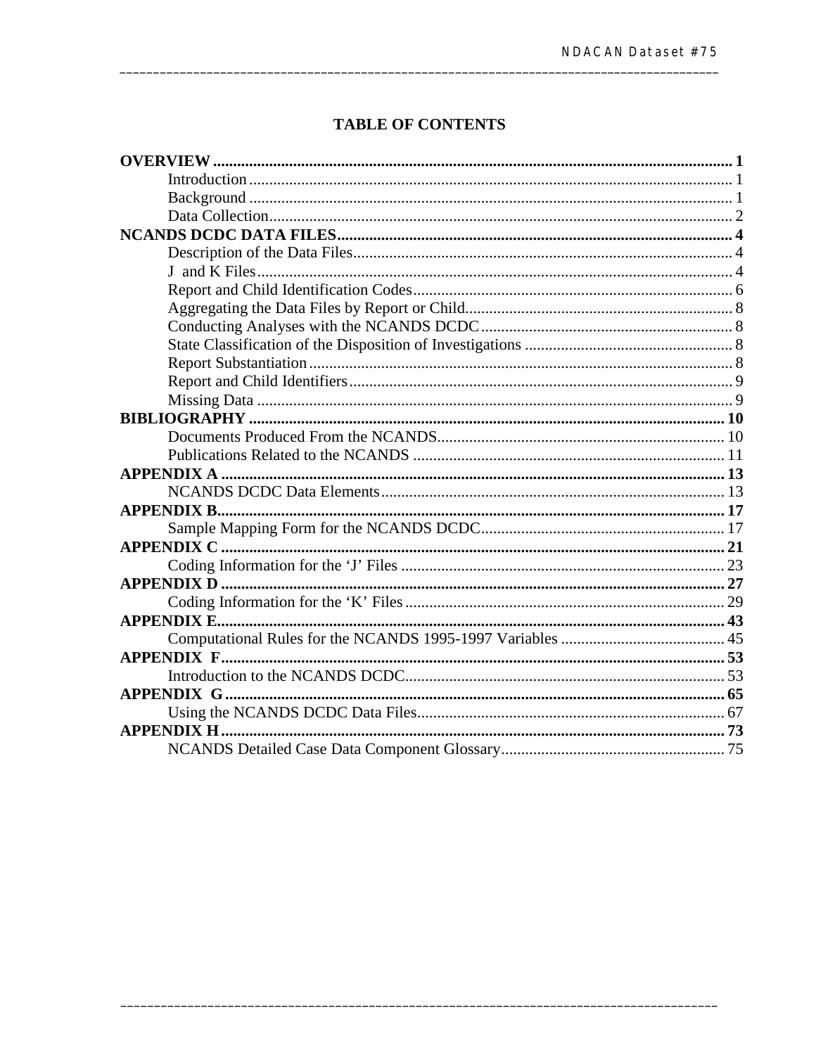# TABLE OF CONTENTS

**OVERVIEW** ..... **1**
- Introduction ..... 1
- Background ..... 1
- Data Collection ..... 2

**NCANDS DCDC DATA FILES** ..... **4**
- Description of the Data Files ..... 4
- J and K Files ..... 4
- Report and Child Identification Codes ..... 6
- Aggregating the Data Files by Report or Child ..... 8
- Conducting Analyses with the NCANDS DCDC ..... 8
- State Classification of the Disposition of Investigations ..... 8
- Report Substantiation ..... 8
- Report and Child Identifiers ..... 9
- Missing Data ..... 9

**BIBLIOGRAPHY** ..... **10**
- Documents Produced From the NCANDS ..... 10
- Publications Related to the NCANDS ..... 11

**APPENDIX A** ..... **13**
- NCANDS DCDC Data Elements ..... 13

**APPENDIX B** ..... **17**
- Sample Mapping Form for the NCANDS DCDC ..... 17

**APPENDIX C** ..... **21**
- Coding Information for the 'J' Files ..... 23

**APPENDIX D** ..... **27**
- Coding Information for the 'K' Files ..... 29

**APPENDIX E** ..... **43**
- Computational Rules for the NCANDS 1995-1997 Variables ..... 45

**APPENDIX F** ..... **53**
- Introduction to the NCANDS DCDC ..... 53

**APPENDIX G** ..... **65**
- Using the NCANDS DCDC Data Files ..... 67

**APPENDIX H** ..... **73**
- NCANDS Detailed Case Data Component Glossary ..... 75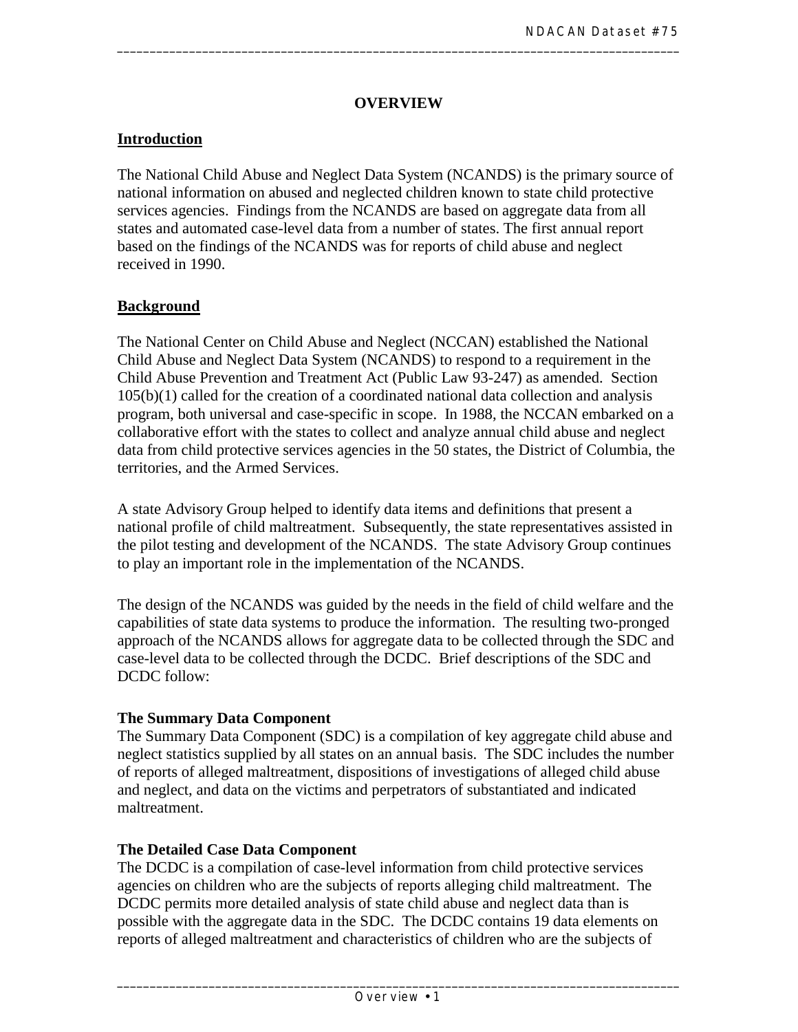# OVERVIEW

## Introduction

The National Child Abuse and Neglect Data System (NCANDS) is the primary source of national information on abused and neglected children known to state child protective services agencies. Findings from the NCANDS are based on aggregate data from all states and automated case-level data from a number of states. The first annual report based on the findings of the NCANDS was for reports of child abuse and neglect received in 1990.

## Background

The National Center on Child Abuse and Neglect (NCCAN) established the National Child Abuse and Neglect Data System (NCANDS) to respond to a requirement in the Child Abuse Prevention and Treatment Act (Public Law 93-247) as amended. Section 105(b)(1) called for the creation of a coordinated national data collection and analysis program, both universal and case-specific in scope. In 1988, the NCCAN embarked on a collaborative effort with the states to collect and analyze annual child abuse and neglect data from child protective services agencies in the 50 states, the District of Columbia, the territories, and the Armed Services.

A state Advisory Group helped to identify data items and definitions that present a national profile of child maltreatment. Subsequently, the state representatives assisted in the pilot testing and development of the NCANDS. The state Advisory Group continues to play an important role in the implementation of the NCANDS.

The design of the NCANDS was guided by the needs in the field of child welfare and the capabilities of state data systems to produce the information. The resulting two-pronged approach of the NCANDS allows for aggregate data to be collected through the SDC and case-level data to be collected through the DCDC. Brief descriptions of the SDC and DCDC follow:

### The Summary Data Component

The Summary Data Component (SDC) is a compilation of key aggregate child abuse and neglect statistics supplied by all states on an annual basis. The SDC includes the number of reports of alleged maltreatment, dispositions of investigations of alleged child abuse and neglect, and data on the victims and perpetrators of substantiated and indicated maltreatment.

### The Detailed Case Data Component

The DCDC is a compilation of case-level information from child protective services agencies on children who are the subjects of reports alleging child maltreatment. The DCDC permits more detailed analysis of state child abuse and neglect data than is possible with the aggregate data in the SDC. The DCDC contains 19 data elements on reports of alleged maltreatment and characteristics of children who are the subjects of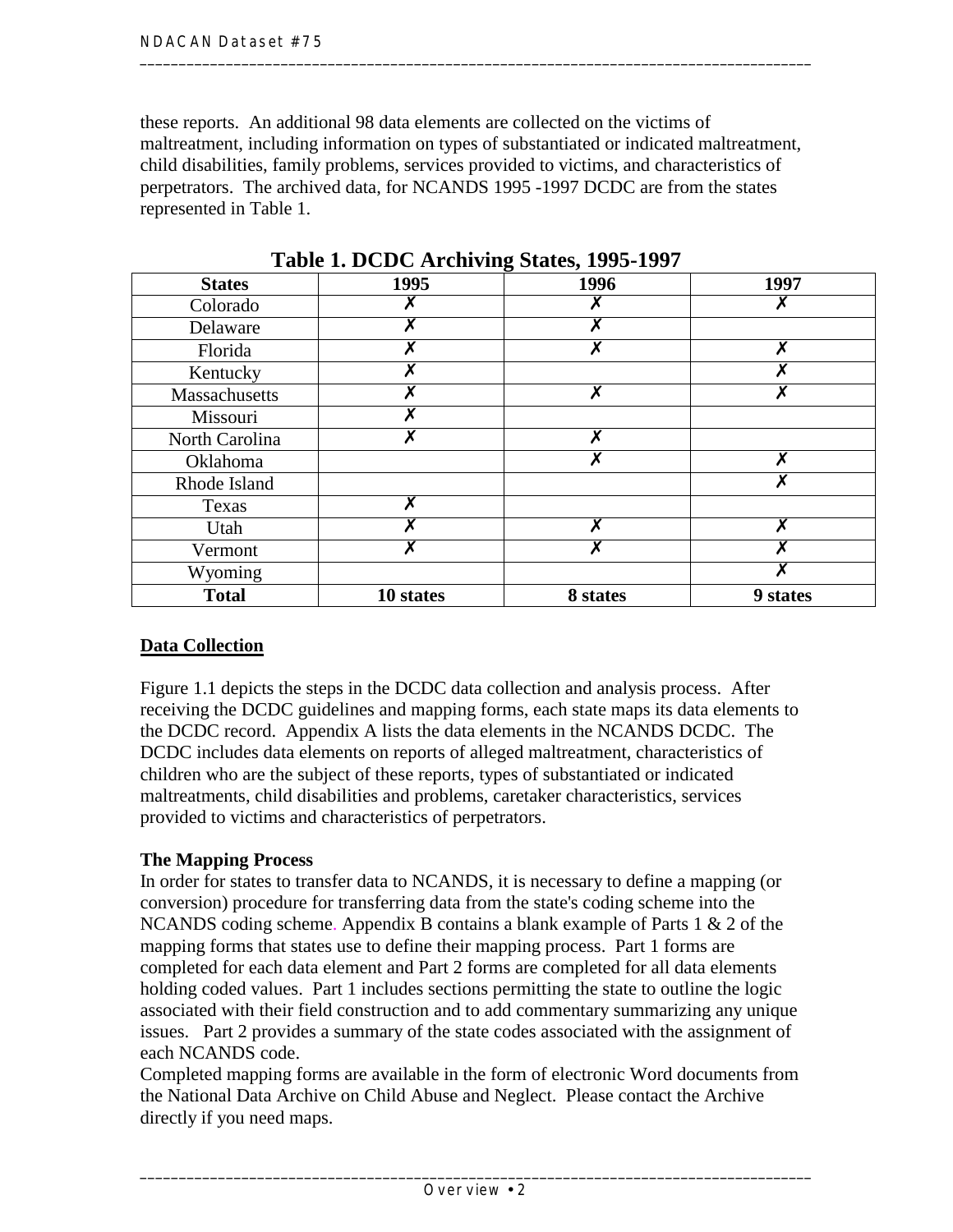these reports. An additional 98 data elements are collected on the victims of maltreatment, including information on types of substantiated or indicated maltreatment, child disabilities, family problems, services provided to victims, and characteristics of perpetrators. The archived data, for NCANDS 1995 -1997 DCDC are from the states represented in Table 1.

**Table 1. DCDC Archiving States, 1995-1997**

| States | 1995 | 1996 | 1997 |
|---|---|---|---|
| Colorado | ✗ | ✗ | ✗ |
| Delaware | ✗ | ✗ | |
| Florida | ✗ | ✗ | ✗ |
| Kentucky | ✗ | | ✗ |
| Massachusetts | ✗ | ✗ | ✗ |
| Missouri | ✗ | | |
| North Carolina | ✗ | ✗ | |
| Oklahoma | | ✗ | ✗ |
| Rhode Island | | | ✗ |
| Texas | ✗ | | |
| Utah | ✗ | ✗ | ✗ |
| Vermont | ✗ | ✗ | ✗ |
| Wyoming | | | ✗ |
| **Total** | **10 states** | **8 states** | **9 states** |

## Data Collection

Figure 1.1 depicts the steps in the DCDC data collection and analysis process. After receiving the DCDC guidelines and mapping forms, each state maps its data elements to the DCDC record. Appendix A lists the data elements in the NCANDS DCDC. The DCDC includes data elements on reports of alleged maltreatment, characteristics of children who are the subject of these reports, types of substantiated or indicated maltreatments, child disabilities and problems, caretaker characteristics, services provided to victims and characteristics of perpetrators.

### The Mapping Process

In order for states to transfer data to NCANDS, it is necessary to define a mapping (or conversion) procedure for transferring data from the state's coding scheme into the NCANDS coding scheme. Appendix B contains a blank example of Parts 1 & 2 of the mapping forms that states use to define their mapping process. Part 1 forms are completed for each data element and Part 2 forms are completed for all data elements holding coded values. Part 1 includes sections permitting the state to outline the logic associated with their field construction and to add commentary summarizing any unique issues. Part 2 provides a summary of the state codes associated with the assignment of each NCANDS code.

Completed mapping forms are available in the form of electronic Word documents from the National Data Archive on Child Abuse and Neglect. Please contact the Archive directly if you need maps.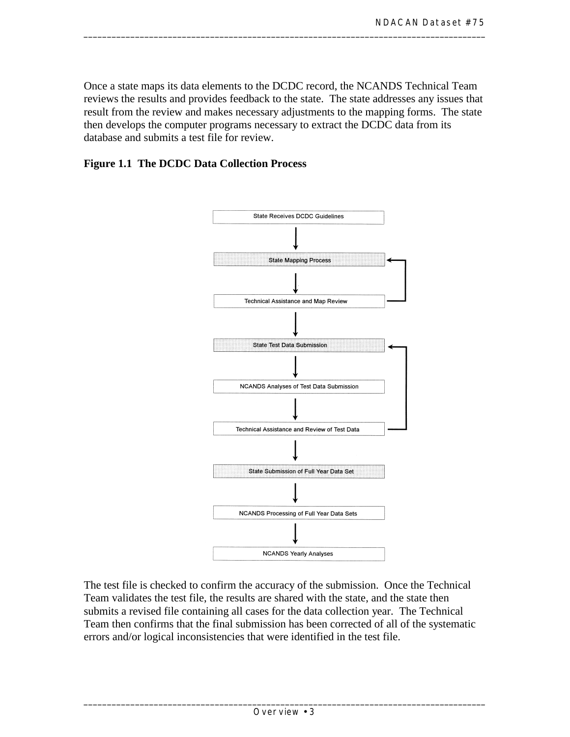Once a state maps its data elements to the DCDC record, the NCANDS Technical Team reviews the results and provides feedback to the state. The state addresses any issues that result from the review and makes necessary adjustments to the mapping forms. The state then develops the computer programs necessary to extract the DCDC data from its database and submits a test file for review.

**Figure 1.1 The DCDC Data Collection Process**

State Receives DCDC Guidelines

↓

State Mapping Process

↓

Technical Assistance and Map Review

↓

State Test Data Submission

↓

NCANDS Analyses of Test Data Submission

↓

Technical Assistance and Review of Test Data

↓

State Submission of Full Year Data Set

↓

NCANDS Processing of Full Year Data Sets

↓

NCANDS Yearly Analyses

The test file is checked to confirm the accuracy of the submission. Once the Technical Team validates the test file, the results are shared with the state, and the state then submits a revised file containing all cases for the data collection year. The Technical Team then confirms that the final submission has been corrected of all of the systematic errors and/or logical inconsistencies that were identified in the test file.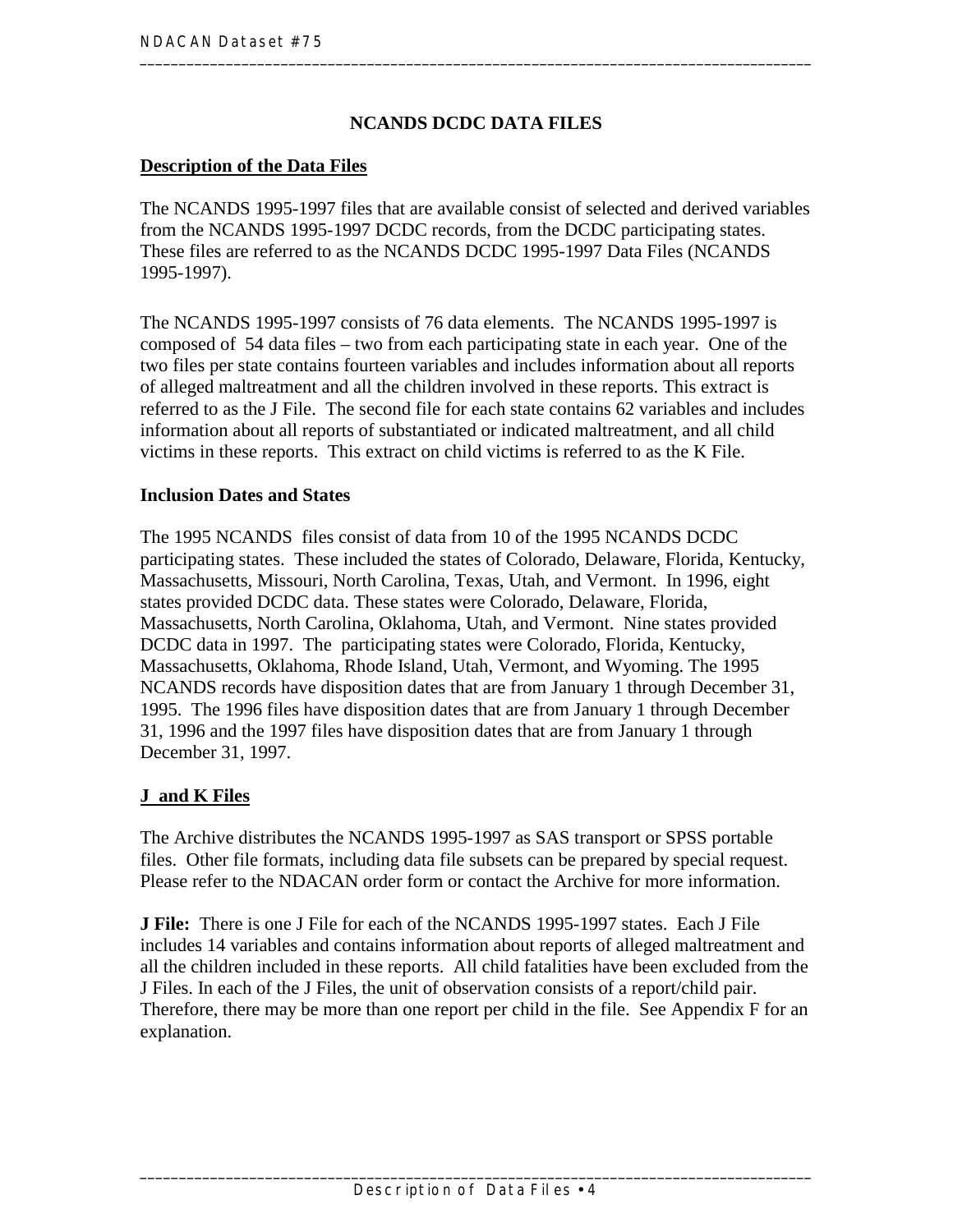# NCANDS DCDC DATA FILES

## Description of the Data Files

The NCANDS 1995-1997 files that are available consist of selected and derived variables from the NCANDS 1995-1997 DCDC records, from the DCDC participating states. These files are referred to as the NCANDS DCDC 1995-1997 Data Files (NCANDS 1995-1997).

The NCANDS 1995-1997 consists of 76 data elements. The NCANDS 1995-1997 is composed of 54 data files – two from each participating state in each year. One of the two files per state contains fourteen variables and includes information about all reports of alleged maltreatment and all the children involved in these reports. This extract is referred to as the J File. The second file for each state contains 62 variables and includes information about all reports of substantiated or indicated maltreatment, and all child victims in these reports. This extract on child victims is referred to as the K File.

### Inclusion Dates and States

The 1995 NCANDS files consist of data from 10 of the 1995 NCANDS DCDC participating states. These included the states of Colorado, Delaware, Florida, Kentucky, Massachusetts, Missouri, North Carolina, Texas, Utah, and Vermont. In 1996, eight states provided DCDC data. These states were Colorado, Delaware, Florida, Massachusetts, North Carolina, Oklahoma, Utah, and Vermont. Nine states provided DCDC data in 1997. The participating states were Colorado, Florida, Kentucky, Massachusetts, Oklahoma, Rhode Island, Utah, Vermont, and Wyoming. The 1995 NCANDS records have disposition dates that are from January 1 through December 31, 1995. The 1996 files have disposition dates that are from January 1 through December 31, 1996 and the 1997 files have disposition dates that are from January 1 through December 31, 1997.

## J and K Files

The Archive distributes the NCANDS 1995-1997 as SAS transport or SPSS portable files. Other file formats, including data file subsets can be prepared by special request. Please refer to the NDACAN order form or contact the Archive for more information.

**J File:** There is one J File for each of the NCANDS 1995-1997 states. Each J File includes 14 variables and contains information about reports of alleged maltreatment and all the children included in these reports. All child fatalities have been excluded from the J Files. In each of the J Files, the unit of observation consists of a report/child pair. Therefore, there may be more than one report per child in the file. See Appendix F for an explanation.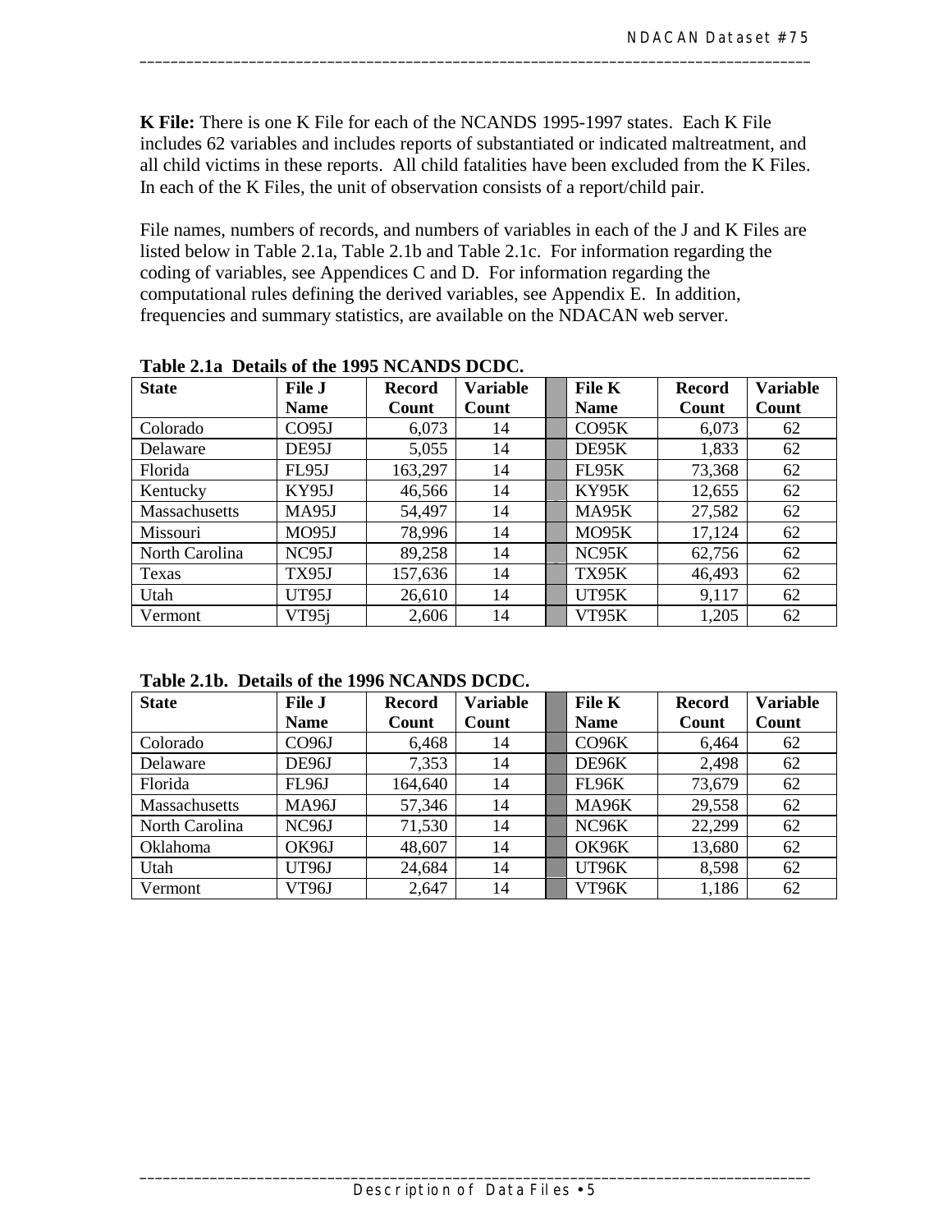**K File:** There is one K File for each of the NCANDS 1995-1997 states. Each K File includes 62 variables and includes reports of substantiated or indicated maltreatment, and all child victims in these reports. All child fatalities have been excluded from the K Files. In each of the K Files, the unit of observation consists of a report/child pair.

File names, numbers of records, and numbers of variables in each of the J and K Files are listed below in Table 2.1a, Table 2.1b and Table 2.1c. For information regarding the coding of variables, see Appendices C and D. For information regarding the computational rules defining the derived variables, see Appendix E. In addition, frequencies and summary statistics, are available on the NDACAN web server.

**Table 2.1a Details of the 1995 NCANDS DCDC.**

| State | File J Name | Record Count | Variable Count | | File K Name | Record Count | Variable Count |
|---|---|---|---|---|---|---|---|
| Colorado | CO95J | 6,073 | 14 | | CO95K | 6,073 | 62 |
| Delaware | DE95J | 5,055 | 14 | | DE95K | 1,833 | 62 |
| Florida | FL95J | 163,297 | 14 | | FL95K | 73,368 | 62 |
| Kentucky | KY95J | 46,566 | 14 | | KY95K | 12,655 | 62 |
| Massachusetts | MA95J | 54,497 | 14 | | MA95K | 27,582 | 62 |
| Missouri | MO95J | 78,996 | 14 | | MO95K | 17,124 | 62 |
| North Carolina | NC95J | 89,258 | 14 | | NC95K | 62,756 | 62 |
| Texas | TX95J | 157,636 | 14 | | TX95K | 46,493 | 62 |
| Utah | UT95J | 26,610 | 14 | | UT95K | 9,117 | 62 |
| Vermont | VT95j | 2,606 | 14 | | VT95K | 1,205 | 62 |

**Table 2.1b. Details of the 1996 NCANDS DCDC.**

| State | File J Name | Record Count | Variable Count | | File K Name | Record Count | Variable Count |
|---|---|---|---|---|---|---|---|
| Colorado | CO96J | 6,468 | 14 | | CO96K | 6,464 | 62 |
| Delaware | DE96J | 7,353 | 14 | | DE96K | 2,498 | 62 |
| Florida | FL96J | 164,640 | 14 | | FL96K | 73,679 | 62 |
| Massachusetts | MA96J | 57,346 | 14 | | MA96K | 29,558 | 62 |
| North Carolina | NC96J | 71,530 | 14 | | NC96K | 22,299 | 62 |
| Oklahoma | OK96J | 48,607 | 14 | | OK96K | 13,680 | 62 |
| Utah | UT96J | 24,684 | 14 | | UT96K | 8,598 | 62 |
| Vermont | VT96J | 2,647 | 14 | | VT96K | 1,186 | 62 |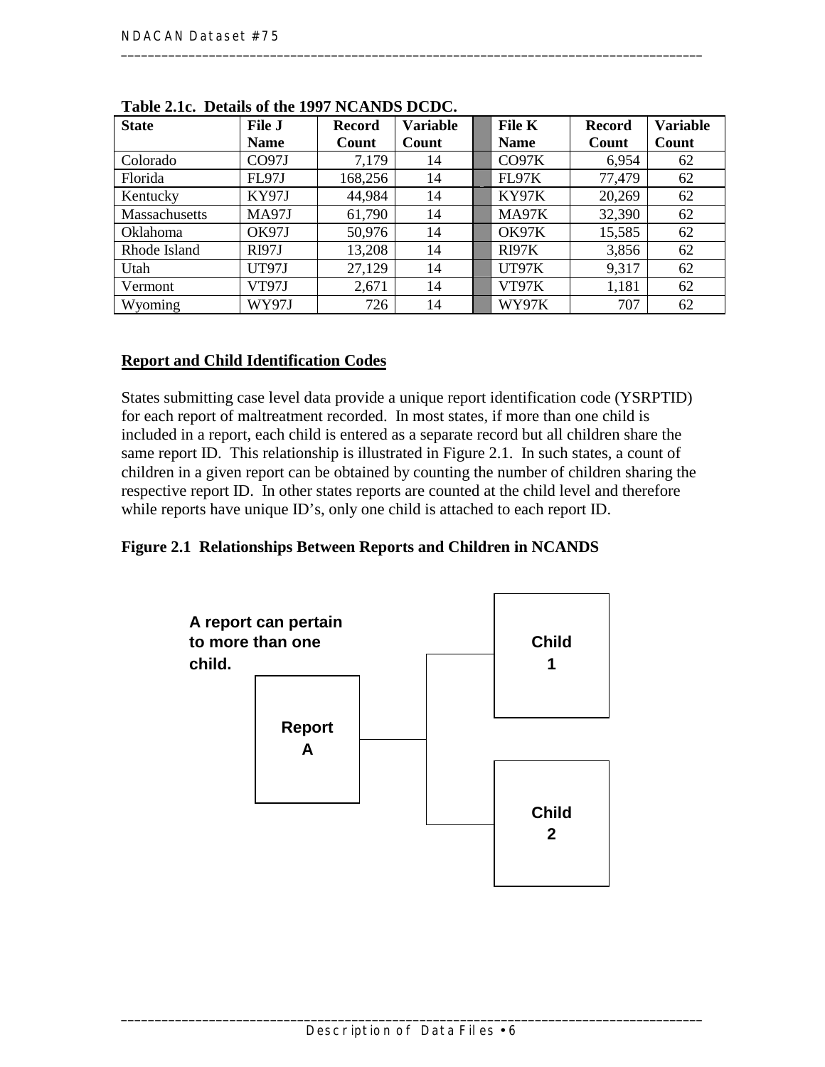**Table 2.1c. Details of the 1997 NCANDS DCDC.**

| State | File J Name | Record Count | Variable Count | | File K Name | Record Count | Variable Count |
|---|---|---|---|---|---|---|---|
| Colorado | CO97J | 7,179 | 14 | | CO97K | 6,954 | 62 |
| Florida | FL97J | 168,256 | 14 | | FL97K | 77,479 | 62 |
| Kentucky | KY97J | 44,984 | 14 | | KY97K | 20,269 | 62 |
| Massachusetts | MA97J | 61,790 | 14 | | MA97K | 32,390 | 62 |
| Oklahoma | OK97J | 50,976 | 14 | | OK97K | 15,585 | 62 |
| Rhode Island | RI97J | 13,208 | 14 | | RI97K | 3,856 | 62 |
| Utah | UT97J | 27,129 | 14 | | UT97K | 9,317 | 62 |
| Vermont | VT97J | 2,671 | 14 | | VT97K | 1,181 | 62 |
| Wyoming | WY97J | 726 | 14 | | WY97K | 707 | 62 |

## Report and Child Identification Codes

States submitting case level data provide a unique report identification code (YSRPTID) for each report of maltreatment recorded. In most states, if more than one child is included in a report, each child is entered as a separate record but all children share the same report ID. This relationship is illustrated in Figure 2.1. In such states, a count of children in a given report can be obtained by counting the number of children sharing the respective report ID. In other states reports are counted at the child level and therefore while reports have unique ID's, only one child is attached to each report ID.

**Figure 2.1 Relationships Between Reports and Children in NCANDS**

A report can pertain to more than one child.

Report A

Child 1

Child 2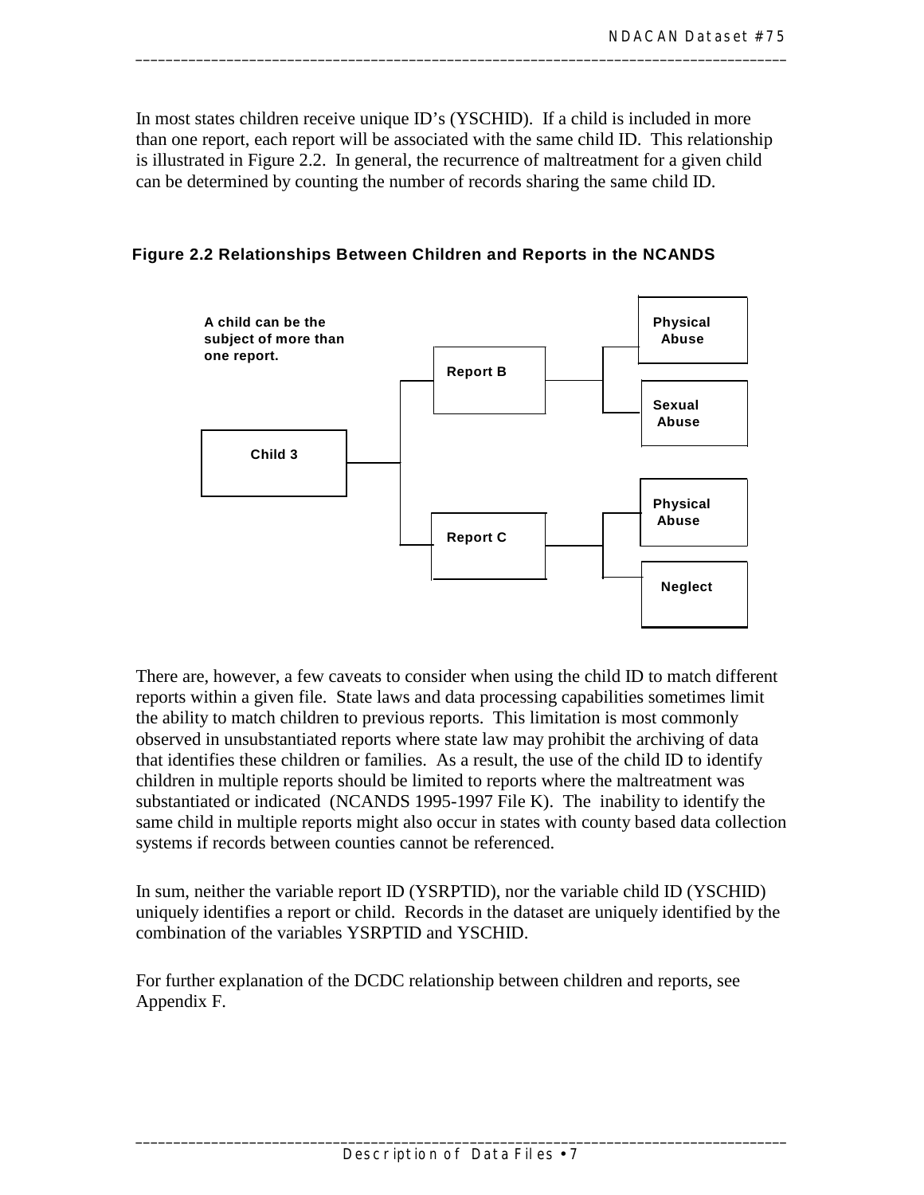In most states children receive unique ID's (YSCHID). If a child is included in more than one report, each report will be associated with the same child ID. This relationship is illustrated in Figure 2.2. In general, the recurrence of maltreatment for a given child can be determined by counting the number of records sharing the same child ID.

**Figure 2.2 Relationships Between Children and Reports in the NCANDS**

**A child can be the subject of more than one report.**

**Child 3**

**Report B**

**Physical Abuse**

**Sexual Abuse**

**Report C**

**Physical Abuse**

**Neglect**

There are, however, a few caveats to consider when using the child ID to match different reports within a given file. State laws and data processing capabilities sometimes limit the ability to match children to previous reports. This limitation is most commonly observed in unsubstantiated reports where state law may prohibit the archiving of data that identifies these children or families. As a result, the use of the child ID to identify children in multiple reports should be limited to reports where the maltreatment was substantiated or indicated (NCANDS 1995-1997 File K). The inability to identify the same child in multiple reports might also occur in states with county based data collection systems if records between counties cannot be referenced.

In sum, neither the variable report ID (YSRPTID), nor the variable child ID (YSCHID) uniquely identifies a report or child. Records in the dataset are uniquely identified by the combination of the variables YSRPTID and YSCHID.

For further explanation of the DCDC relationship between children and reports, see Appendix F.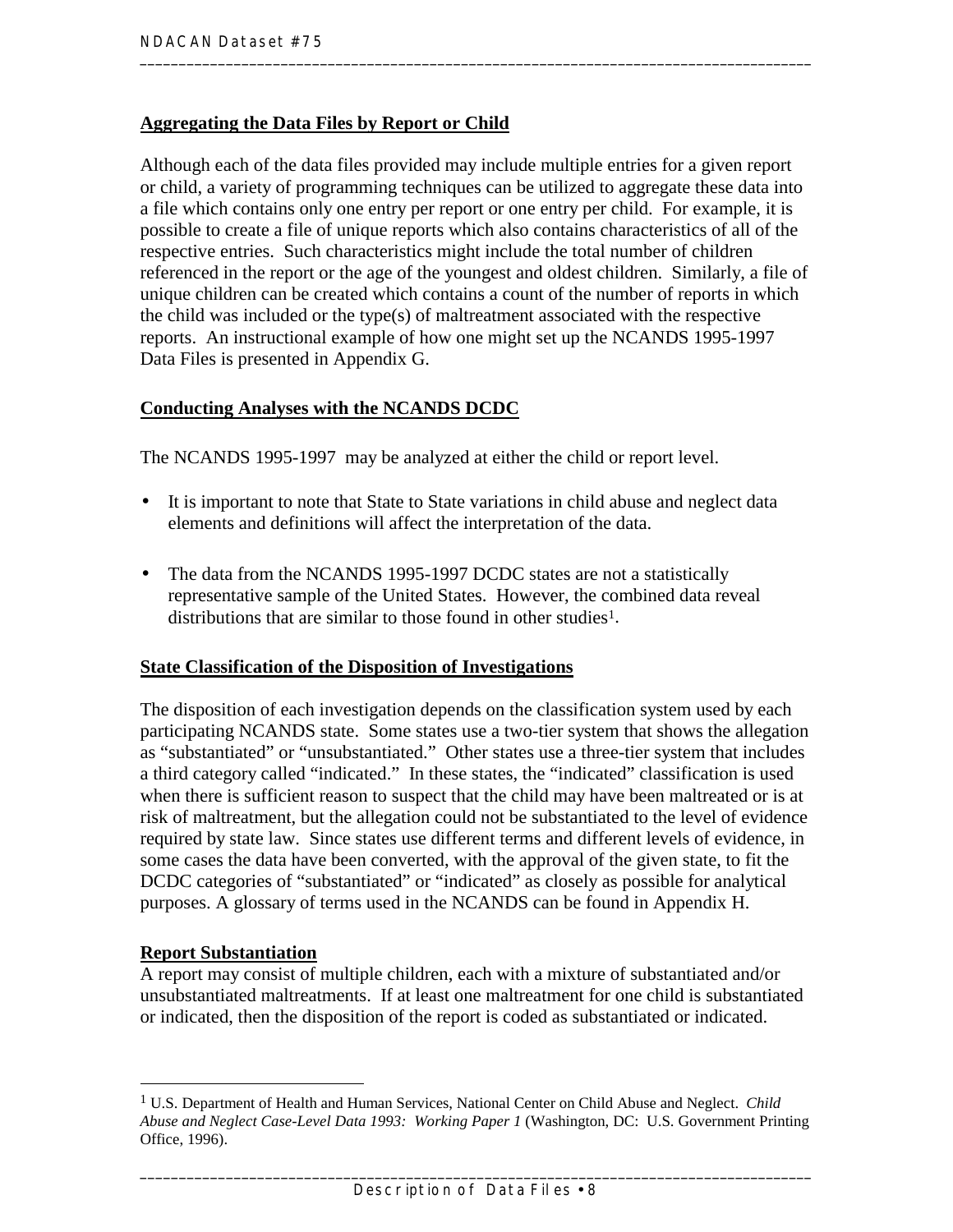## Aggregating the Data Files by Report or Child

Although each of the data files provided may include multiple entries for a given report or child, a variety of programming techniques can be utilized to aggregate these data into a file which contains only one entry per report or one entry per child. For example, it is possible to create a file of unique reports which also contains characteristics of all of the respective entries. Such characteristics might include the total number of children referenced in the report or the age of the youngest and oldest children. Similarly, a file of unique children can be created which contains a count of the number of reports in which the child was included or the type(s) of maltreatment associated with the respective reports. An instructional example of how one might set up the NCANDS 1995-1997 Data Files is presented in Appendix G.

## Conducting Analyses with the NCANDS DCDC

The NCANDS 1995-1997 may be analyzed at either the child or report level.

- It is important to note that State to State variations in child abuse and neglect data elements and definitions will affect the interpretation of the data.
- The data from the NCANDS 1995-1997 DCDC states are not a statistically representative sample of the United States. However, the combined data reveal distributions that are similar to those found in other studies[1].

## State Classification of the Disposition of Investigations

The disposition of each investigation depends on the classification system used by each participating NCANDS state. Some states use a two-tier system that shows the allegation as “substantiated” or “unsubstantiated.” Other states use a three-tier system that includes a third category called “indicated.” In these states, the “indicated” classification is used when there is sufficient reason to suspect that the child may have been maltreated or is at risk of maltreatment, but the allegation could not be substantiated to the level of evidence required by state law. Since states use different terms and different levels of evidence, in some cases the data have been converted, with the approval of the given state, to fit the DCDC categories of “substantiated” or “indicated” as closely as possible for analytical purposes. A glossary of terms used in the NCANDS can be found in Appendix H.

## Report Substantiation

A report may consist of multiple children, each with a mixture of substantiated and/or unsubstantiated maltreatments. If at least one maltreatment for one child is substantiated or indicated, then the disposition of the report is coded as substantiated or indicated.

---

[1] U.S. Department of Health and Human Services, National Center on Child Abuse and Neglect. *Child Abuse and Neglect Case-Level Data 1993: Working Paper 1* (Washington, DC: U.S. Government Printing Office, 1996).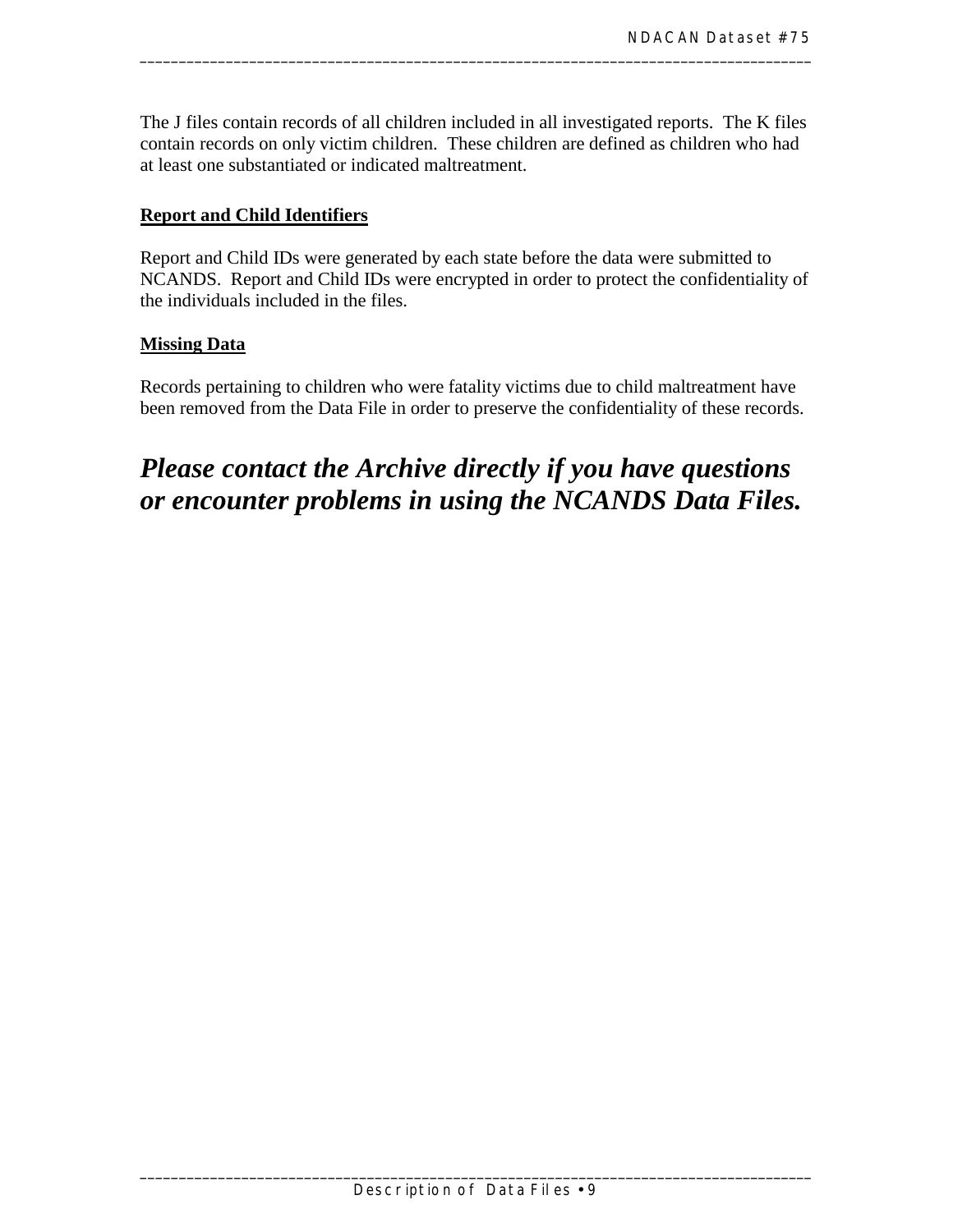The J files contain records of all children included in all investigated reports. The K files contain records on only victim children. These children are defined as children who had at least one substantiated or indicated maltreatment.

**Report and Child Identifiers**

Report and Child IDs were generated by each state before the data were submitted to NCANDS. Report and Child IDs were encrypted in order to protect the confidentiality of the individuals included in the files.

**Missing Data**

Records pertaining to children who were fatality victims due to child maltreatment have been removed from the Data File in order to preserve the confidentiality of these records.

***Please contact the Archive directly if you have questions or encounter problems in using the NCANDS Data Files.***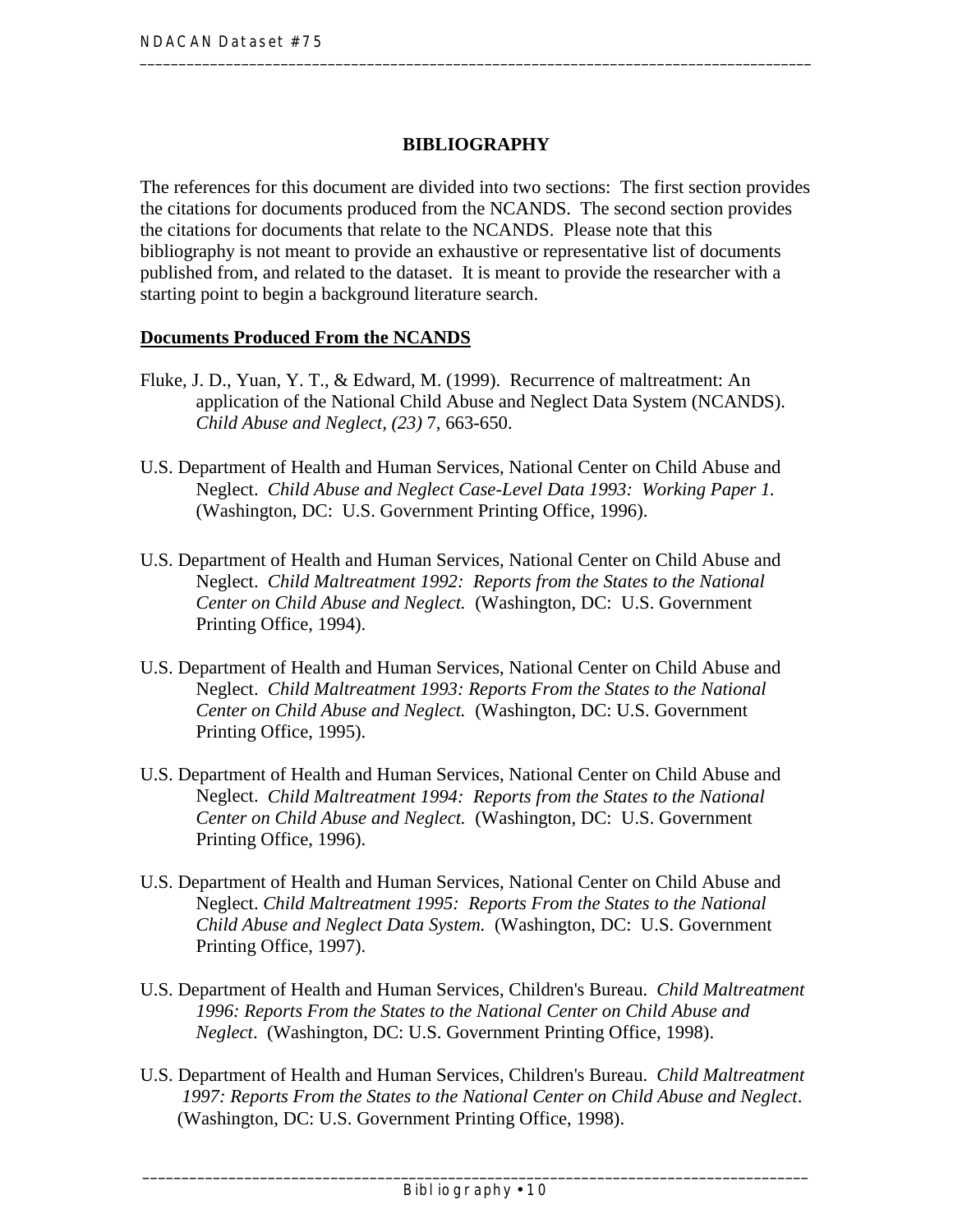# BIBLIOGRAPHY

The references for this document are divided into two sections: The first section provides the citations for documents produced from the NCANDS. The second section provides the citations for documents that relate to the NCANDS. Please note that this bibliography is not meant to provide an exhaustive or representative list of documents published from, and related to the dataset. It is meant to provide the researcher with a starting point to begin a background literature search.

## Documents Produced From the NCANDS

Fluke, J. D., Yuan, Y. T., & Edward, M. (1999). Recurrence of maltreatment: An application of the National Child Abuse and Neglect Data System (NCANDS). *Child Abuse and Neglect, (23)* 7, 663-650.

U.S. Department of Health and Human Services, National Center on Child Abuse and Neglect. *Child Abuse and Neglect Case-Level Data 1993: Working Paper 1.* (Washington, DC: U.S. Government Printing Office, 1996).

U.S. Department of Health and Human Services, National Center on Child Abuse and Neglect. *Child Maltreatment 1992: Reports from the States to the National Center on Child Abuse and Neglect.* (Washington, DC: U.S. Government Printing Office, 1994).

U.S. Department of Health and Human Services, National Center on Child Abuse and Neglect. *Child Maltreatment 1993: Reports From the States to the National Center on Child Abuse and Neglect.* (Washington, DC: U.S. Government Printing Office, 1995).

U.S. Department of Health and Human Services, National Center on Child Abuse and Neglect. *Child Maltreatment 1994: Reports from the States to the National Center on Child Abuse and Neglect.* (Washington, DC: U.S. Government Printing Office, 1996).

U.S. Department of Health and Human Services, National Center on Child Abuse and Neglect. *Child Maltreatment 1995: Reports From the States to the National Child Abuse and Neglect Data System.* (Washington, DC: U.S. Government Printing Office, 1997).

U.S. Department of Health and Human Services, Children's Bureau. *Child Maltreatment 1996: Reports From the States to the National Center on Child Abuse and Neglect*. (Washington, DC: U.S. Government Printing Office, 1998).

U.S. Department of Health and Human Services, Children's Bureau. *Child Maltreatment 1997: Reports From the States to the National Center on Child Abuse and Neglect*. (Washington, DC: U.S. Government Printing Office, 1998).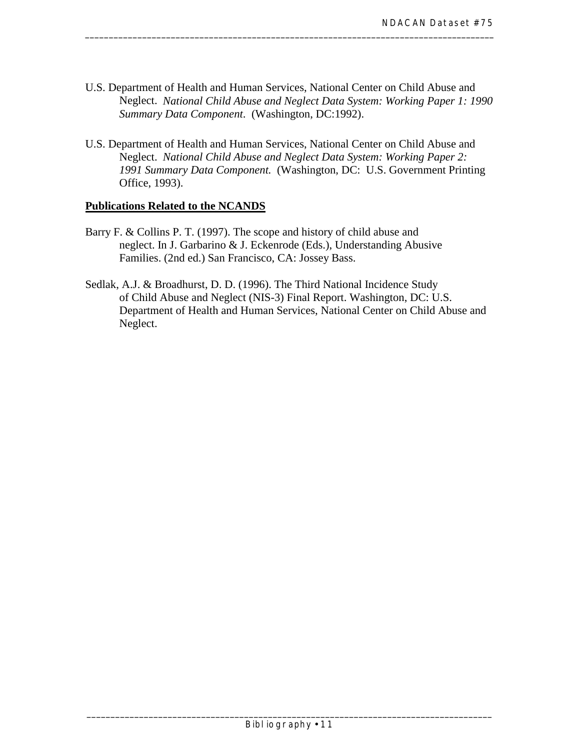U.S. Department of Health and Human Services, National Center on Child Abuse and Neglect. *National Child Abuse and Neglect Data System: Working Paper 1: 1990 Summary Data Component*. (Washington, DC:1992).

U.S. Department of Health and Human Services, National Center on Child Abuse and Neglect. *National Child Abuse and Neglect Data System: Working Paper 2: 1991 Summary Data Component.* (Washington, DC: U.S. Government Printing Office, 1993).

**Publications Related to the NCANDS**

Barry F. & Collins P. T. (1997). The scope and history of child abuse and neglect. In J. Garbarino & J. Eckenrode (Eds.), Understanding Abusive Families. (2nd ed.) San Francisco, CA: Jossey Bass.

Sedlak, A.J. & Broadhurst, D. D. (1996). The Third National Incidence Study of Child Abuse and Neglect (NIS-3) Final Report. Washington, DC: U.S. Department of Health and Human Services, National Center on Child Abuse and Neglect.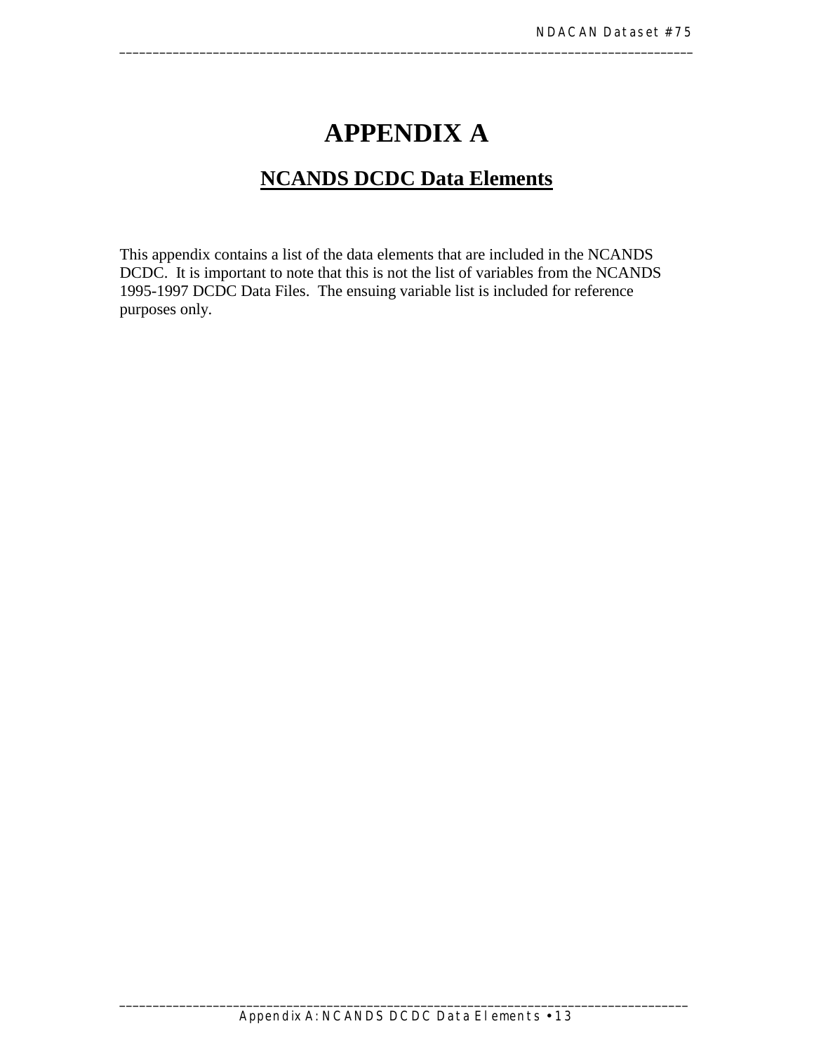# APPENDIX A

## NCANDS DCDC Data Elements

This appendix contains a list of the data elements that are included in the NCANDS DCDC. It is important to note that this is not the list of variables from the NCANDS 1995-1997 DCDC Data Files. The ensuing variable list is included for reference purposes only.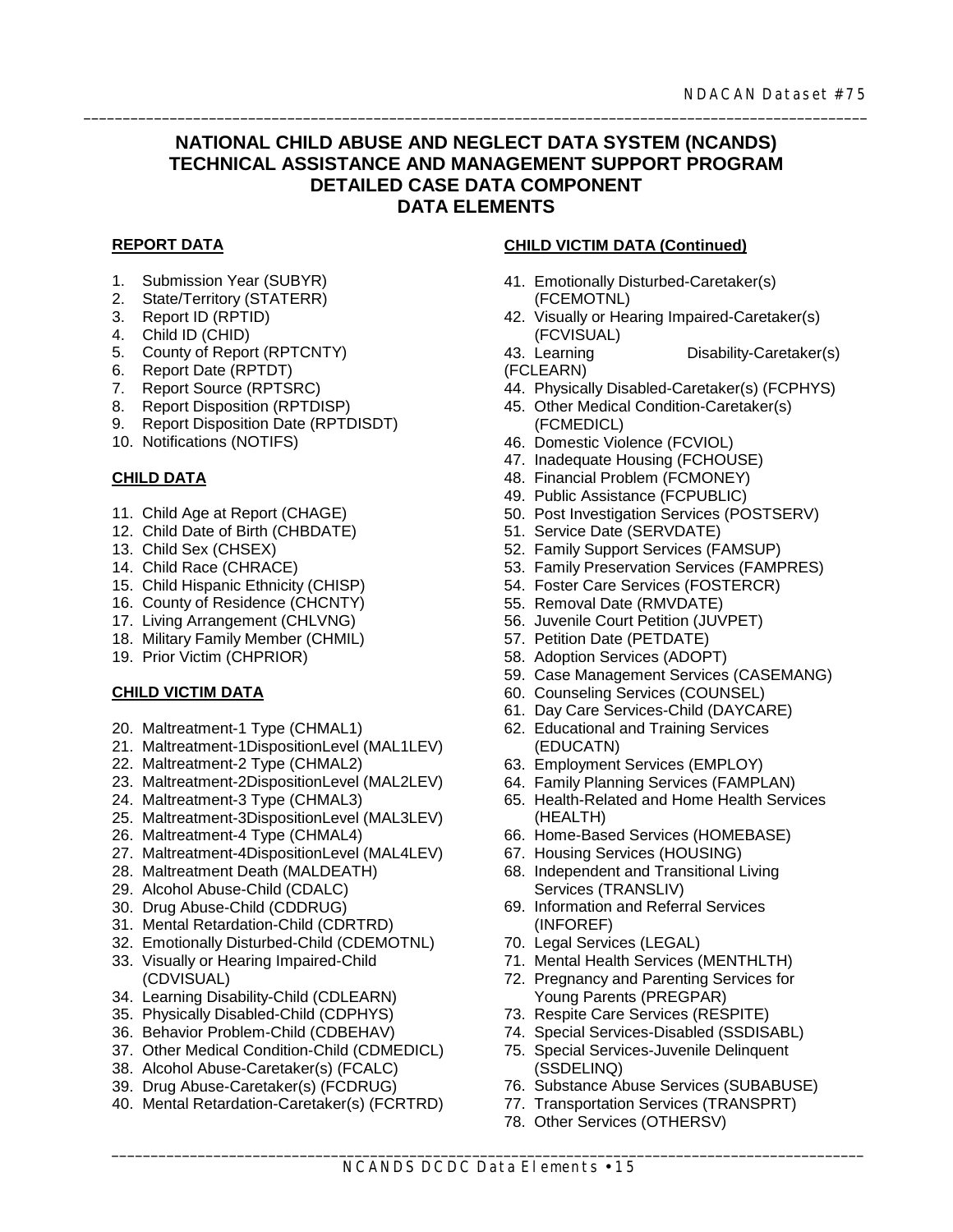# NATIONAL CHILD ABUSE AND NEGLECT DATA SYSTEM (NCANDS) TECHNICAL ASSISTANCE AND MANAGEMENT SUPPORT PROGRAM DETAILED CASE DATA COMPONENT DATA ELEMENTS

**REPORT DATA**

1. Submission Year (SUBYR)
2. State/Territory (STATERR)
3. Report ID (RPTID)
4. Child ID (CHID)
5. County of Report (RPTCNTY)
6. Report Date (RPTDT)
7. Report Source (RPTSRC)
8. Report Disposition (RPTDISP)
9. Report Disposition Date (RPTDISDT)
10. Notifications (NOTIFS)

**CHILD DATA**

11. Child Age at Report (CHAGE)
12. Child Date of Birth (CHBDATE)
13. Child Sex (CHSEX)
14. Child Race (CHRACE)
15. Child Hispanic Ethnicity (CHISP)
16. County of Residence (CHCNTY)
17. Living Arrangement (CHLVNG)
18. Military Family Member (CHMIL)
19. Prior Victim (CHPRIOR)

**CHILD VICTIM DATA**

20. Maltreatment-1 Type (CHMAL1)
21. Maltreatment-1DispositionLevel (MAL1LEV)
22. Maltreatment-2 Type (CHMAL2)
23. Maltreatment-2DispositionLevel (MAL2LEV)
24. Maltreatment-3 Type (CHMAL3)
25. Maltreatment-3DispositionLevel (MAL3LEV)
26. Maltreatment-4 Type (CHMAL4)
27. Maltreatment-4DispositionLevel (MAL4LEV)
28. Maltreatment Death (MALDEATH)
29. Alcohol Abuse-Child (CDALC)
30. Drug Abuse-Child (CDDRUG)
31. Mental Retardation-Child (CDRTRD)
32. Emotionally Disturbed-Child (CDEMOTNL)
33. Visually or Hearing Impaired-Child (CDVISUAL)
34. Learning Disability-Child (CDLEARN)
35. Physically Disabled-Child (CDPHYS)
36. Behavior Problem-Child (CDBEHAV)
37. Other Medical Condition-Child (CDMEDICL)
38. Alcohol Abuse-Caretaker(s) (FCALC)
39. Drug Abuse-Caretaker(s) (FCDRUG)
40. Mental Retardation-Caretaker(s) (FCRTRD)

**CHILD VICTIM DATA (Continued)**

41. Emotionally Disturbed-Caretaker(s) (FCEMOTNL)
42. Visually or Hearing Impaired-Caretaker(s) (FCVISUAL)
43. Learning Disability-Caretaker(s) (FCLEARN)
44. Physically Disabled-Caretaker(s) (FCPHYS)
45. Other Medical Condition-Caretaker(s) (FCMEDICL)
46. Domestic Violence (FCVIOL)
47. Inadequate Housing (FCHOUSE)
48. Financial Problem (FCMONEY)
49. Public Assistance (FCPUBLIC)
50. Post Investigation Services (POSTSERV)
51. Service Date (SERVDATE)
52. Family Support Services (FAMSUP)
53. Family Preservation Services (FAMPRES)
54. Foster Care Services (FOSTERCR)
55. Removal Date (RMVDATE)
56. Juvenile Court Petition (JUVPET)
57. Petition Date (PETDATE)
58. Adoption Services (ADOPT)
59. Case Management Services (CASEMANG)
60. Counseling Services (COUNSEL)
61. Day Care Services-Child (DAYCARE)
62. Educational and Training Services (EDUCATN)
63. Employment Services (EMPLOY)
64. Family Planning Services (FAMPLAN)
65. Health-Related and Home Health Services (HEALTH)
66. Home-Based Services (HOMEBASE)
67. Housing Services (HOUSING)
68. Independent and Transitional Living Services (TRANSLIV)
69. Information and Referral Services (INFOREF)
70. Legal Services (LEGAL)
71. Mental Health Services (MENTHLTH)
72. Pregnancy and Parenting Services for Young Parents (PREGPAR)
73. Respite Care Services (RESPITE)
74. Special Services-Disabled (SSDISABL)
75. Special Services-Juvenile Delinquent (SSDELINQ)
76. Substance Abuse Services (SUBABUSE)
77. Transportation Services (TRANSPRT)
78. Other Services (OTHERSV)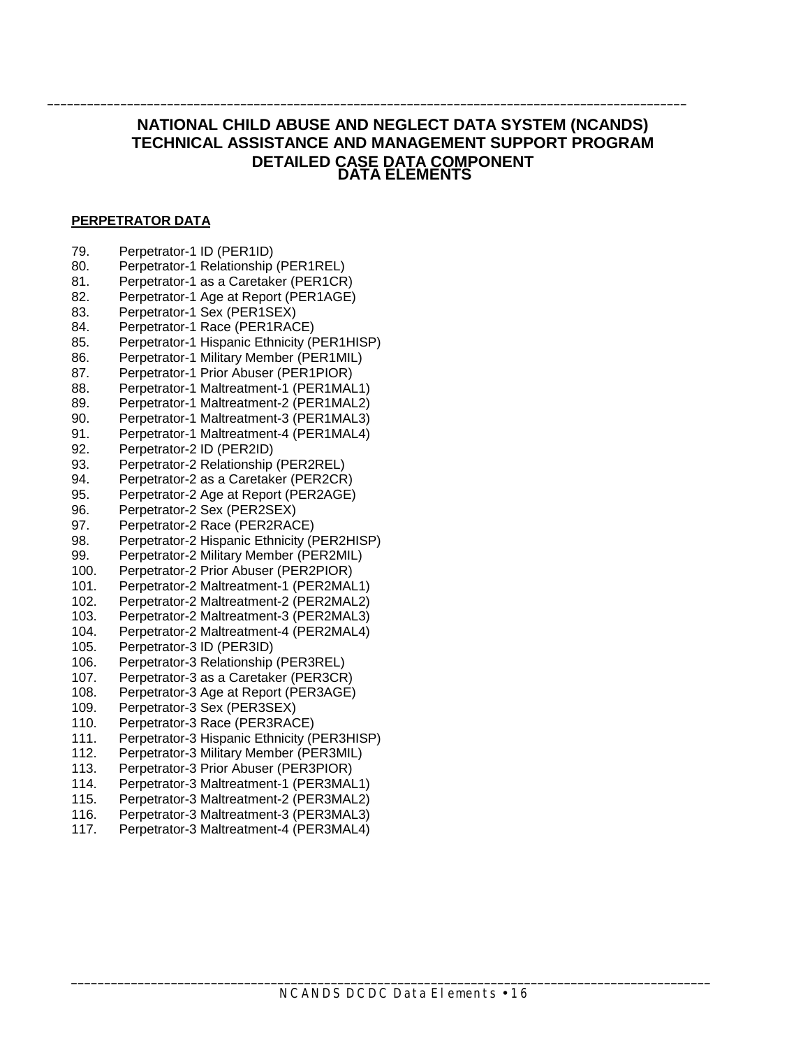# NATIONAL CHILD ABUSE AND NEGLECT DATA SYSTEM (NCANDS)
# TECHNICAL ASSISTANCE AND MANAGEMENT SUPPORT PROGRAM
# DETAILED CASE DATA COMPONENT
# DATA ELEMENTS

**PERPETRATOR DATA**

79. Perpetrator-1 ID (PER1ID)
80. Perpetrator-1 Relationship (PER1REL)
81. Perpetrator-1 as a Caretaker (PER1CR)
82. Perpetrator-1 Age at Report (PER1AGE)
83. Perpetrator-1 Sex (PER1SEX)
84. Perpetrator-1 Race (PER1RACE)
85. Perpetrator-1 Hispanic Ethnicity (PER1HISP)
86. Perpetrator-1 Military Member (PER1MIL)
87. Perpetrator-1 Prior Abuser (PER1PIOR)
88. Perpetrator-1 Maltreatment-1 (PER1MAL1)
89. Perpetrator-1 Maltreatment-2 (PER1MAL2)
90. Perpetrator-1 Maltreatment-3 (PER1MAL3)
91. Perpetrator-1 Maltreatment-4 (PER1MAL4)
92. Perpetrator-2 ID (PER2ID)
93. Perpetrator-2 Relationship (PER2REL)
94. Perpetrator-2 as a Caretaker (PER2CR)
95. Perpetrator-2 Age at Report (PER2AGE)
96. Perpetrator-2 Sex (PER2SEX)
97. Perpetrator-2 Race (PER2RACE)
98. Perpetrator-2 Hispanic Ethnicity (PER2HISP)
99. Perpetrator-2 Military Member (PER2MIL)
100. Perpetrator-2 Prior Abuser (PER2PIOR)
101. Perpetrator-2 Maltreatment-1 (PER2MAL1)
102. Perpetrator-2 Maltreatment-2 (PER2MAL2)
103. Perpetrator-2 Maltreatment-3 (PER2MAL3)
104. Perpetrator-2 Maltreatment-4 (PER2MAL4)
105. Perpetrator-3 ID (PER3ID)
106. Perpetrator-3 Relationship (PER3REL)
107. Perpetrator-3 as a Caretaker (PER3CR)
108. Perpetrator-3 Age at Report (PER3AGE)
109. Perpetrator-3 Sex (PER3SEX)
110. Perpetrator-3 Race (PER3RACE)
111. Perpetrator-3 Hispanic Ethnicity (PER3HISP)
112. Perpetrator-3 Military Member (PER3MIL)
113. Perpetrator-3 Prior Abuser (PER3PIOR)
114. Perpetrator-3 Maltreatment-1 (PER3MAL1)
115. Perpetrator-3 Maltreatment-2 (PER3MAL2)
116. Perpetrator-3 Maltreatment-3 (PER3MAL3)
117. Perpetrator-3 Maltreatment-4 (PER3MAL4)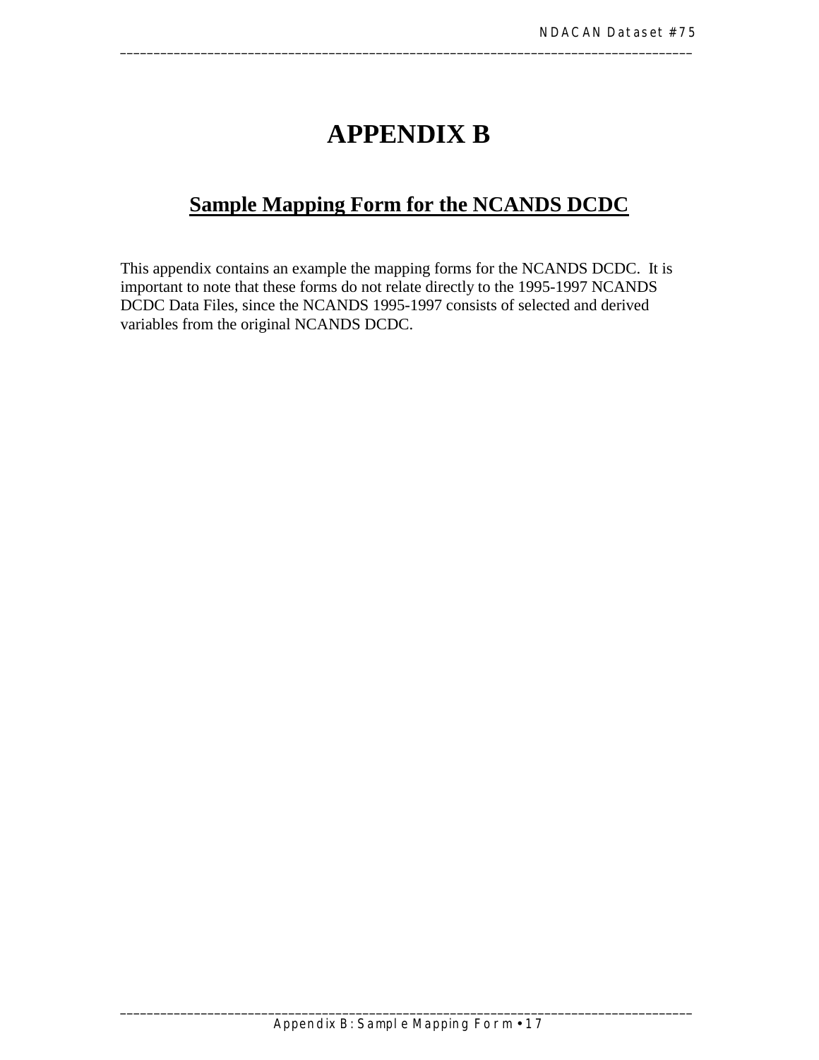# APPENDIX B

## Sample Mapping Form for the NCANDS DCDC

This appendix contains an example the mapping forms for the NCANDS DCDC. It is important to note that these forms do not relate directly to the 1995-1997 NCANDS DCDC Data Files, since the NCANDS 1995-1997 consists of selected and derived variables from the original NCANDS DCDC.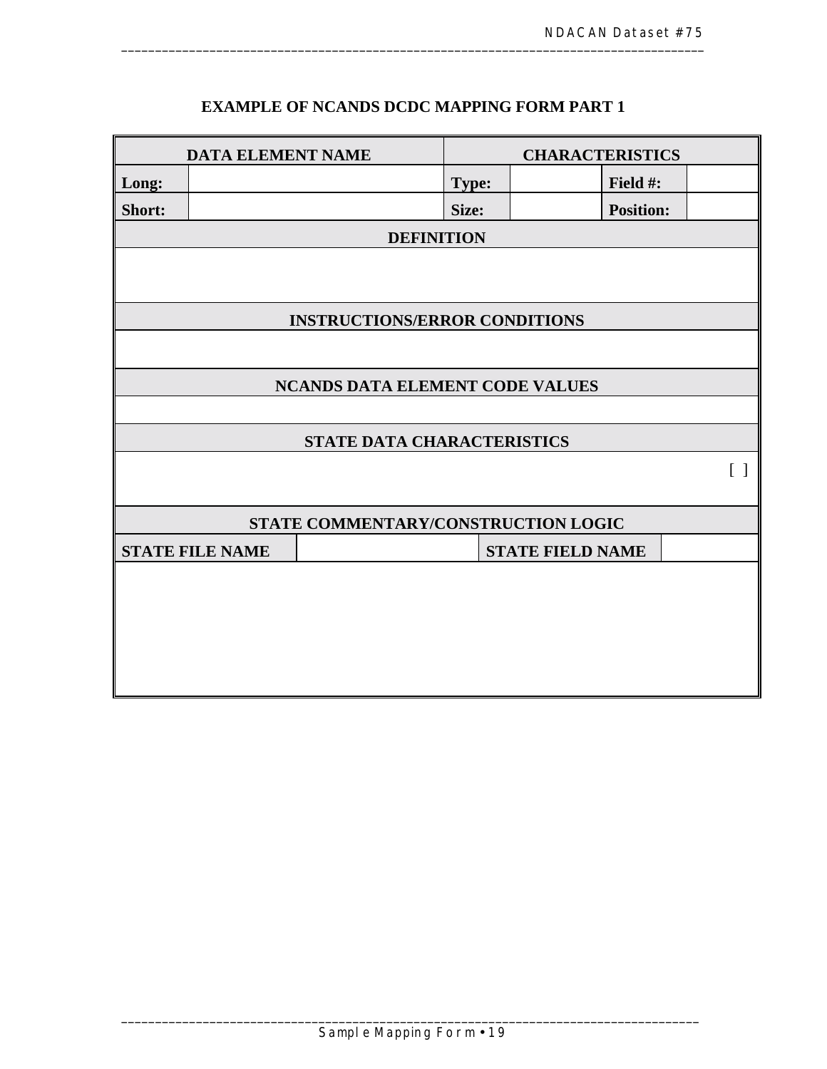## EXAMPLE OF NCANDS DCDC MAPPING FORM PART 1

| DATA ELEMENT NAME | | CHARACTERISTICS | | | |
|---|---|---|---|---|---|
| **Long:** | | **Type:** | | **Field #:** | |
| **Short:** | | **Size:** | | **Position:** | |
| **DEFINITION** | | | | | |
| | | | | | |
| **INSTRUCTIONS/ERROR CONDITIONS** | | | | | |
| | | | | | |
| **NCANDS DATA ELEMENT CODE VALUES** | | | | | |
| | | | | | |
| **STATE DATA CHARACTERISTICS** | | | | | |
| | | | | | [ ] |
| **STATE COMMENTARY/CONSTRUCTION LOGIC** | | | | | |
| **STATE FILE NAME** | | | **STATE FIELD NAME** | | |
| | | | | | |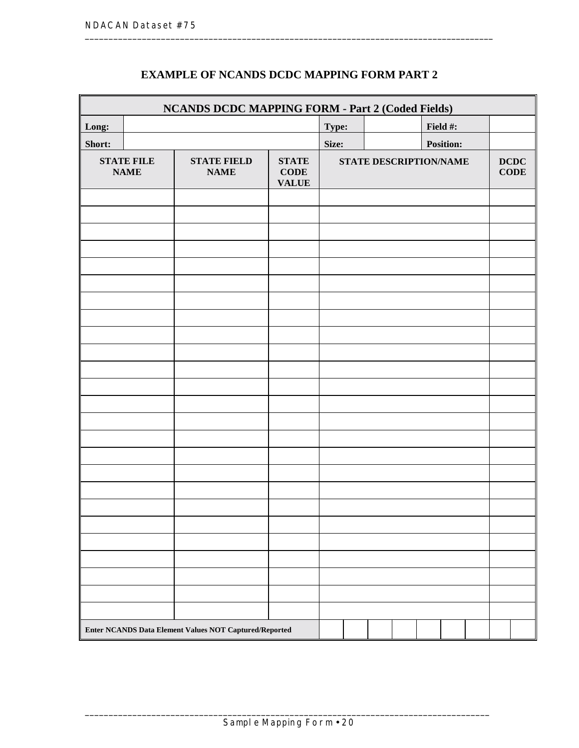## EXAMPLE OF NCANDS DCDC MAPPING FORM PART 2

| NCANDS DCDC MAPPING FORM - Part 2 (Coded Fields) | | | | | | | | | |
|---|---|---|---|---|---|---|---|---|---|
| **Long:** | | | **Type:** | | | **Field #:** | | | |
| **Short:** | | | **Size:** | | | **Position:** | | | |
| **STATE FILE NAME** | **STATE FIELD NAME** | **STATE CODE VALUE** | **STATE DESCRIPTION/NAME** | | | | | **DCDC CODE** | |
| | | | | | | | | | |
| | | | | | | | | | |
| | | | | | | | | | |
| | | | | | | | | | |
| | | | | | | | | | |
| | | | | | | | | | |
| | | | | | | | | | |
| | | | | | | | | | |
| | | | | | | | | | |
| | | | | | | | | | |
| | | | | | | | | | |
| | | | | | | | | | |
| | | | | | | | | | |
| | | | | | | | | | |
| | | | | | | | | | |
| | | | | | | | | | |
| | | | | | | | | | |
| | | | | | | | | | |
| | | | | | | | | | |
| | | | | | | | | | |
| | | | | | | | | | |
| | | | | | | | | | |
| | | | | | | | | | |
| | | | | | | | | | |
| | | | | | | | | | |
| **Enter NCANDS Data Element Values NOT Captured/Reported** | | | | | | | | | |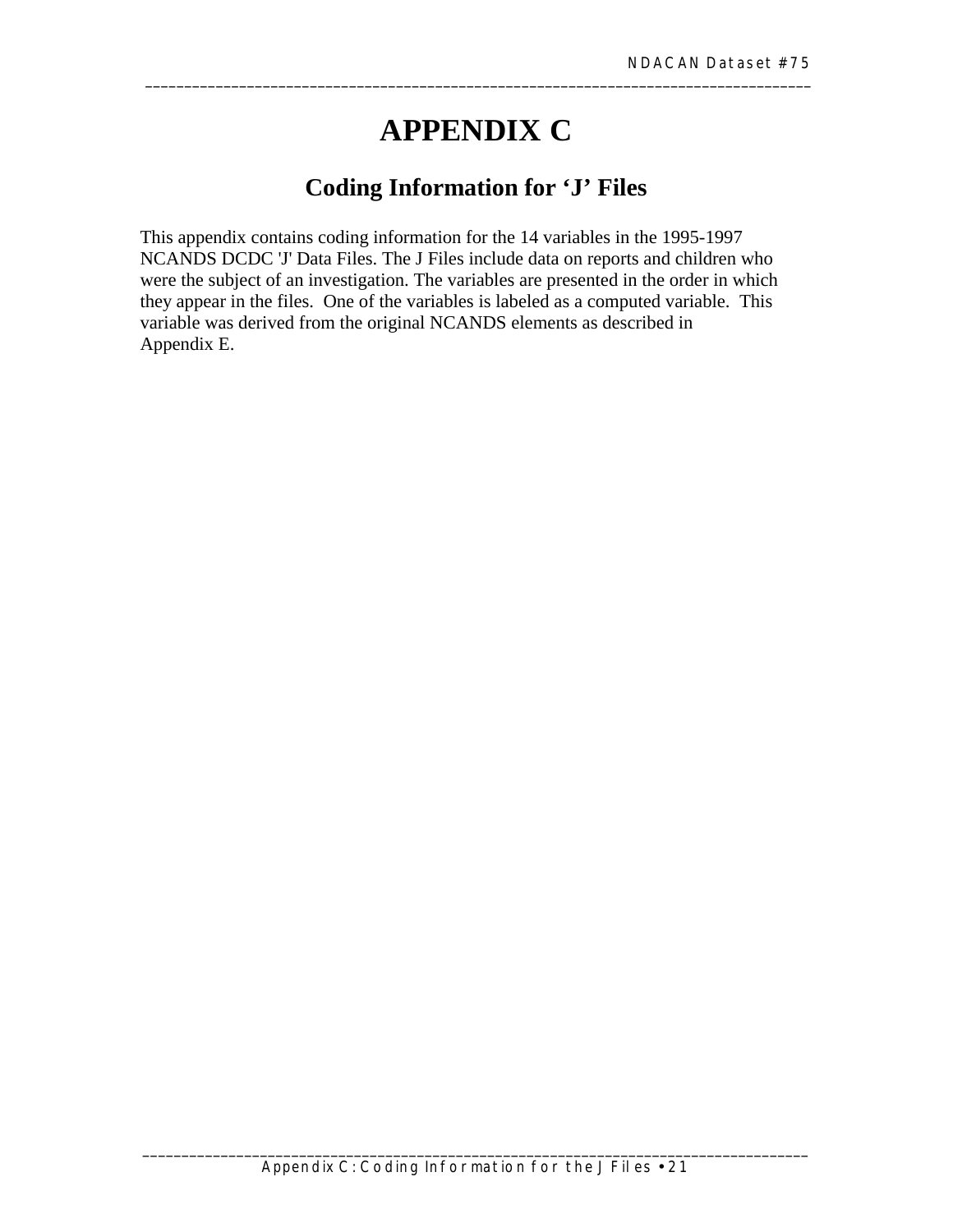# APPENDIX C

## Coding Information for 'J' Files

This appendix contains coding information for the 14 variables in the 1995-1997 NCANDS DCDC 'J' Data Files. The J Files include data on reports and children who were the subject of an investigation. The variables are presented in the order in which they appear in the files. One of the variables is labeled as a computed variable. This variable was derived from the original NCANDS elements as described in Appendix E.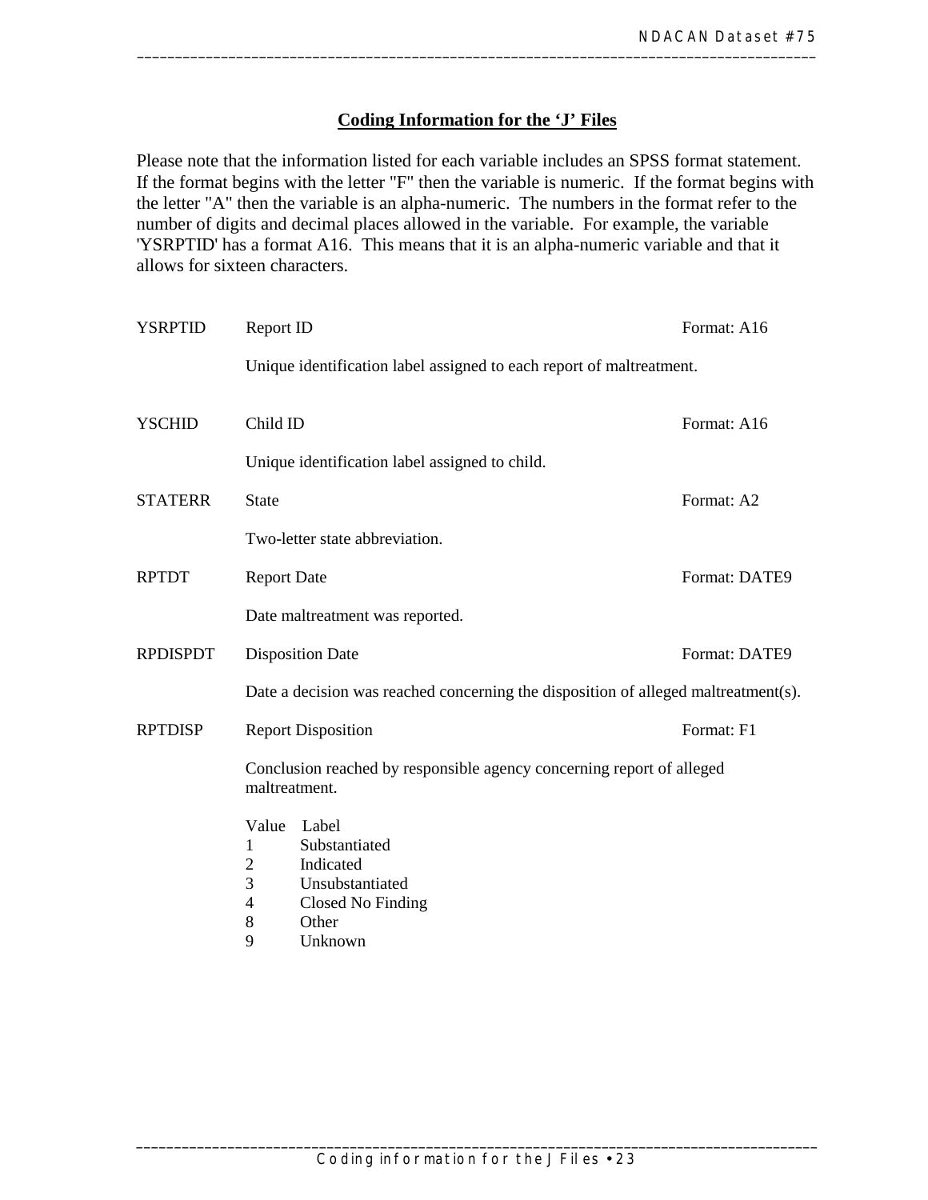## Coding Information for the 'J' Files

Please note that the information listed for each variable includes an SPSS format statement. If the format begins with the letter "F" then the variable is numeric. If the format begins with the letter "A" then the variable is an alpha-numeric. The numbers in the format refer to the number of digits and decimal places allowed in the variable. For example, the variable 'YSRPTID' has a format A16. This means that it is an alpha-numeric variable and that it allows for sixteen characters.

**YSRPTID** — Report ID — Format: A16

Unique identification label assigned to each report of maltreatment.

**YSCHID** — Child ID — Format: A16

Unique identification label assigned to child.

**STATERR** — State — Format: A2

Two-letter state abbreviation.

**RPTDT** — Report Date — Format: DATE9

Date maltreatment was reported.

**RPDISPDT** — Disposition Date — Format: DATE9

Date a decision was reached concerning the disposition of alleged maltreatment(s).

**RPTDISP** — Report Disposition — Format: F1

Conclusion reached by responsible agency concerning report of alleged maltreatment.

| Value | Label |
|---|---|
| 1 | Substantiated |
| 2 | Indicated |
| 3 | Unsubstantiated |
| 4 | Closed No Finding |
| 8 | Other |
| 9 | Unknown |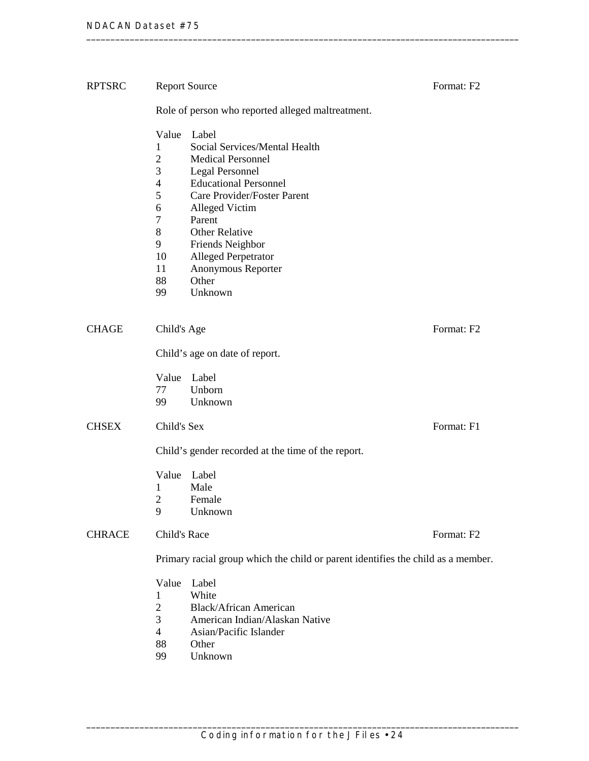**RPTSRC** Report Source Format: F2

Role of person who reported alleged maltreatment.

| Value | Label |
| --- | --- |
| 1 | Social Services/Mental Health |
| 2 | Medical Personnel |
| 3 | Legal Personnel |
| 4 | Educational Personnel |
| 5 | Care Provider/Foster Parent |
| 6 | Alleged Victim |
| 7 | Parent |
| 8 | Other Relative |
| 9 | Friends Neighbor |
| 10 | Alleged Perpetrator |
| 11 | Anonymous Reporter |
| 88 | Other |
| 99 | Unknown |

**CHAGE** Child's Age Format: F2

Child's age on date of report.

| Value | Label |
| --- | --- |
| 77 | Unborn |
| 99 | Unknown |

**CHSEX** Child's Sex Format: F1

Child's gender recorded at the time of the report.

| Value | Label |
| --- | --- |
| 1 | Male |
| 2 | Female |
| 9 | Unknown |

**CHRACE** Child's Race Format: F2

Primary racial group which the child or parent identifies the child as a member.

| Value | Label |
| --- | --- |
| 1 | White |
| 2 | Black/African American |
| 3 | American Indian/Alaskan Native |
| 4 | Asian/Pacific Islander |
| 88 | Other |
| 99 | Unknown |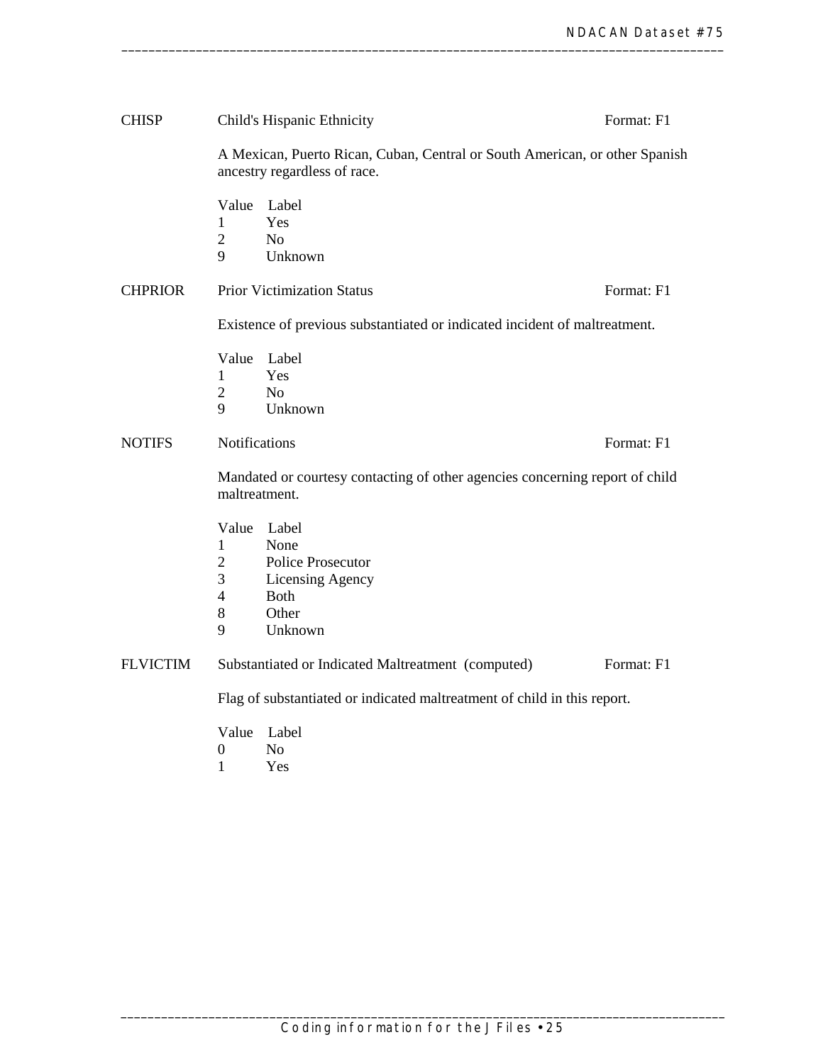**CHISP** Child's Hispanic Ethnicity Format: F1

A Mexican, Puerto Rican, Cuban, Central or South American, or other Spanish ancestry regardless of race.

| Value | Label |
|---|---|
| 1 | Yes |
| 2 | No |
| 9 | Unknown |

**CHPRIOR** Prior Victimization Status Format: F1

Existence of previous substantiated or indicated incident of maltreatment.

| Value | Label |
|---|---|
| 1 | Yes |
| 2 | No |
| 9 | Unknown |

**NOTIFS** Notifications Format: F1

Mandated or courtesy contacting of other agencies concerning report of child maltreatment.

| Value | Label |
|---|---|
| 1 | None |
| 2 | Police Prosecutor |
| 3 | Licensing Agency |
| 4 | Both |
| 8 | Other |
| 9 | Unknown |

**FLVICTIM** Substantiated or Indicated Maltreatment (computed) Format: F1

Flag of substantiated or indicated maltreatment of child in this report.

| Value | Label |
|---|---|
| 0 | No |
| 1 | Yes |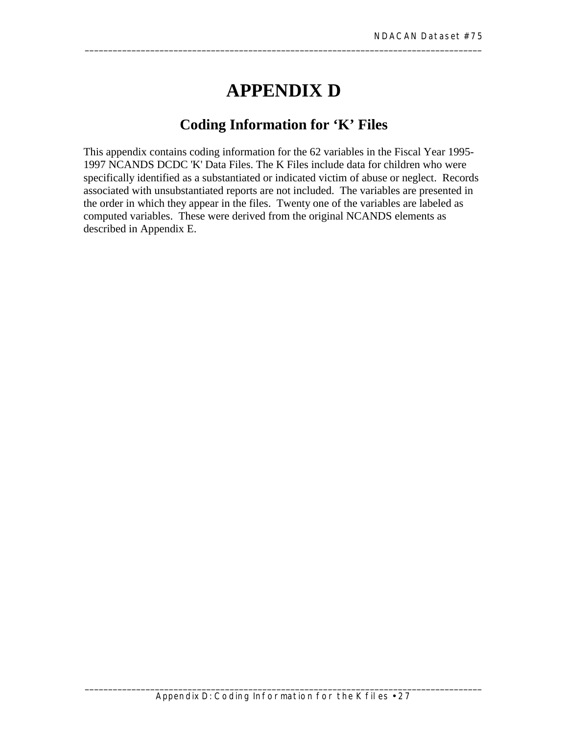# APPENDIX D

## Coding Information for 'K' Files

This appendix contains coding information for the 62 variables in the Fiscal Year 1995-1997 NCANDS DCDC 'K' Data Files. The K Files include data for children who were specifically identified as a substantiated or indicated victim of abuse or neglect. Records associated with unsubstantiated reports are not included. The variables are presented in the order in which they appear in the files. Twenty one of the variables are labeled as computed variables. These were derived from the original NCANDS elements as described in Appendix E.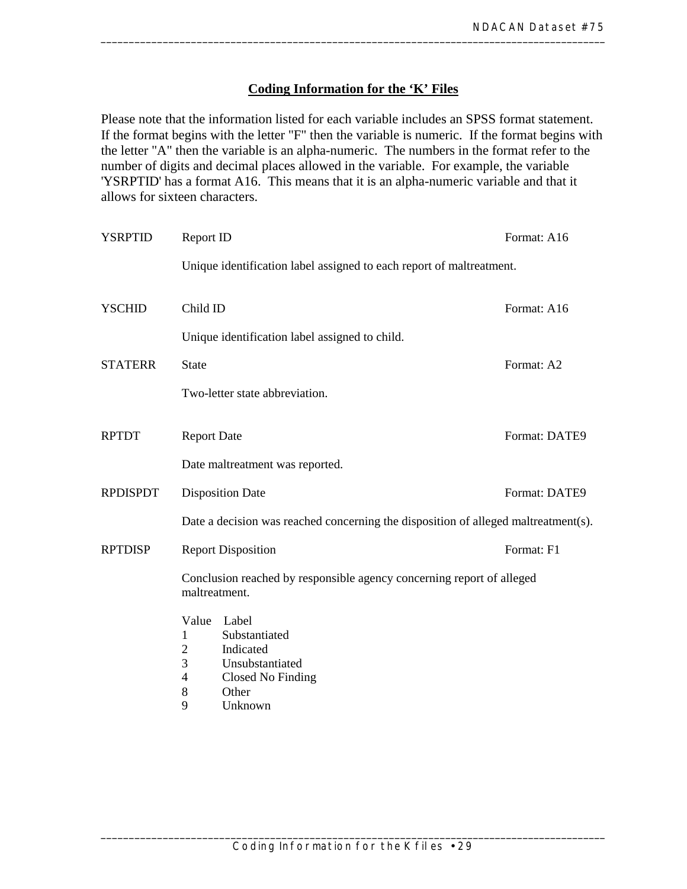## Coding Information for the 'K' Files

Please note that the information listed for each variable includes an SPSS format statement. If the format begins with the letter "F" then the variable is numeric. If the format begins with the letter "A" then the variable is an alpha-numeric. The numbers in the format refer to the number of digits and decimal places allowed in the variable. For example, the variable 'YSRPTID' has a format A16. This means that it is an alpha-numeric variable and that it allows for sixteen characters.

**YSRPTID** Report ID — Format: A16

Unique identification label assigned to each report of maltreatment.

**YSCHID** Child ID — Format: A16

Unique identification label assigned to child.

**STATERR** State — Format: A2

Two-letter state abbreviation.

**RPTDT** Report Date — Format: DATE9

Date maltreatment was reported.

**RPDISPDT** Disposition Date — Format: DATE9

Date a decision was reached concerning the disposition of alleged maltreatment(s).

**RPTDISP** Report Disposition — Format: F1

Conclusion reached by responsible agency concerning report of alleged maltreatment.

| Value | Label |
|---|---|
| 1 | Substantiated |
| 2 | Indicated |
| 3 | Unsubstantiated |
| 4 | Closed No Finding |
| 8 | Other |
| 9 | Unknown |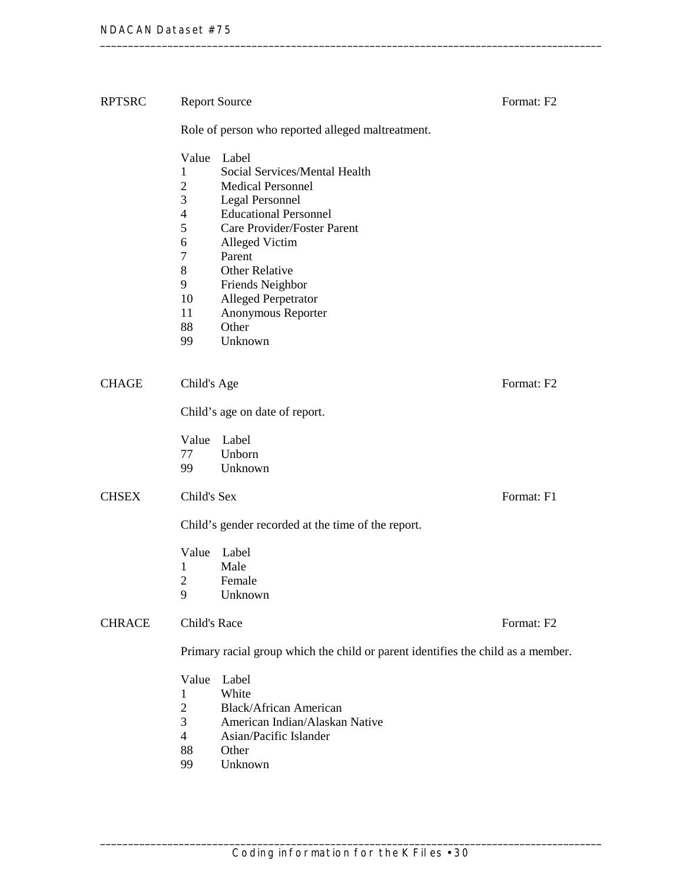**RPTSRC** Report Source Format: F2

Role of person who reported alleged maltreatment.

| Value | Label |
|---|---|
| 1 | Social Services/Mental Health |
| 2 | Medical Personnel |
| 3 | Legal Personnel |
| 4 | Educational Personnel |
| 5 | Care Provider/Foster Parent |
| 6 | Alleged Victim |
| 7 | Parent |
| 8 | Other Relative |
| 9 | Friends Neighbor |
| 10 | Alleged Perpetrator |
| 11 | Anonymous Reporter |
| 88 | Other |
| 99 | Unknown |

**CHAGE** Child's Age Format: F2

Child's age on date of report.

| Value | Label |
|---|---|
| 77 | Unborn |
| 99 | Unknown |

**CHSEX** Child's Sex Format: F1

Child's gender recorded at the time of the report.

| Value | Label |
|---|---|
| 1 | Male |
| 2 | Female |
| 9 | Unknown |

**CHRACE** Child's Race Format: F2

Primary racial group which the child or parent identifies the child as a member.

| Value | Label |
|---|---|
| 1 | White |
| 2 | Black/African American |
| 3 | American Indian/Alaskan Native |
| 4 | Asian/Pacific Islander |
| 88 | Other |
| 99 | Unknown |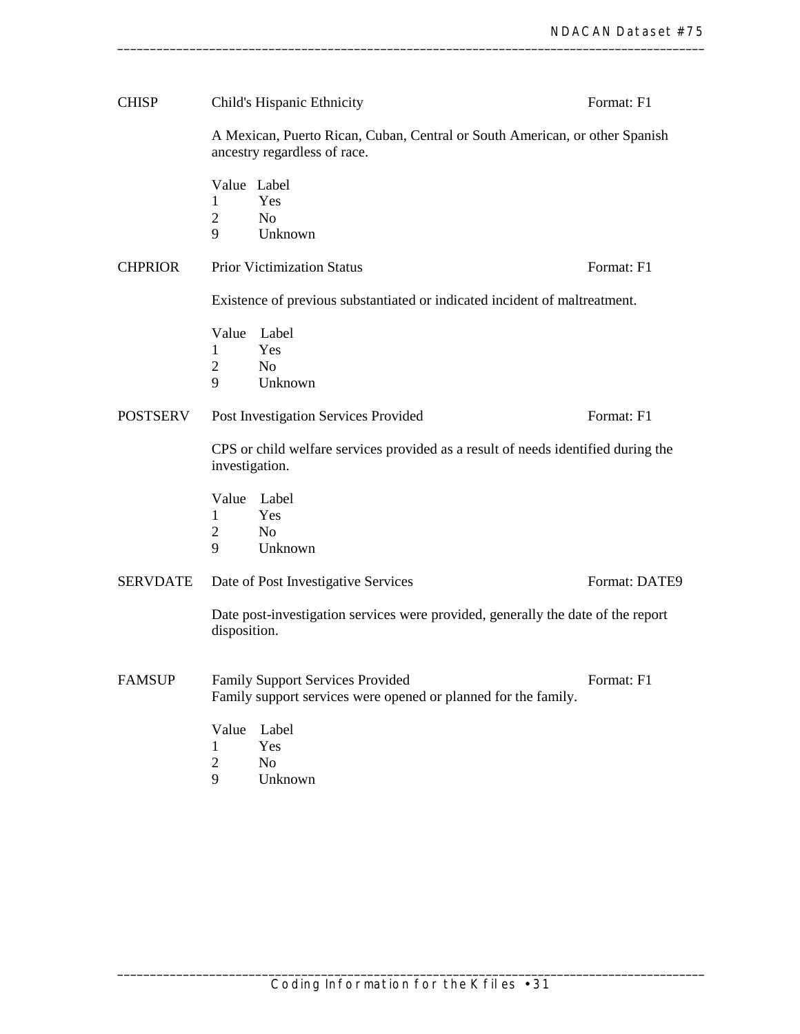**CHISP** Child's Hispanic Ethnicity Format: F1

A Mexican, Puerto Rican, Cuban, Central or South American, or other Spanish ancestry regardless of race.

| Value | Label |
|---|---|
| 1 | Yes |
| 2 | No |
| 9 | Unknown |

**CHPRIOR** Prior Victimization Status Format: F1

Existence of previous substantiated or indicated incident of maltreatment.

| Value | Label |
|---|---|
| 1 | Yes |
| 2 | No |
| 9 | Unknown |

**POSTSERV** Post Investigation Services Provided Format: F1

CPS or child welfare services provided as a result of needs identified during the investigation.

| Value | Label |
|---|---|
| 1 | Yes |
| 2 | No |
| 9 | Unknown |

**SERVDATE** Date of Post Investigative Services Format: DATE9

Date post-investigation services were provided, generally the date of the report disposition.

**FAMSUP** Family Support Services Provided Format: F1

Family support services were opened or planned for the family.

| Value | Label |
|---|---|
| 1 | Yes |
| 2 | No |
| 9 | Unknown |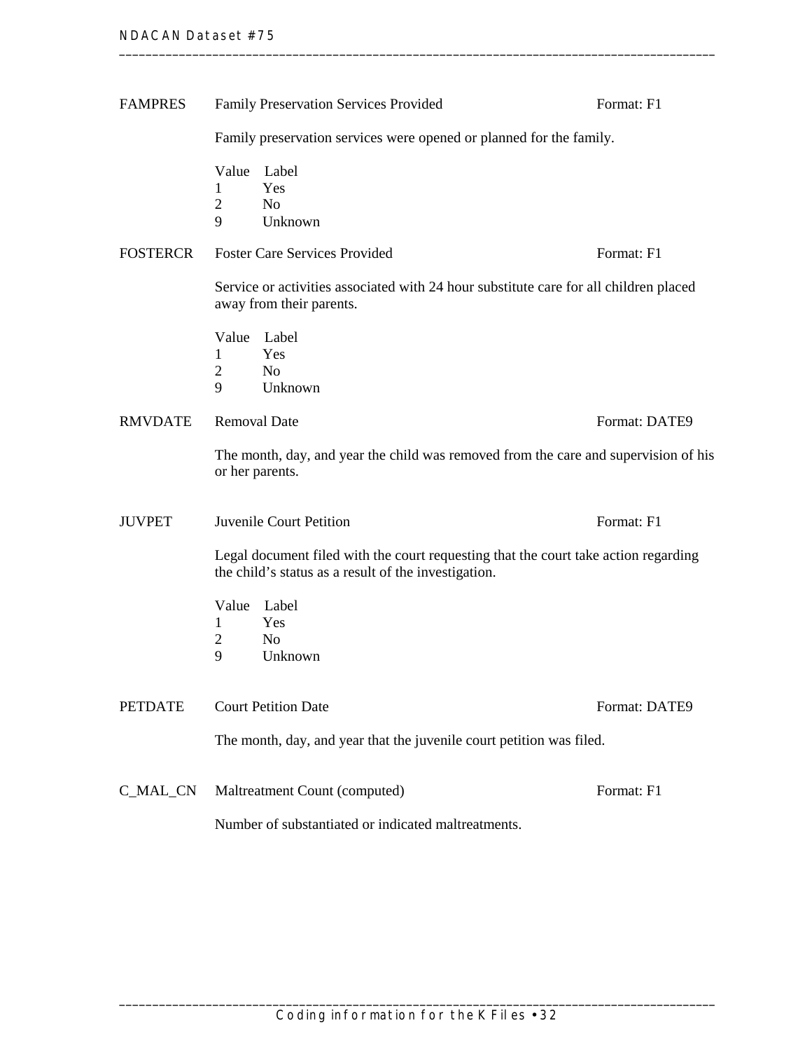FAMPRES Family Preservation Services Provided Format: F1

Family preservation services were opened or planned for the family.

| Value | Label |
|---|---|
| 1 | Yes |
| 2 | No |
| 9 | Unknown |

FOSTERCR Foster Care Services Provided Format: F1

Service or activities associated with 24 hour substitute care for all children placed away from their parents.

| Value | Label |
|---|---|
| 1 | Yes |
| 2 | No |
| 9 | Unknown |

RMVDATE Removal Date Format: DATE9

The month, day, and year the child was removed from the care and supervision of his or her parents.

JUVPET Juvenile Court Petition Format: F1

Legal document filed with the court requesting that the court take action regarding the child's status as a result of the investigation.

| Value | Label |
|---|---|
| 1 | Yes |
| 2 | No |
| 9 | Unknown |

PETDATE Court Petition Date Format: DATE9

The month, day, and year that the juvenile court petition was filed.

C_MAL_CN Maltreatment Count (computed) Format: F1

Number of substantiated or indicated maltreatments.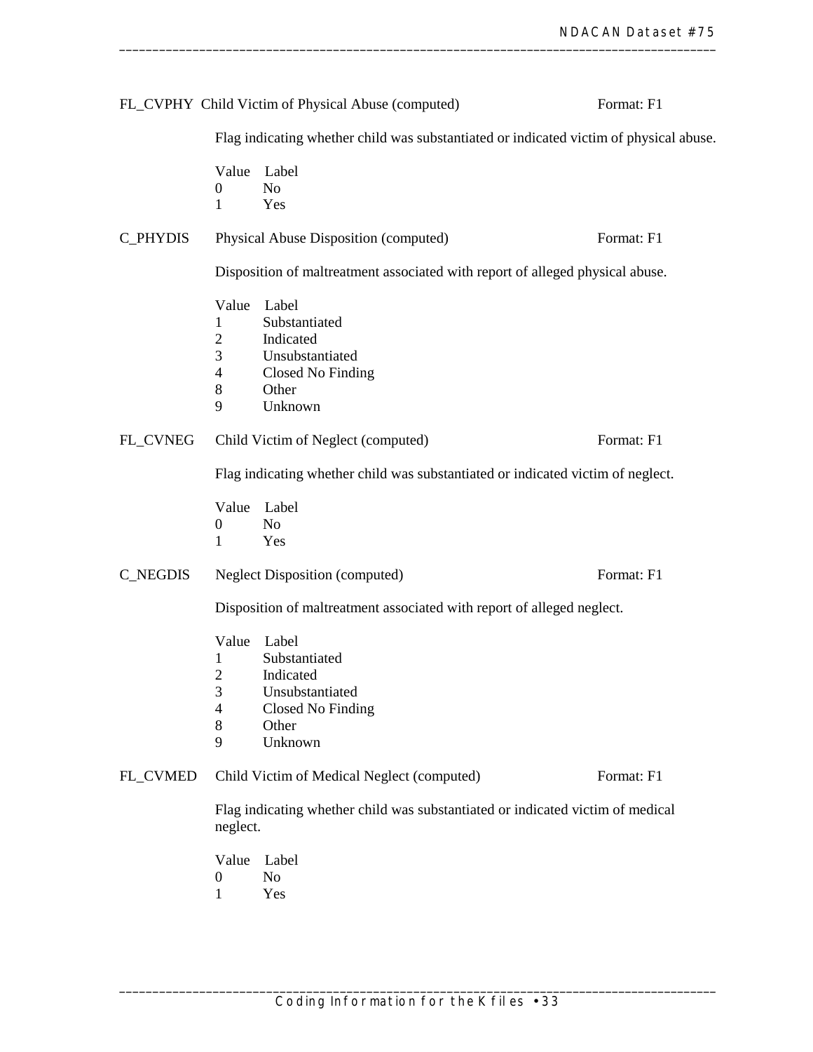**FL_CVPHY** Child Victim of Physical Abuse (computed) Format: F1

Flag indicating whether child was substantiated or indicated victim of physical abuse.

| Value | Label |
|---|---|
| 0 | No |
| 1 | Yes |

**C_PHYDIS** Physical Abuse Disposition (computed) Format: F1

Disposition of maltreatment associated with report of alleged physical abuse.

| Value | Label |
|---|---|
| 1 | Substantiated |
| 2 | Indicated |
| 3 | Unsubstantiated |
| 4 | Closed No Finding |
| 8 | Other |
| 9 | Unknown |

**FL_CVNEG** Child Victim of Neglect (computed) Format: F1

Flag indicating whether child was substantiated or indicated victim of neglect.

| Value | Label |
|---|---|
| 0 | No |
| 1 | Yes |

**C_NEGDIS** Neglect Disposition (computed) Format: F1

Disposition of maltreatment associated with report of alleged neglect.

| Value | Label |
|---|---|
| 1 | Substantiated |
| 2 | Indicated |
| 3 | Unsubstantiated |
| 4 | Closed No Finding |
| 8 | Other |
| 9 | Unknown |

**FL_CVMED** Child Victim of Medical Neglect (computed) Format: F1

Flag indicating whether child was substantiated or indicated victim of medical neglect.

| Value | Label |
|---|---|
| 0 | No |
| 1 | Yes |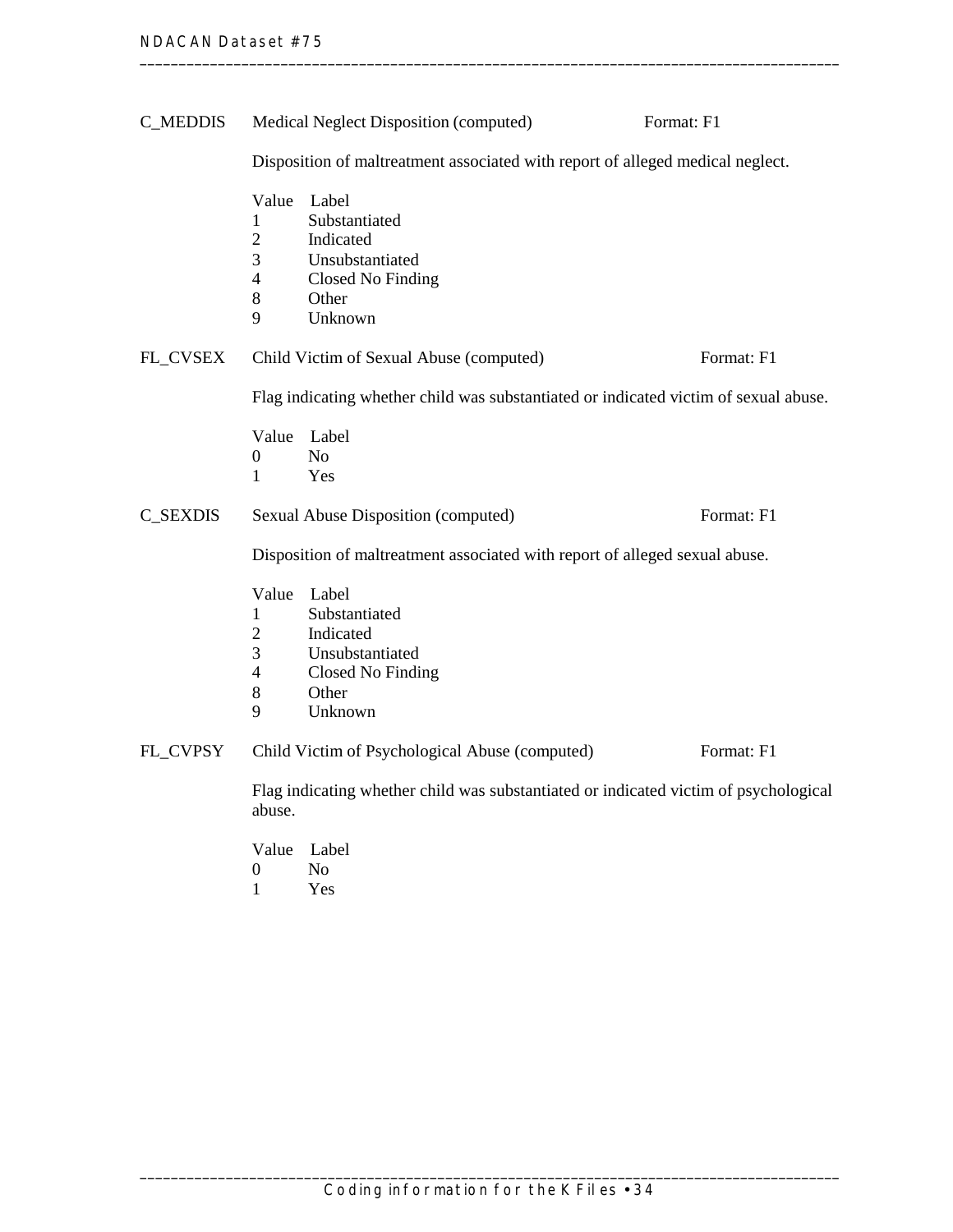**C_MEDDIS** Medical Neglect Disposition (computed) Format: F1

Disposition of maltreatment associated with report of alleged medical neglect.

| Value | Label |
|---|---|
| 1 | Substantiated |
| 2 | Indicated |
| 3 | Unsubstantiated |
| 4 | Closed No Finding |
| 8 | Other |
| 9 | Unknown |

**FL_CVSEX** Child Victim of Sexual Abuse (computed) Format: F1

Flag indicating whether child was substantiated or indicated victim of sexual abuse.

| Value | Label |
|---|---|
| 0 | No |
| 1 | Yes |

**C_SEXDIS** Sexual Abuse Disposition (computed) Format: F1

Disposition of maltreatment associated with report of alleged sexual abuse.

| Value | Label |
|---|---|
| 1 | Substantiated |
| 2 | Indicated |
| 3 | Unsubstantiated |
| 4 | Closed No Finding |
| 8 | Other |
| 9 | Unknown |

**FL_CVPSY** Child Victim of Psychological Abuse (computed) Format: F1

Flag indicating whether child was substantiated or indicated victim of psychological abuse.

| Value | Label |
|---|---|
| 0 | No |
| 1 | Yes |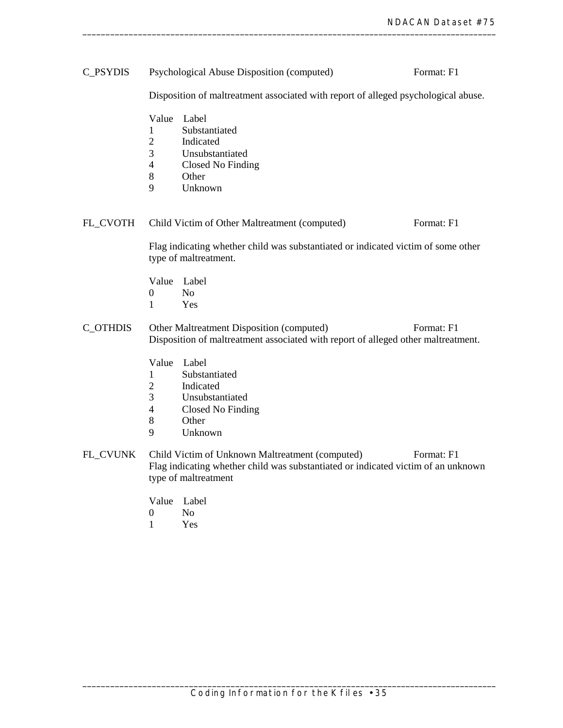**C_PSYDIS** Psychological Abuse Disposition (computed) Format: F1

Disposition of maltreatment associated with report of alleged psychological abuse.

| Value | Label |
|---|---|
| 1 | Substantiated |
| 2 | Indicated |
| 3 | Unsubstantiated |
| 4 | Closed No Finding |
| 8 | Other |
| 9 | Unknown |

**FL_CVOTH** Child Victim of Other Maltreatment (computed) Format: F1

Flag indicating whether child was substantiated or indicated victim of some other type of maltreatment.

| Value | Label |
|---|---|
| 0 | No |
| 1 | Yes |

**C_OTHDIS** Other Maltreatment Disposition (computed) Format: F1

Disposition of maltreatment associated with report of alleged other maltreatment.

| Value | Label |
|---|---|
| 1 | Substantiated |
| 2 | Indicated |
| 3 | Unsubstantiated |
| 4 | Closed No Finding |
| 8 | Other |
| 9 | Unknown |

**FL_CVUNK** Child Victim of Unknown Maltreatment (computed) Format: F1

Flag indicating whether child was substantiated or indicated victim of an unknown type of maltreatment

| Value | Label |
|---|---|
| 0 | No |
| 1 | Yes |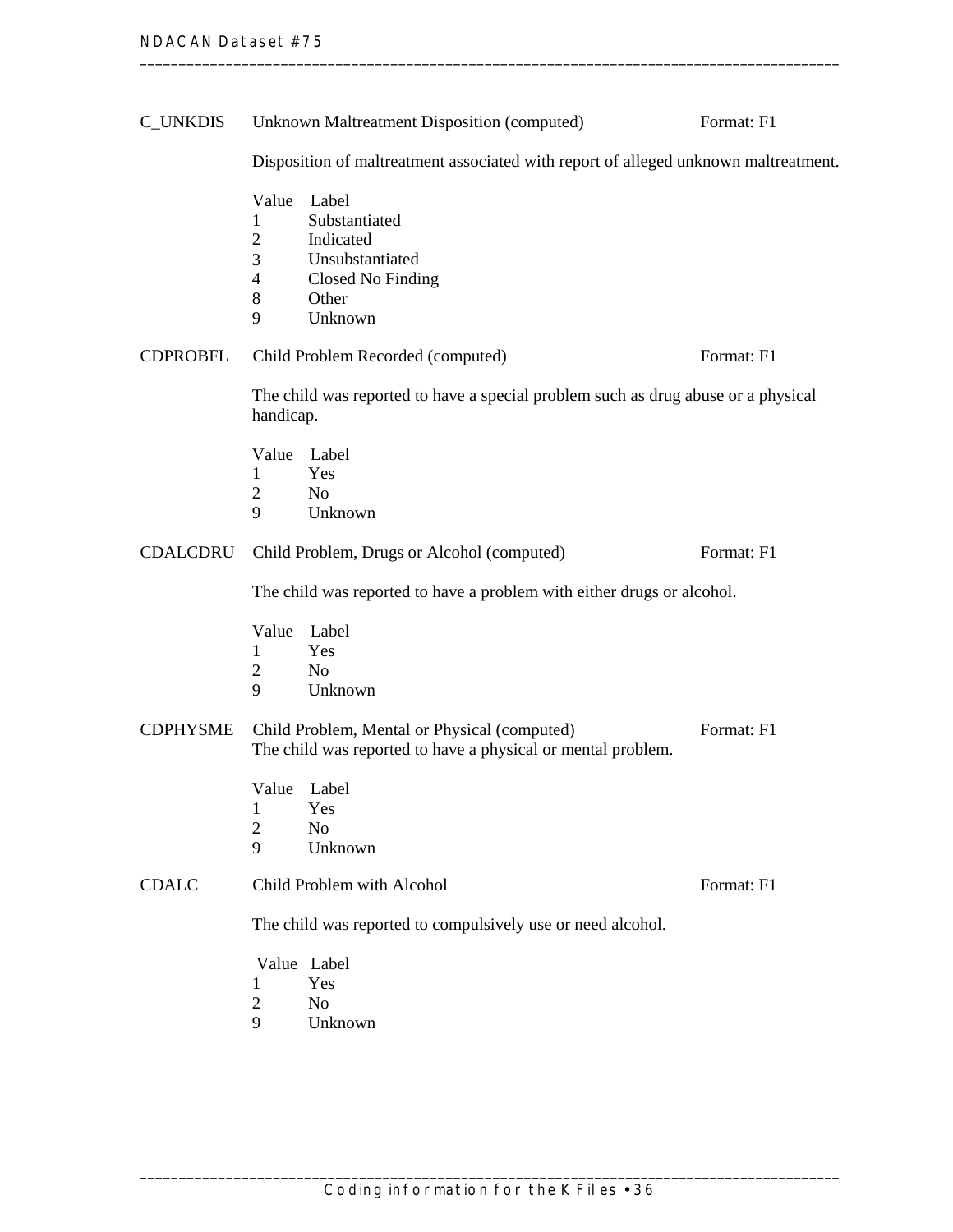**C_UNKDIS** Unknown Maltreatment Disposition (computed) Format: F1

Disposition of maltreatment associated with report of alleged unknown maltreatment.

| Value | Label |
|---|---|
| 1 | Substantiated |
| 2 | Indicated |
| 3 | Unsubstantiated |
| 4 | Closed No Finding |
| 8 | Other |
| 9 | Unknown |

**CDPROBFL** Child Problem Recorded (computed) Format: F1

The child was reported to have a special problem such as drug abuse or a physical handicap.

| Value | Label |
|---|---|
| 1 | Yes |
| 2 | No |
| 9 | Unknown |

**CDALCDRU** Child Problem, Drugs or Alcohol (computed) Format: F1

The child was reported to have a problem with either drugs or alcohol.

| Value | Label |
|---|---|
| 1 | Yes |
| 2 | No |
| 9 | Unknown |

**CDPHYSME** Child Problem, Mental or Physical (computed) Format: F1

The child was reported to have a physical or mental problem.

| Value | Label |
|---|---|
| 1 | Yes |
| 2 | No |
| 9 | Unknown |

**CDALC** Child Problem with Alcohol Format: F1

The child was reported to compulsively use or need alcohol.

| Value | Label |
|---|---|
| 1 | Yes |
| 2 | No |
| 9 | Unknown |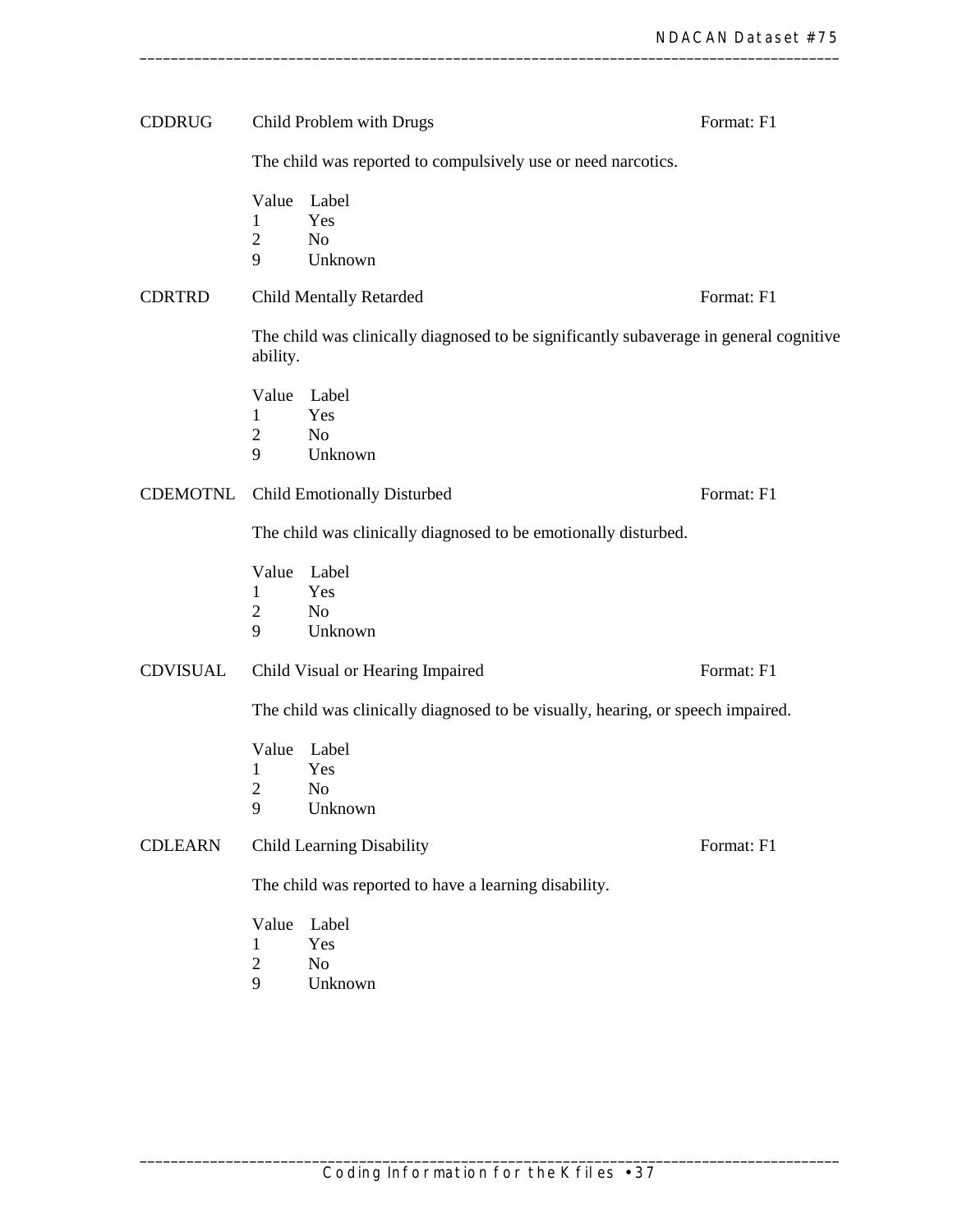**CDDRUG** Child Problem with Drugs Format: F1

The child was reported to compulsively use or need narcotics.

| Value | Label |
|---|---|
| 1 | Yes |
| 2 | No |
| 9 | Unknown |

**CDRTRD** Child Mentally Retarded Format: F1

The child was clinically diagnosed to be significantly subaverage in general cognitive ability.

| Value | Label |
|---|---|
| 1 | Yes |
| 2 | No |
| 9 | Unknown |

**CDEMOTNL** Child Emotionally Disturbed Format: F1

The child was clinically diagnosed to be emotionally disturbed.

| Value | Label |
|---|---|
| 1 | Yes |
| 2 | No |
| 9 | Unknown |

**CDVISUAL** Child Visual or Hearing Impaired Format: F1

The child was clinically diagnosed to be visually, hearing, or speech impaired.

| Value | Label |
|---|---|
| 1 | Yes |
| 2 | No |
| 9 | Unknown |

**CDLEARN** Child Learning Disability Format: F1

The child was reported to have a learning disability.

| Value | Label |
|---|---|
| 1 | Yes |
| 2 | No |
| 9 | Unknown |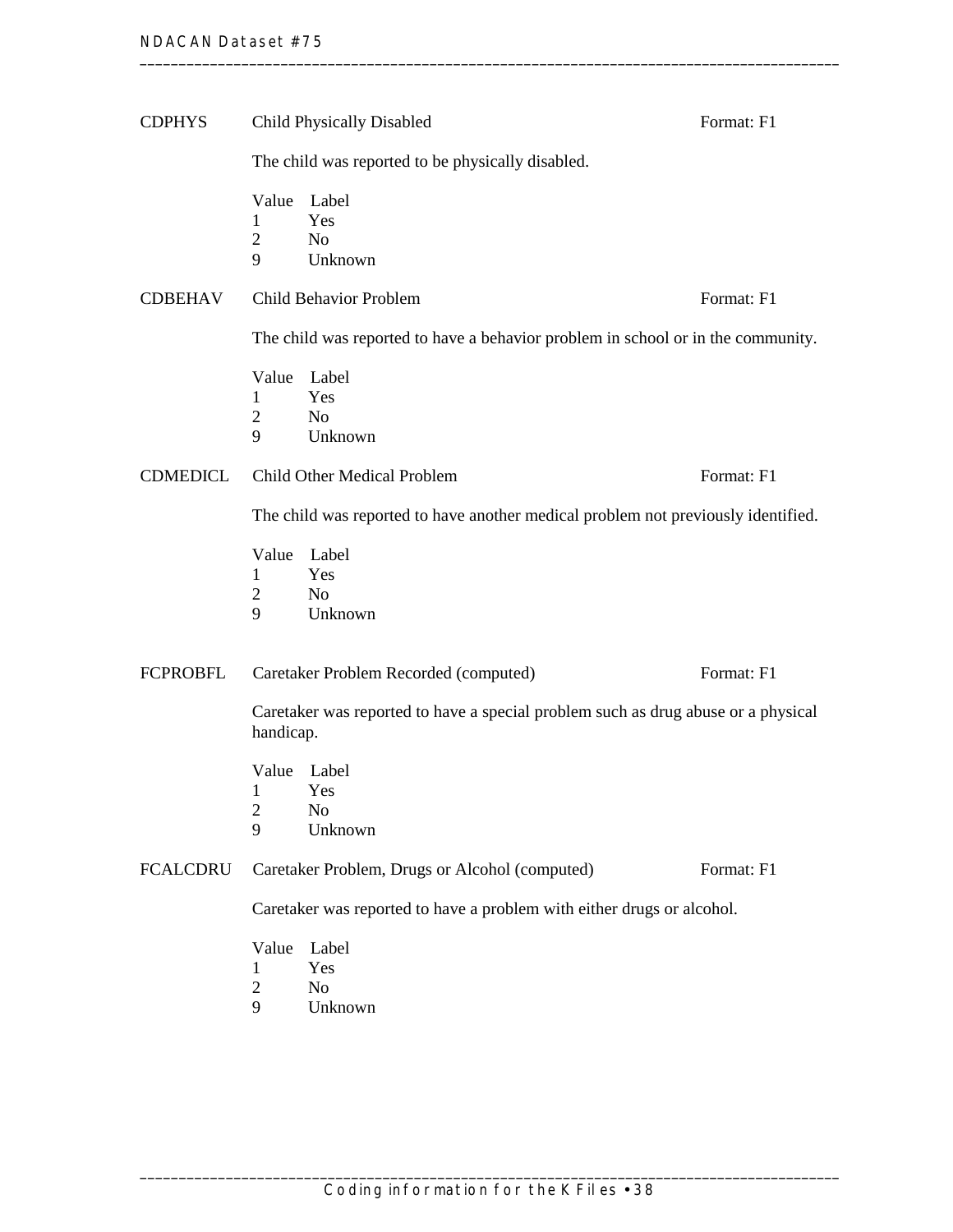**CDPHYS** Child Physically Disabled Format: F1

The child was reported to be physically disabled.

| Value | Label |
|---|---|
| 1 | Yes |
| 2 | No |
| 9 | Unknown |

**CDBEHAV** Child Behavior Problem Format: F1

The child was reported to have a behavior problem in school or in the community.

| Value | Label |
|---|---|
| 1 | Yes |
| 2 | No |
| 9 | Unknown |

**CDMEDICL** Child Other Medical Problem Format: F1

The child was reported to have another medical problem not previously identified.

| Value | Label |
|---|---|
| 1 | Yes |
| 2 | No |
| 9 | Unknown |

**FCPROBFL** Caretaker Problem Recorded (computed) Format: F1

Caretaker was reported to have a special problem such as drug abuse or a physical handicap.

| Value | Label |
|---|---|
| 1 | Yes |
| 2 | No |
| 9 | Unknown |

**FCALCDRU** Caretaker Problem, Drugs or Alcohol (computed) Format: F1

Caretaker was reported to have a problem with either drugs or alcohol.

| Value | Label |
|---|---|
| 1 | Yes |
| 2 | No |
| 9 | Unknown |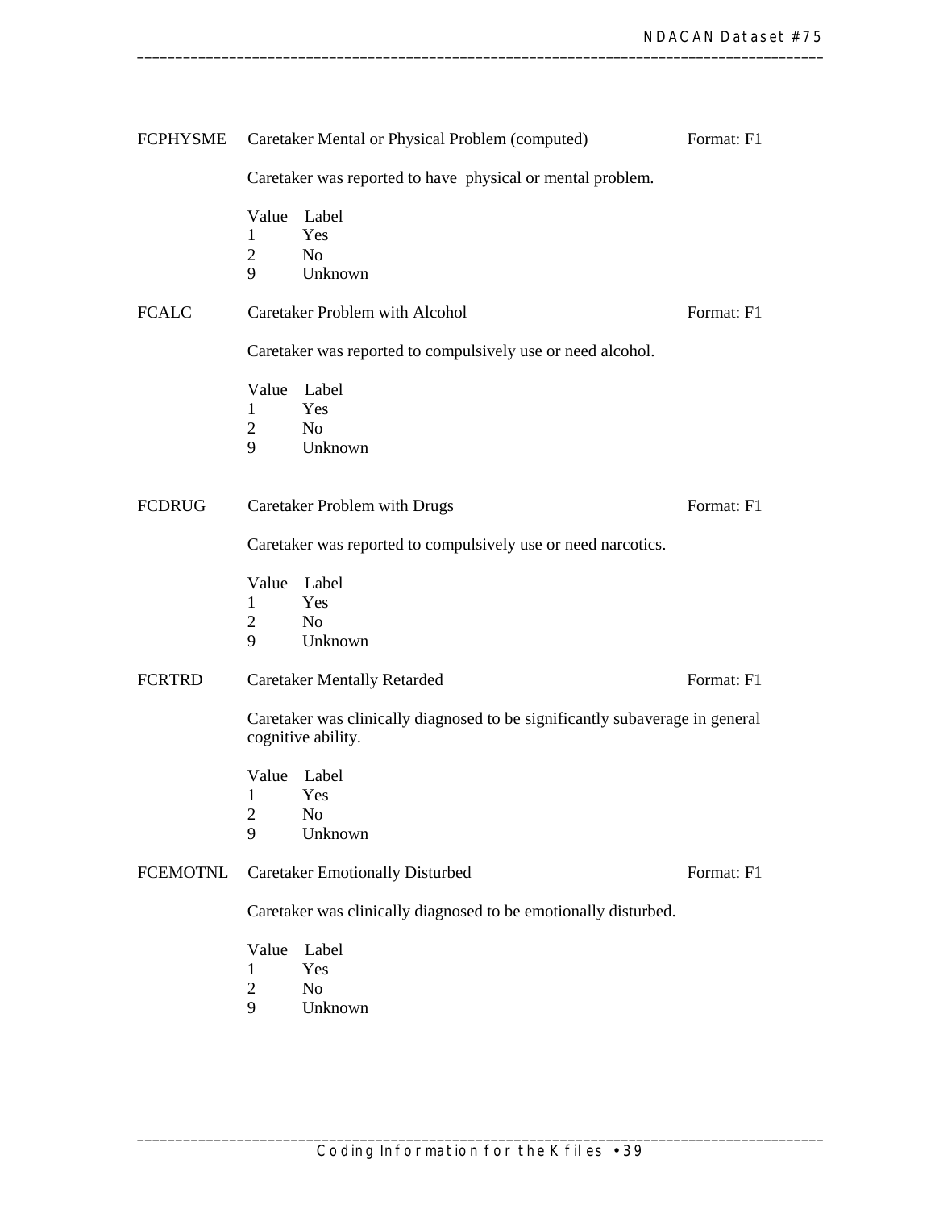**FCPHYSME** Caretaker Mental or Physical Problem (computed) Format: F1

Caretaker was reported to have physical or mental problem.

| Value | Label |
|---|---|
| 1 | Yes |
| 2 | No |
| 9 | Unknown |

**FCALC** Caretaker Problem with Alcohol Format: F1

Caretaker was reported to compulsively use or need alcohol.

| Value | Label |
|---|---|
| 1 | Yes |
| 2 | No |
| 9 | Unknown |

**FCDRUG** Caretaker Problem with Drugs Format: F1

Caretaker was reported to compulsively use or need narcotics.

| Value | Label |
|---|---|
| 1 | Yes |
| 2 | No |
| 9 | Unknown |

**FCRTRD** Caretaker Mentally Retarded Format: F1

Caretaker was clinically diagnosed to be significantly subaverage in general cognitive ability.

| Value | Label |
|---|---|
| 1 | Yes |
| 2 | No |
| 9 | Unknown |

**FCEMOTNL** Caretaker Emotionally Disturbed Format: F1

Caretaker was clinically diagnosed to be emotionally disturbed.

| Value | Label |
|---|---|
| 1 | Yes |
| 2 | No |
| 9 | Unknown |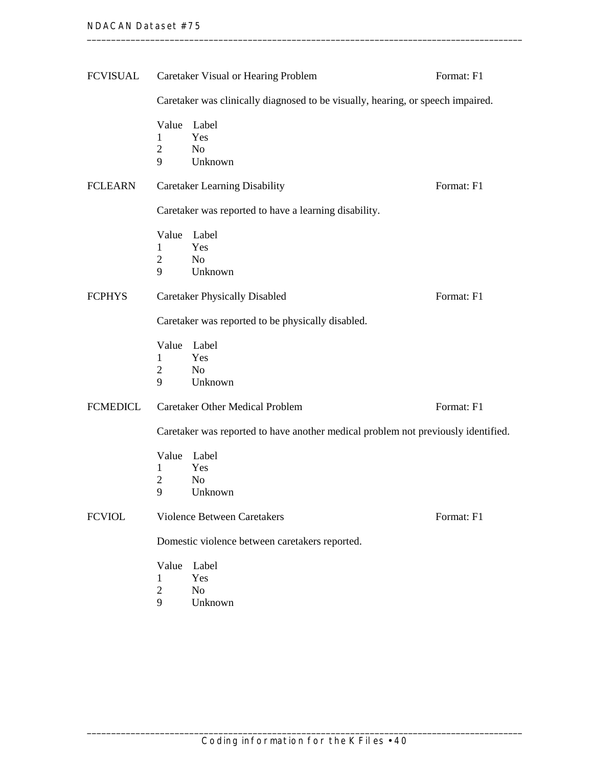**FCVISUAL** Caretaker Visual or Hearing Problem Format: F1

Caretaker was clinically diagnosed to be visually, hearing, or speech impaired.

| Value | Label |
| --- | --- |
| 1 | Yes |
| 2 | No |
| 9 | Unknown |

**FCLEARN** Caretaker Learning Disability Format: F1

Caretaker was reported to have a learning disability.

| Value | Label |
| --- | --- |
| 1 | Yes |
| 2 | No |
| 9 | Unknown |

**FCPHYS** Caretaker Physically Disabled Format: F1

Caretaker was reported to be physically disabled.

| Value | Label |
| --- | --- |
| 1 | Yes |
| 2 | No |
| 9 | Unknown |

**FCMEDICL** Caretaker Other Medical Problem Format: F1

Caretaker was reported to have another medical problem not previously identified.

| Value | Label |
| --- | --- |
| 1 | Yes |
| 2 | No |
| 9 | Unknown |

**FCVIOL** Violence Between Caretakers Format: F1

Domestic violence between caretakers reported.

| Value | Label |
| --- | --- |
| 1 | Yes |
| 2 | No |
| 9 | Unknown |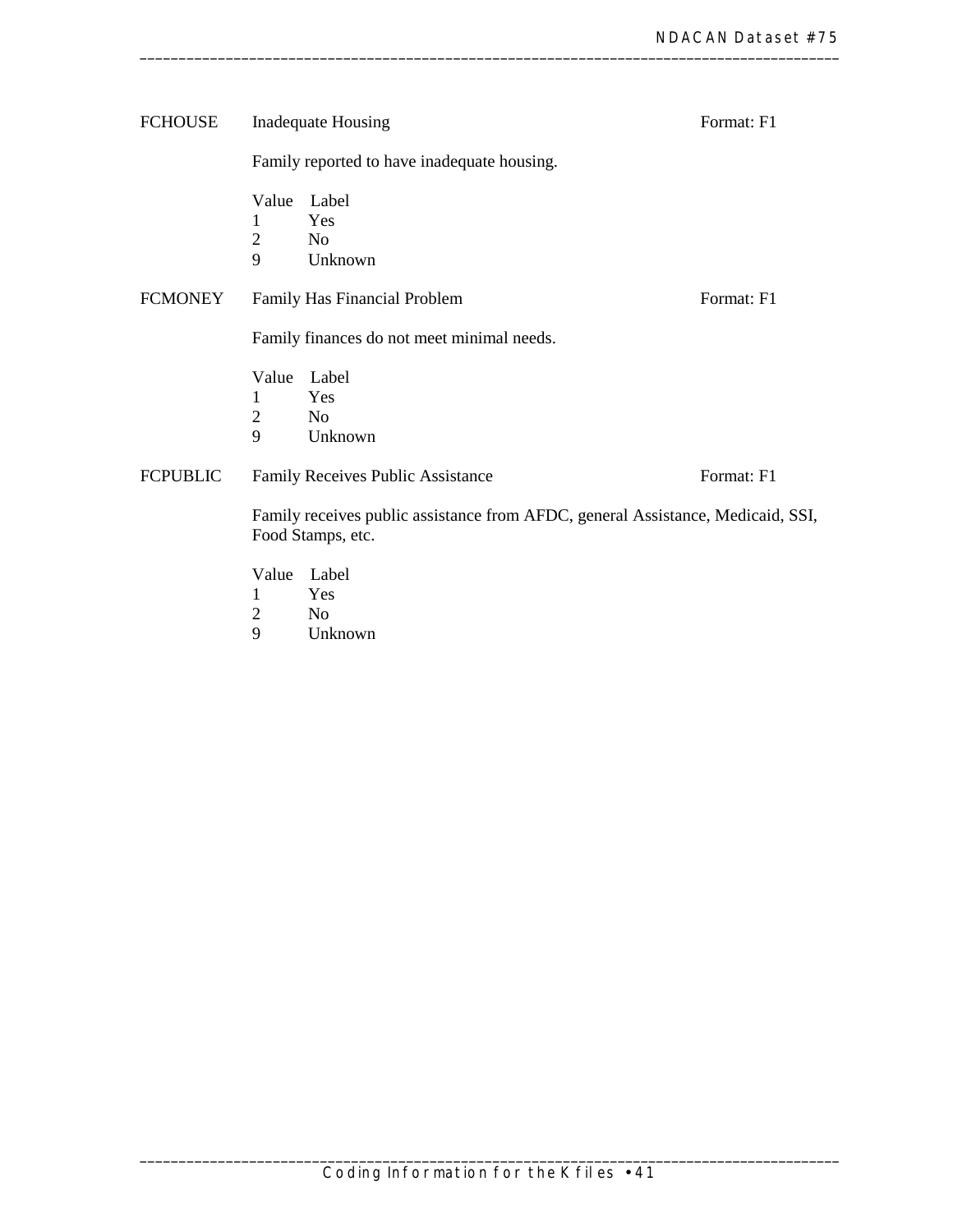FCHOUSE Inadequate Housing Format: F1

Family reported to have inadequate housing.

| Value | Label |
|---|---|
| 1 | Yes |
| 2 | No |
| 9 | Unknown |

FCMONEY Family Has Financial Problem Format: F1

Family finances do not meet minimal needs.

| Value | Label |
|---|---|
| 1 | Yes |
| 2 | No |
| 9 | Unknown |

FCPUBLIC Family Receives Public Assistance Format: F1

Family receives public assistance from AFDC, general Assistance, Medicaid, SSI, Food Stamps, etc.

| Value | Label |
|---|---|
| 1 | Yes |
| 2 | No |
| 9 | Unknown |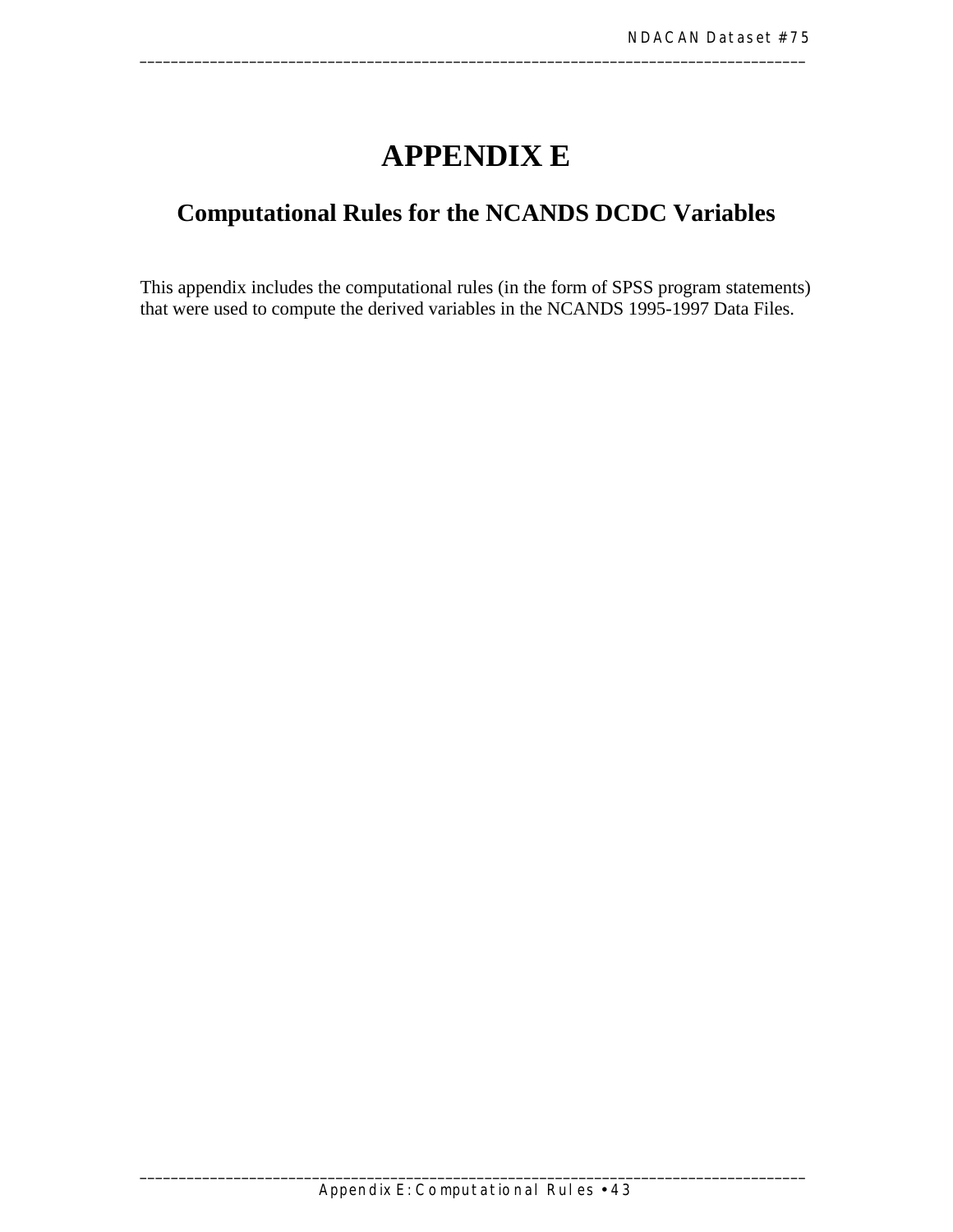# APPENDIX E

## Computational Rules for the NCANDS DCDC Variables

This appendix includes the computational rules (in the form of SPSS program statements) that were used to compute the derived variables in the NCANDS 1995-1997 Data Files.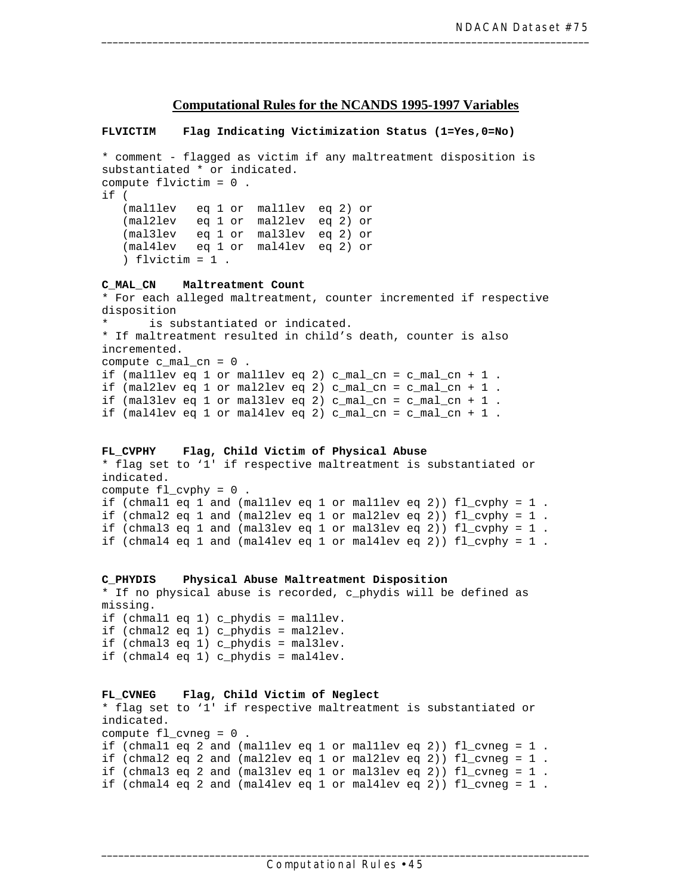## Computational Rules for the NCANDS 1995-1997 Variables

**FLVICTIM    Flag Indicating Victimization Status (1=Yes,0=No)**

```
* comment - flagged as victim if any maltreatment disposition is
substantiated * or indicated.
compute flvictim = 0 .
if (
   (mal1lev   eq 1 or  mal1lev  eq 2) or
   (mal2lev   eq 1 or  mal2lev  eq 2) or
   (mal3lev   eq 1 or  mal3lev  eq 2) or
   (mal4lev   eq 1 or  mal4lev  eq 2) or
   ) flvictim = 1 .
```

**C_MAL_CN    Maltreatment Count**

```
* For each alleged maltreatment, counter incremented if respective
disposition
*      is substantiated or indicated.
* If maltreatment resulted in child's death, counter is also
incremented.
compute c_mal_cn = 0 .
if (mal1lev eq 1 or mal1lev eq 2) c_mal_cn = c_mal_cn + 1 .
if (mal2lev eq 1 or mal2lev eq 2) c_mal_cn = c_mal_cn + 1 .
if (mal3lev eq 1 or mal3lev eq 2) c_mal_cn = c_mal_cn + 1 .
if (mal4lev eq 1 or mal4lev eq 2) c_mal_cn = c_mal_cn + 1 .
```

**FL_CVPHY    Flag, Child Victim of Physical Abuse**

```
* flag set to '1' if respective maltreatment is substantiated or
indicated.
compute fl_cvphy = 0 .
if (chmal1 eq 1 and (mal1lev eq 1 or mal1lev eq 2)) fl_cvphy = 1 .
if (chmal2 eq 1 and (mal2lev eq 1 or mal2lev eq 2)) fl_cvphy = 1 .
if (chmal3 eq 1 and (mal3lev eq 1 or mal3lev eq 2)) fl_cvphy = 1 .
if (chmal4 eq 1 and (mal4lev eq 1 or mal4lev eq 2)) fl_cvphy = 1 .
```

**C_PHYDIS    Physical Abuse Maltreatment Disposition**

```
* If no physical abuse is recorded, c_phydis will be defined as
missing.
if (chmal1 eq 1) c_phydis = mal1lev.
if (chmal2 eq 1) c_phydis = mal2lev.
if (chmal3 eq 1) c_phydis = mal3lev.
if (chmal4 eq 1) c_phydis = mal4lev.
```

**FL_CVNEG    Flag, Child Victim of Neglect**

```
* flag set to '1' if respective maltreatment is substantiated or
indicated.
compute fl_cvneg = 0 .
if (chmal1 eq 2 and (mal1lev eq 1 or mal1lev eq 2)) fl_cvneg = 1 .
if (chmal2 eq 2 and (mal2lev eq 1 or mal2lev eq 2)) fl_cvneg = 1 .
if (chmal3 eq 2 and (mal3lev eq 1 or mal3lev eq 2)) fl_cvneg = 1 .
if (chmal4 eq 2 and (mal4lev eq 1 or mal4lev eq 2)) fl_cvneg = 1 .
```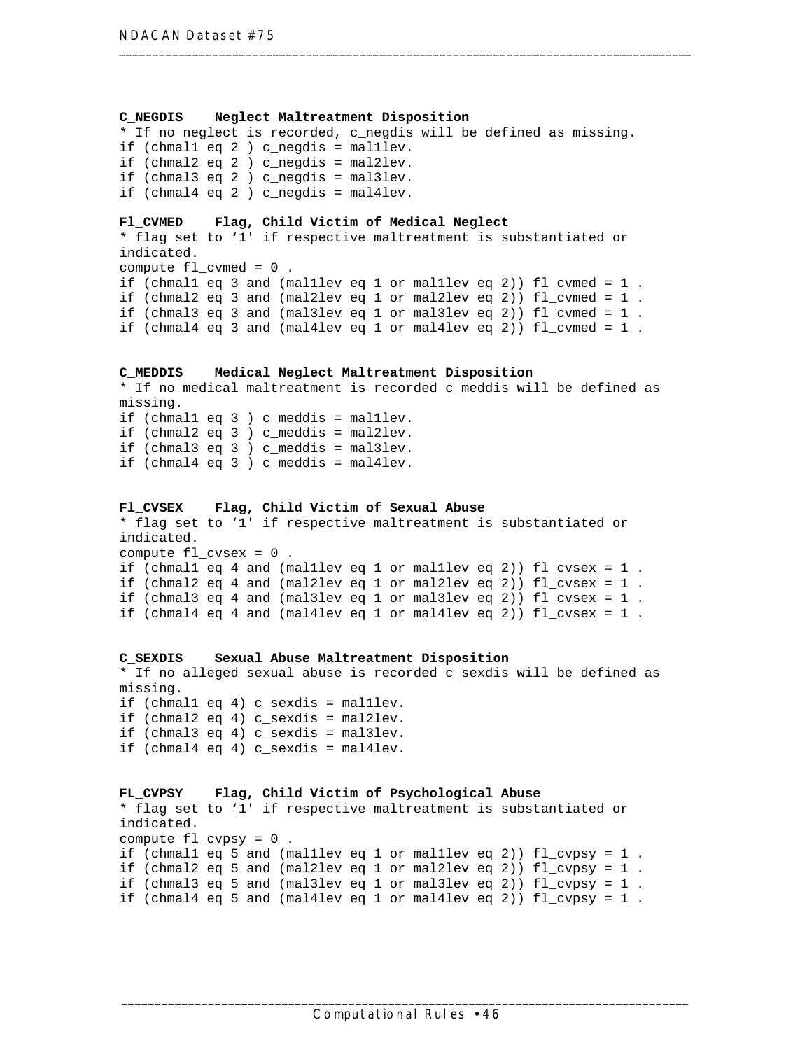**C_NEGDIS    Neglect Maltreatment Disposition**

```
* If no neglect is recorded, c_negdis will be defined as missing.
if (chmal1 eq 2 ) c_negdis = mal1lev.
if (chmal2 eq 2 ) c_negdis = mal2lev.
if (chmal3 eq 2 ) c_negdis = mal3lev.
if (chmal4 eq 2 ) c_negdis = mal4lev.
```

**Fl_CVMED    Flag, Child Victim of Medical Neglect**

```
* flag set to '1' if respective maltreatment is substantiated or
indicated.
compute fl_cvmed = 0 .
if (chmal1 eq 3 and (mal1lev eq 1 or mal1lev eq 2)) fl_cvmed = 1 .
if (chmal2 eq 3 and (mal2lev eq 1 or mal2lev eq 2)) fl_cvmed = 1 .
if (chmal3 eq 3 and (mal3lev eq 1 or mal3lev eq 2)) fl_cvmed = 1 .
if (chmal4 eq 3 and (mal4lev eq 1 or mal4lev eq 2)) fl_cvmed = 1 .
```

**C_MEDDIS    Medical Neglect Maltreatment Disposition**

```
* If no medical maltreatment is recorded c_meddis will be defined as
missing.
if (chmal1 eq 3 ) c_meddis = mal1lev.
if (chmal2 eq 3 ) c_meddis = mal2lev.
if (chmal3 eq 3 ) c_meddis = mal3lev.
if (chmal4 eq 3 ) c_meddis = mal4lev.
```

**Fl_CVSEX    Flag, Child Victim of Sexual Abuse**

```
* flag set to '1' if respective maltreatment is substantiated or
indicated.
compute fl_cvsex = 0 .
if (chmal1 eq 4 and (mal1lev eq 1 or mal1lev eq 2)) fl_cvsex = 1 .
if (chmal2 eq 4 and (mal2lev eq 1 or mal2lev eq 2)) fl_cvsex = 1 .
if (chmal3 eq 4 and (mal3lev eq 1 or mal3lev eq 2)) fl_cvsex = 1 .
if (chmal4 eq 4 and (mal4lev eq 1 or mal4lev eq 2)) fl_cvsex = 1 .
```

**C_SEXDIS    Sexual Abuse Maltreatment Disposition**

```
* If no alleged sexual abuse is recorded c_sexdis will be defined as
missing.
if (chmal1 eq 4) c_sexdis = mal1lev.
if (chmal2 eq 4) c_sexdis = mal2lev.
if (chmal3 eq 4) c_sexdis = mal3lev.
if (chmal4 eq 4) c_sexdis = mal4lev.
```

**FL_CVPSY    Flag, Child Victim of Psychological Abuse**

```
* flag set to '1' if respective maltreatment is substantiated or
indicated.
compute fl_cvpsy = 0 .
if (chmal1 eq 5 and (mal1lev eq 1 or mal1lev eq 2)) fl_cvpsy = 1 .
if (chmal2 eq 5 and (mal2lev eq 1 or mal2lev eq 2)) fl_cvpsy = 1 .
if (chmal3 eq 5 and (mal3lev eq 1 or mal3lev eq 2)) fl_cvpsy = 1 .
if (chmal4 eq 5 and (mal4lev eq 1 or mal4lev eq 2)) fl_cvpsy = 1 .
```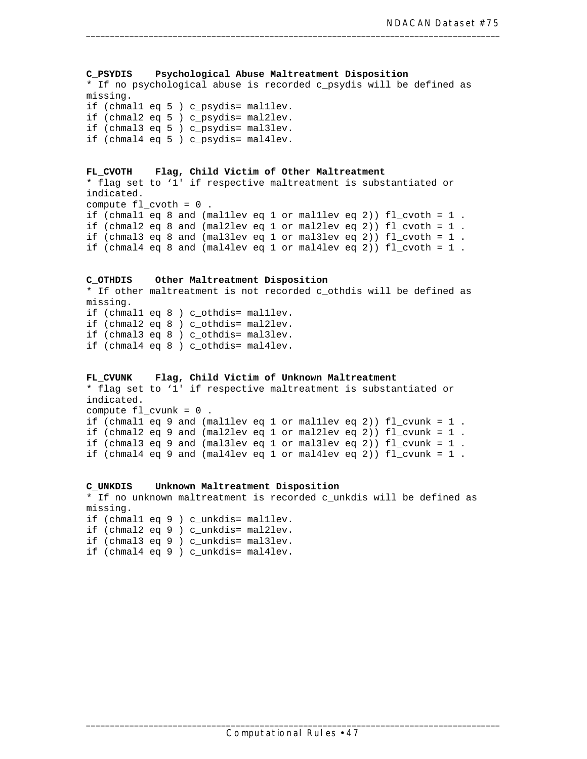**C_PSYDIS Psychological Abuse Maltreatment Disposition**

```
* If no psychological abuse is recorded c_psydis will be defined as
missing.
if (chmal1 eq 5 ) c_psydis= mal1lev.
if (chmal2 eq 5 ) c_psydis= mal2lev.
if (chmal3 eq 5 ) c_psydis= mal3lev.
if (chmal4 eq 5 ) c_psydis= mal4lev.
```

**FL_CVOTH Flag, Child Victim of Other Maltreatment**

```
* flag set to '1' if respective maltreatment is substantiated or
indicated.
compute fl_cvoth = 0 .
if (chmal1 eq 8 and (mal1lev eq 1 or mal1lev eq 2)) fl_cvoth = 1 .
if (chmal2 eq 8 and (mal2lev eq 1 or mal2lev eq 2)) fl_cvoth = 1 .
if (chmal3 eq 8 and (mal3lev eq 1 or mal3lev eq 2)) fl_cvoth = 1 .
if (chmal4 eq 8 and (mal4lev eq 1 or mal4lev eq 2)) fl_cvoth = 1 .
```

**C_OTHDIS Other Maltreatment Disposition**

```
* If other maltreatment is not recorded c_othdis will be defined as
missing.
if (chmal1 eq 8 ) c_othdis= mal1lev.
if (chmal2 eq 8 ) c_othdis= mal2lev.
if (chmal3 eq 8 ) c_othdis= mal3lev.
if (chmal4 eq 8 ) c_othdis= mal4lev.
```

**FL_CVUNK Flag, Child Victim of Unknown Maltreatment**

```
* flag set to '1' if respective maltreatment is substantiated or
indicated.
compute fl_cvunk = 0 .
if (chmal1 eq 9 and (mal1lev eq 1 or mal1lev eq 2)) fl_cvunk = 1 .
if (chmal2 eq 9 and (mal2lev eq 1 or mal2lev eq 2)) fl_cvunk = 1 .
if (chmal3 eq 9 and (mal3lev eq 1 or mal3lev eq 2)) fl_cvunk = 1 .
if (chmal4 eq 9 and (mal4lev eq 1 or mal4lev eq 2)) fl_cvunk = 1 .
```

**C_UNKDIS Unknown Maltreatment Disposition**

```
* If no unknown maltreatment is recorded c_unkdis will be defined as
missing.
if (chmal1 eq 9 ) c_unkdis= mal1lev.
if (chmal2 eq 9 ) c_unkdis= mal2lev.
if (chmal3 eq 9 ) c_unkdis= mal3lev.
if (chmal4 eq 9 ) c_unkdis= mal4lev.
```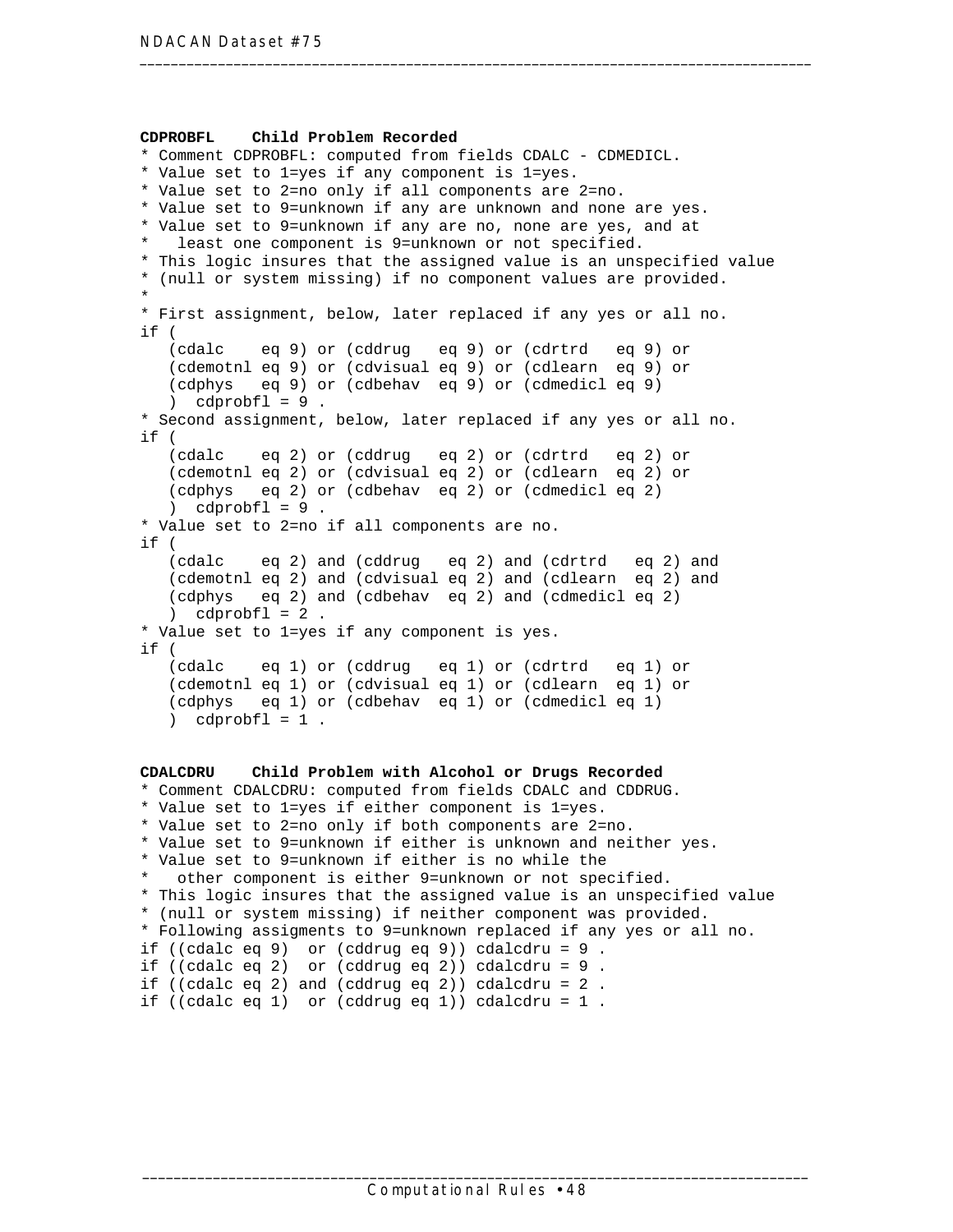**CDPROBFL    Child Problem Recorded**

```
* Comment CDPROBFL: computed from fields CDALC - CDMEDICL.
* Value set to 1=yes if any component is 1=yes.
* Value set to 2=no only if all components are 2=no.
* Value set to 9=unknown if any are unknown and none are yes.
* Value set to 9=unknown if any are no, none are yes, and at
*   least one component is 9=unknown or not specified.
* This logic insures that the assigned value is an unspecified value
* (null or system missing) if no component values are provided.
*
* First assignment, below, later replaced if any yes or all no.
if (
   (cdalc    eq 9) or (cddrug   eq 9) or (cdrtrd   eq 9) or
   (cdemotnl eq 9) or (cdvisual eq 9) or (cdlearn  eq 9) or
   (cdphys   eq 9) or (cdbehav  eq 9) or (cdmedicl eq 9)
   )  cdprobfl = 9 .
* Second assignment, below, later replaced if any yes or all no.
if (
   (cdalc    eq 2) or (cddrug   eq 2) or (cdrtrd   eq 2) or
   (cdemotnl eq 2) or (cdvisual eq 2) or (cdlearn  eq 2) or
   (cdphys   eq 2) or (cdbehav  eq 2) or (cdmedicl eq 2)
   )  cdprobfl = 9 .
* Value set to 2=no if all components are no.
if (
   (cdalc    eq 2) and (cddrug   eq 2) and (cdrtrd   eq 2) and
   (cdemotnl eq 2) and (cdvisual eq 2) and (cdlearn  eq 2) and
   (cdphys   eq 2) and (cdbehav  eq 2) and (cdmedicl eq 2)
   )  cdprobfl = 2 .
* Value set to 1=yes if any component is yes.
if (
   (cdalc    eq 1) or (cddrug   eq 1) or (cdrtrd   eq 1) or
   (cdemotnl eq 1) or (cdvisual eq 1) or (cdlearn  eq 1) or
   (cdphys   eq 1) or (cdbehav  eq 1) or (cdmedicl eq 1)
   )  cdprobfl = 1 .
```

**CDALCDRU    Child Problem with Alcohol or Drugs Recorded**

```
* Comment CDALCDRU: computed from fields CDALC and CDDRUG.
* Value set to 1=yes if either component is 1=yes.
* Value set to 2=no only if both components are 2=no.
* Value set to 9=unknown if either is unknown and neither yes.
* Value set to 9=unknown if either is no while the
*   other component is either 9=unknown or not specified.
* This logic insures that the assigned value is an unspecified value
* (null or system missing) if neither component was provided.
* Following assigments to 9=unknown replaced if any yes or all no.
if ((cdalc eq 9)  or (cddrug eq 9)) cdalcdru = 9 .
if ((cdalc eq 2)  or (cddrug eq 2)) cdalcdru = 9 .
if ((cdalc eq 2) and (cddrug eq 2)) cdalcdru = 2 .
if ((cdalc eq 1)  or (cddrug eq 1)) cdalcdru = 1 .
```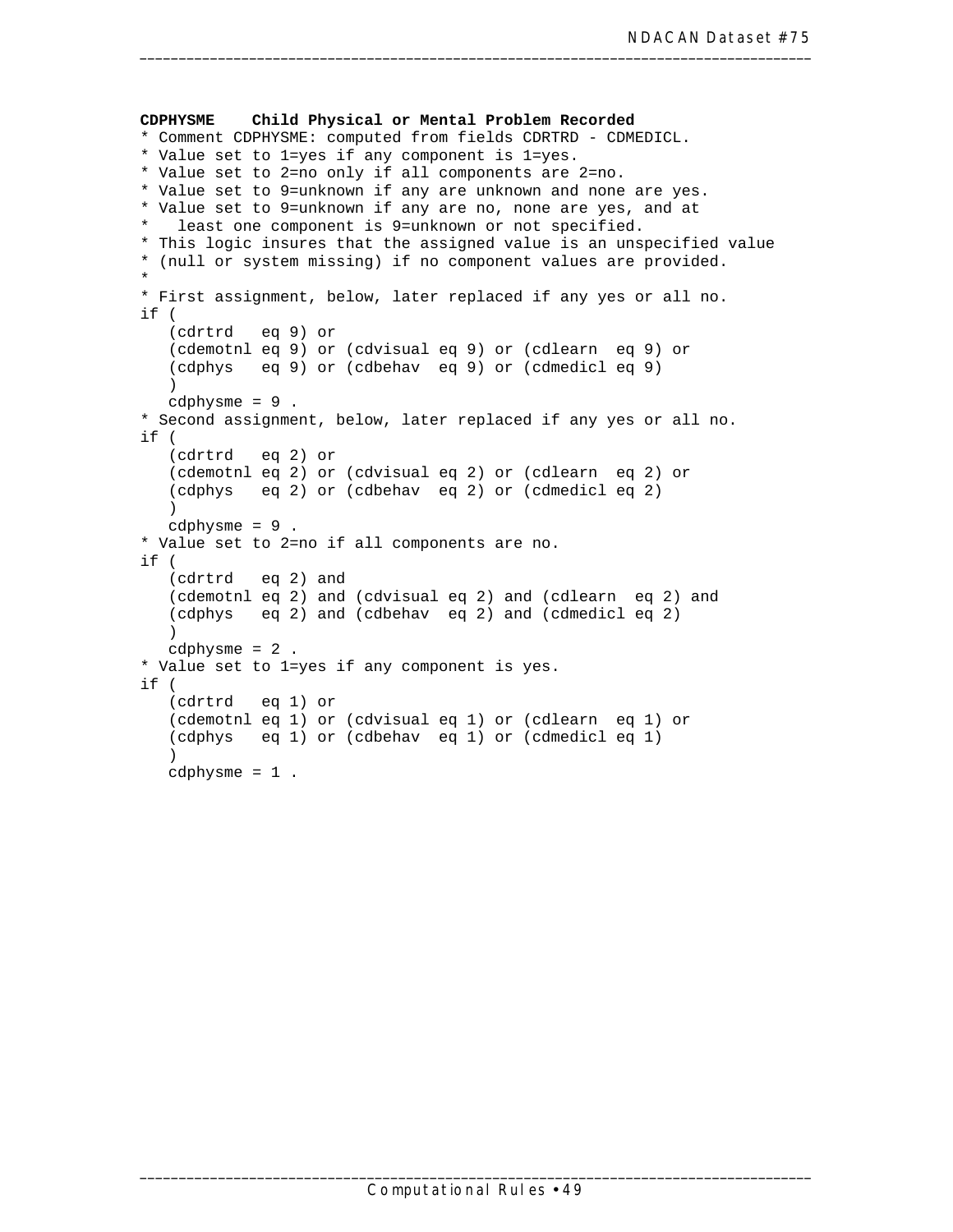**CDPHYSME    Child Physical or Mental Problem Recorded**

```
* Comment CDPHYSME: computed from fields CDRTRD - CDMEDICL.
* Value set to 1=yes if any component is 1=yes.
* Value set to 2=no only if all components are 2=no.
* Value set to 9=unknown if any are unknown and none are yes.
* Value set to 9=unknown if any are no, none are yes, and at
*   least one component is 9=unknown or not specified.
* This logic insures that the assigned value is an unspecified value
* (null or system missing) if no component values are provided.
*
* First assignment, below, later replaced if any yes or all no.
if (
   (cdrtrd   eq 9) or
   (cdemotnl eq 9) or (cdvisual eq 9) or (cdlearn  eq 9) or
   (cdphys   eq 9) or (cdbehav  eq 9) or (cdmedicl eq 9)
   )
   cdphysme = 9 .
* Second assignment, below, later replaced if any yes or all no.
if (
   (cdrtrd   eq 2) or
   (cdemotnl eq 2) or (cdvisual eq 2) or (cdlearn  eq 2) or
   (cdphys   eq 2) or (cdbehav  eq 2) or (cdmedicl eq 2)
   )
   cdphysme = 9 .
* Value set to 2=no if all components are no.
if (
   (cdrtrd   eq 2) and
   (cdemotnl eq 2) and (cdvisual eq 2) and (cdlearn  eq 2) and
   (cdphys   eq 2) and (cdbehav  eq 2) and (cdmedicl eq 2)
   )
   cdphysme = 2 .
* Value set to 1=yes if any component is yes.
if (
   (cdrtrd   eq 1) or
   (cdemotnl eq 1) or (cdvisual eq 1) or (cdlearn  eq 1) or
   (cdphys   eq 1) or (cdbehav  eq 1) or (cdmedicl eq 1)
   )
   cdphysme = 1 .
```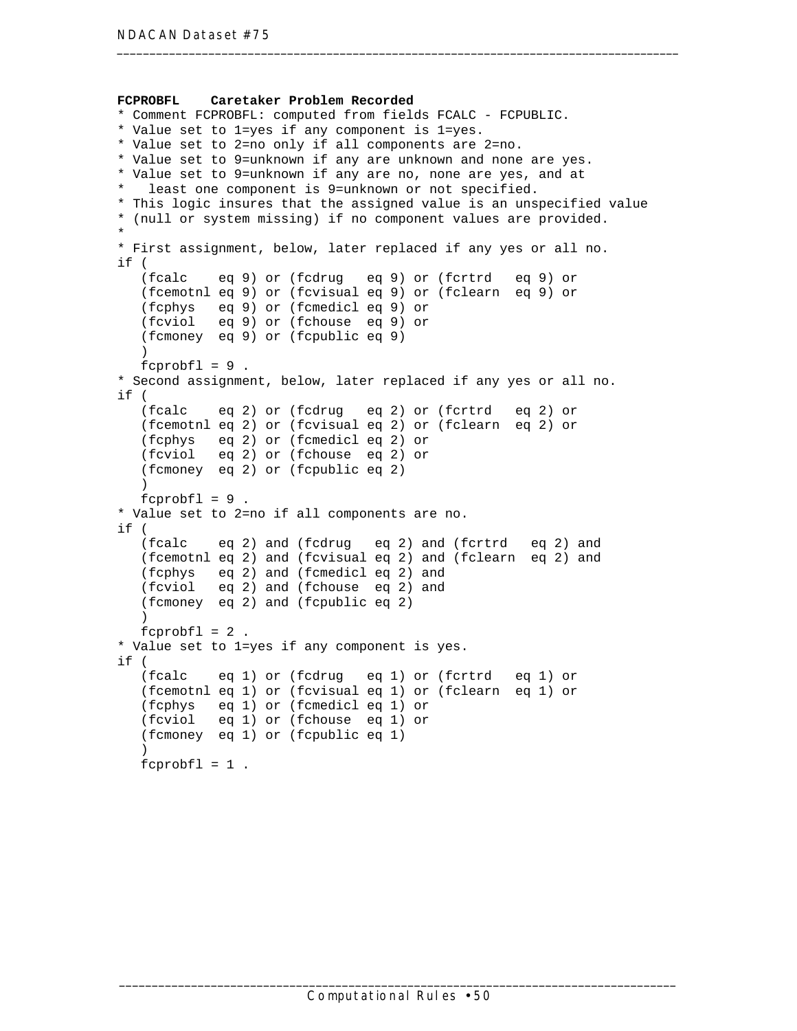**FCPROBFL    Caretaker Problem Recorded**

```
* Comment FCPROBFL: computed from fields FCALC - FCPUBLIC.
* Value set to 1=yes if any component is 1=yes.
* Value set to 2=no only if all components are 2=no.
* Value set to 9=unknown if any are unknown and none are yes.
* Value set to 9=unknown if any are no, none are yes, and at
*   least one component is 9=unknown or not specified.
* This logic insures that the assigned value is an unspecified value
* (null or system missing) if no component values are provided.
*
* First assignment, below, later replaced if any yes or all no.
if (
   (fcalc    eq 9) or (fcdrug   eq 9) or (fcrtrd   eq 9) or
   (fcemotnl eq 9) or (fcvisual eq 9) or (fclearn  eq 9) or
   (fcphys   eq 9) or (fcmedicl eq 9) or
   (fcviol   eq 9) or (fchouse  eq 9) or
   (fcmoney  eq 9) or (fcpublic eq 9)
   )
   fcprobfl = 9 .
* Second assignment, below, later replaced if any yes or all no.
if (
   (fcalc    eq 2) or (fcdrug   eq 2) or (fcrtrd   eq 2) or
   (fcemotnl eq 2) or (fcvisual eq 2) or (fclearn  eq 2) or
   (fcphys   eq 2) or (fcmedicl eq 2) or
   (fcviol   eq 2) or (fchouse  eq 2) or
   (fcmoney  eq 2) or (fcpublic eq 2)
   )
   fcprobfl = 9 .
* Value set to 2=no if all components are no.
if (
   (fcalc    eq 2) and (fcdrug   eq 2) and (fcrtrd   eq 2) and
   (fcemotnl eq 2) and (fcvisual eq 2) and (fclearn  eq 2) and
   (fcphys   eq 2) and (fcmedicl eq 2) and
   (fcviol   eq 2) and (fchouse  eq 2) and
   (fcmoney  eq 2) and (fcpublic eq 2)
   )
   fcprobfl = 2 .
* Value set to 1=yes if any component is yes.
if (
   (fcalc    eq 1) or (fcdrug   eq 1) or (fcrtrd   eq 1) or
   (fcemotnl eq 1) or (fcvisual eq 1) or (fclearn  eq 1) or
   (fcphys   eq 1) or (fcmedicl eq 1) or
   (fcviol   eq 1) or (fchouse  eq 1) or
   (fcmoney  eq 1) or (fcpublic eq 1)
   )
   fcprobfl = 1 .
```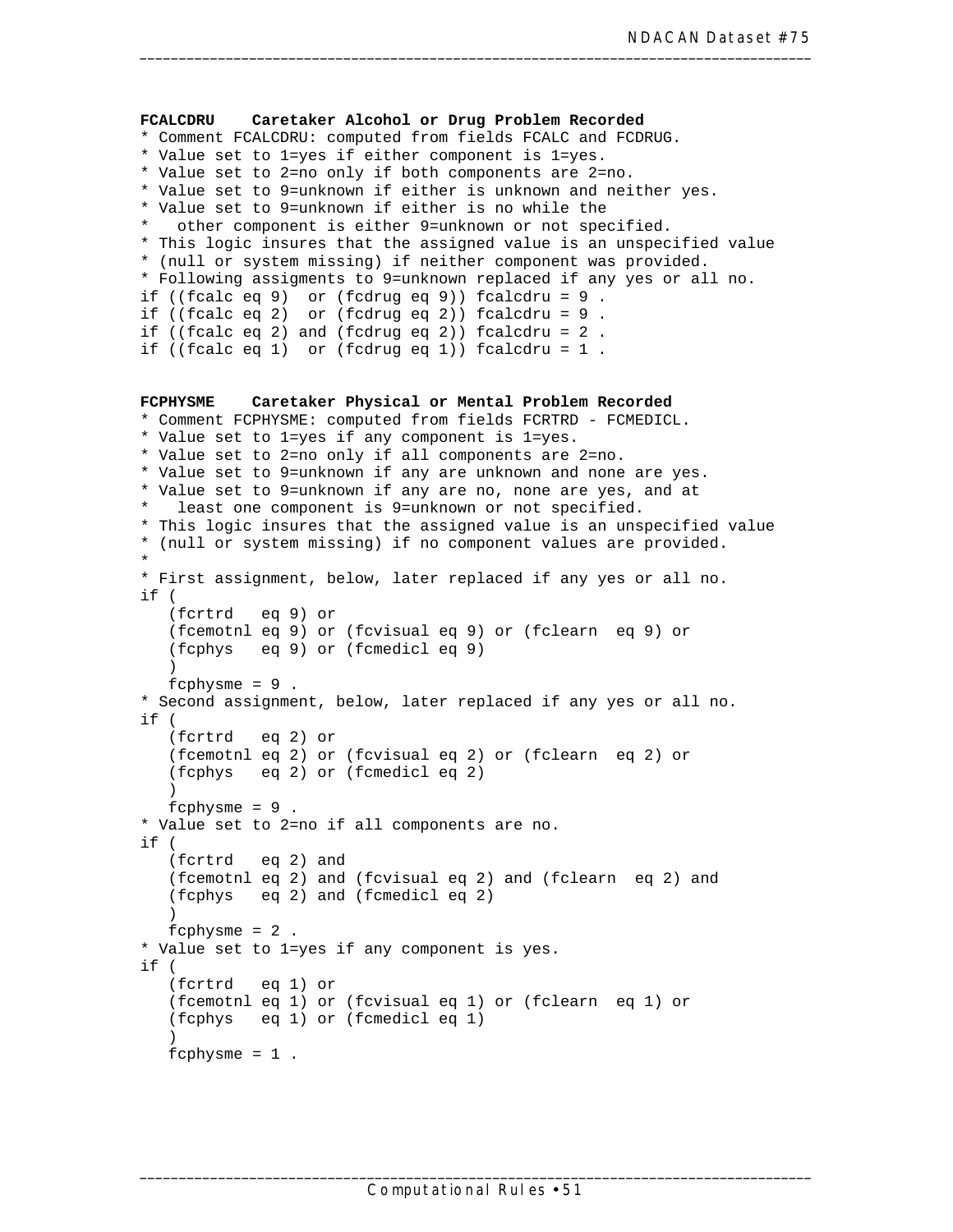**FCALCDRU    Caretaker Alcohol or Drug Problem Recorded**

```
* Comment FCALCDRU: computed from fields FCALC and FCDRUG.
* Value set to 1=yes if either component is 1=yes.
* Value set to 2=no only if both components are 2=no.
* Value set to 9=unknown if either is unknown and neither yes.
* Value set to 9=unknown if either is no while the
*   other component is either 9=unknown or not specified.
* This logic insures that the assigned value is an unspecified value
* (null or system missing) if neither component was provided.
* Following assigments to 9=unknown replaced if any yes or all no.
if ((fcalc eq 9)  or (fcdrug eq 9)) fcalcdru = 9 .
if ((fcalc eq 2)  or (fcdrug eq 2)) fcalcdru = 9 .
if ((fcalc eq 2) and (fcdrug eq 2)) fcalcdru = 2 .
if ((fcalc eq 1)  or (fcdrug eq 1)) fcalcdru = 1 .
```

**FCPHYSME    Caretaker Physical or Mental Problem Recorded**

```
* Comment FCPHYSME: computed from fields FCRTRD - FCMEDICL.
* Value set to 1=yes if any component is 1=yes.
* Value set to 2=no only if all components are 2=no.
* Value set to 9=unknown if any are unknown and none are yes.
* Value set to 9=unknown if any are no, none are yes, and at
*   least one component is 9=unknown or not specified.
* This logic insures that the assigned value is an unspecified value
* (null or system missing) if no component values are provided.
*
* First assignment, below, later replaced if any yes or all no.
if (
   (fcrtrd   eq 9) or
   (fcemotnl eq 9) or (fcvisual eq 9) or (fclearn  eq 9) or
   (fcphys   eq 9) or (fcmedicl eq 9)
   )
   fcphysme = 9 .
* Second assignment, below, later replaced if any yes or all no.
if (
   (fcrtrd   eq 2) or
   (fcemotnl eq 2) or (fcvisual eq 2) or (fclearn  eq 2) or
   (fcphys   eq 2) or (fcmedicl eq 2)
   )
   fcphysme = 9 .
* Value set to 2=no if all components are no.
if (
   (fcrtrd   eq 2) and
   (fcemotnl eq 2) and (fcvisual eq 2) and (fclearn  eq 2) and
   (fcphys   eq 2) and (fcmedicl eq 2)
   )
   fcphysme = 2 .
* Value set to 1=yes if any component is yes.
if (
   (fcrtrd   eq 1) or
   (fcemotnl eq 1) or (fcvisual eq 1) or (fclearn  eq 1) or
   (fcphys   eq 1) or (fcmedicl eq 1)
   )
   fcphysme = 1 .
```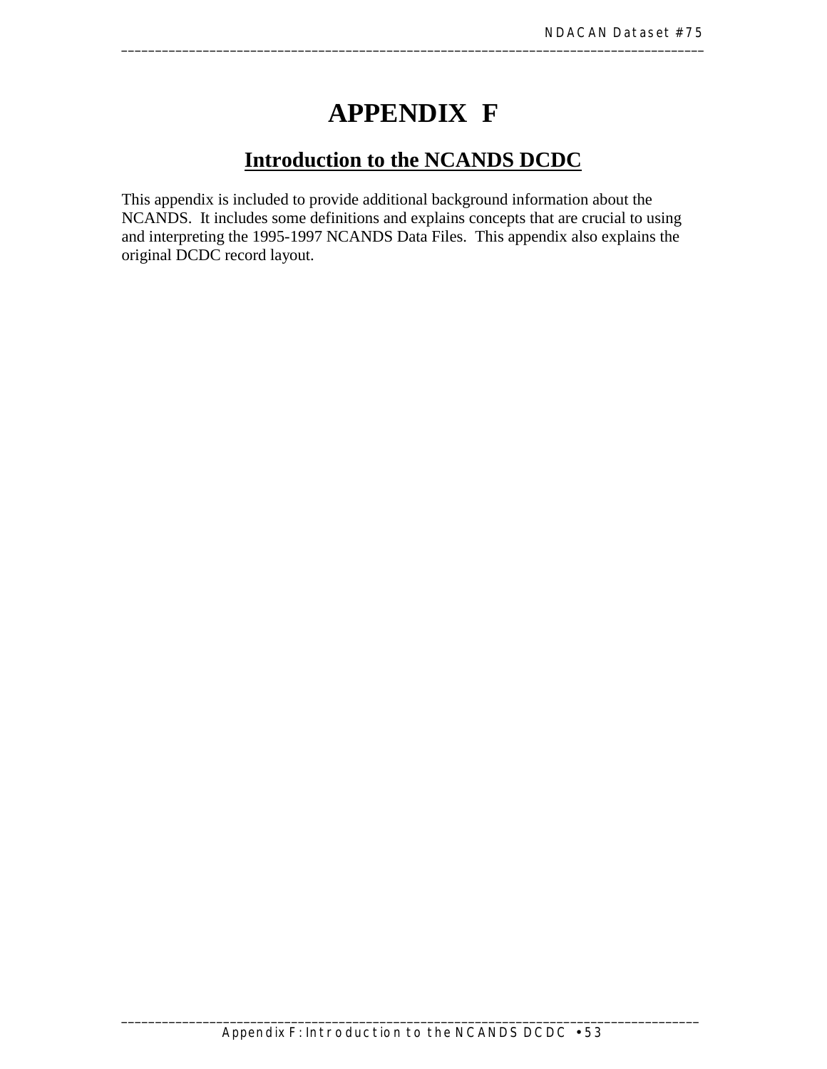# APPENDIX F

## Introduction to the NCANDS DCDC

This appendix is included to provide additional background information about the NCANDS. It includes some definitions and explains concepts that are crucial to using and interpreting the 1995-1997 NCANDS Data Files. This appendix also explains the original DCDC record layout.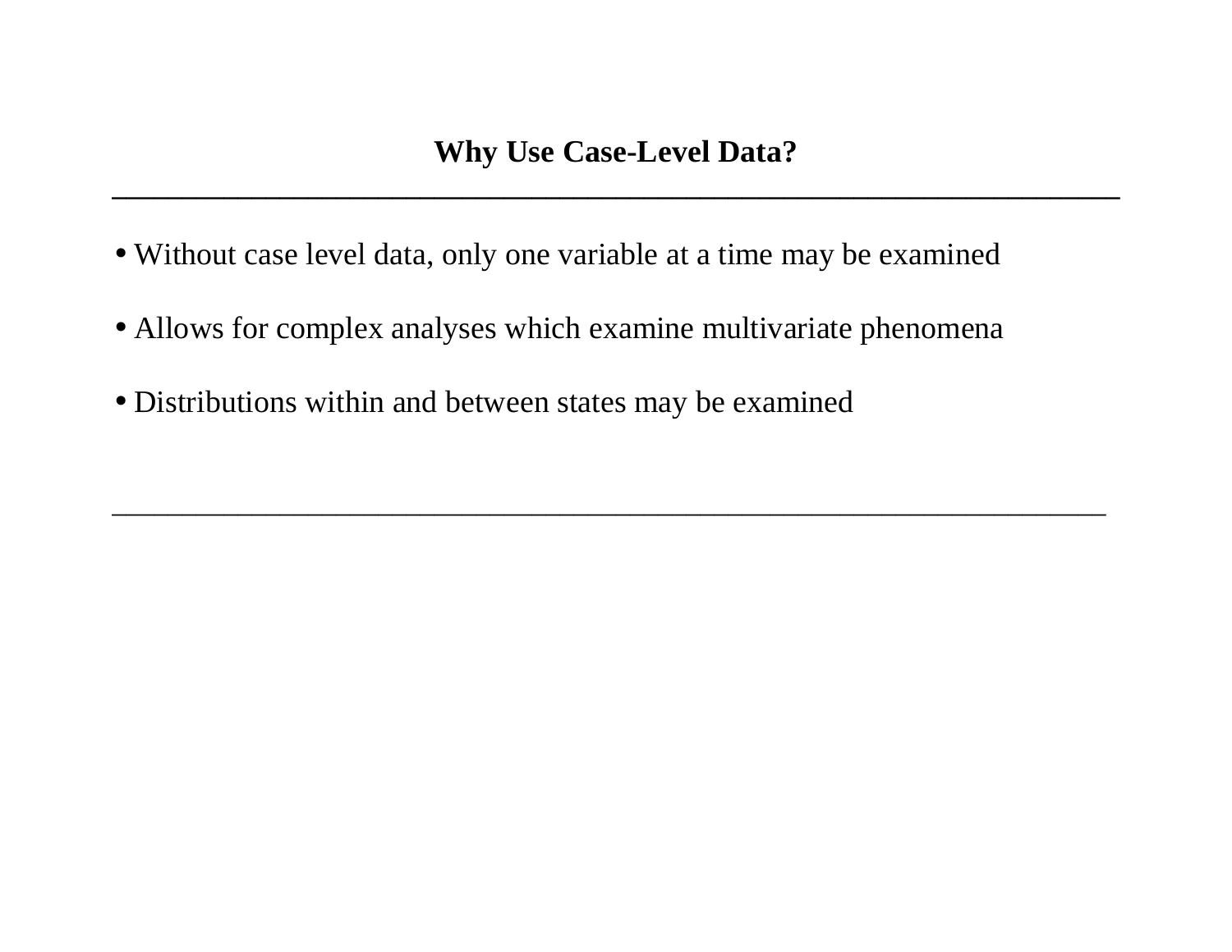## Why Use Case-Level Data?

- Without case level data, only one variable at a time may be examined
- Allows for complex analyses which examine multivariate phenomena
- Distributions within and between states may be examined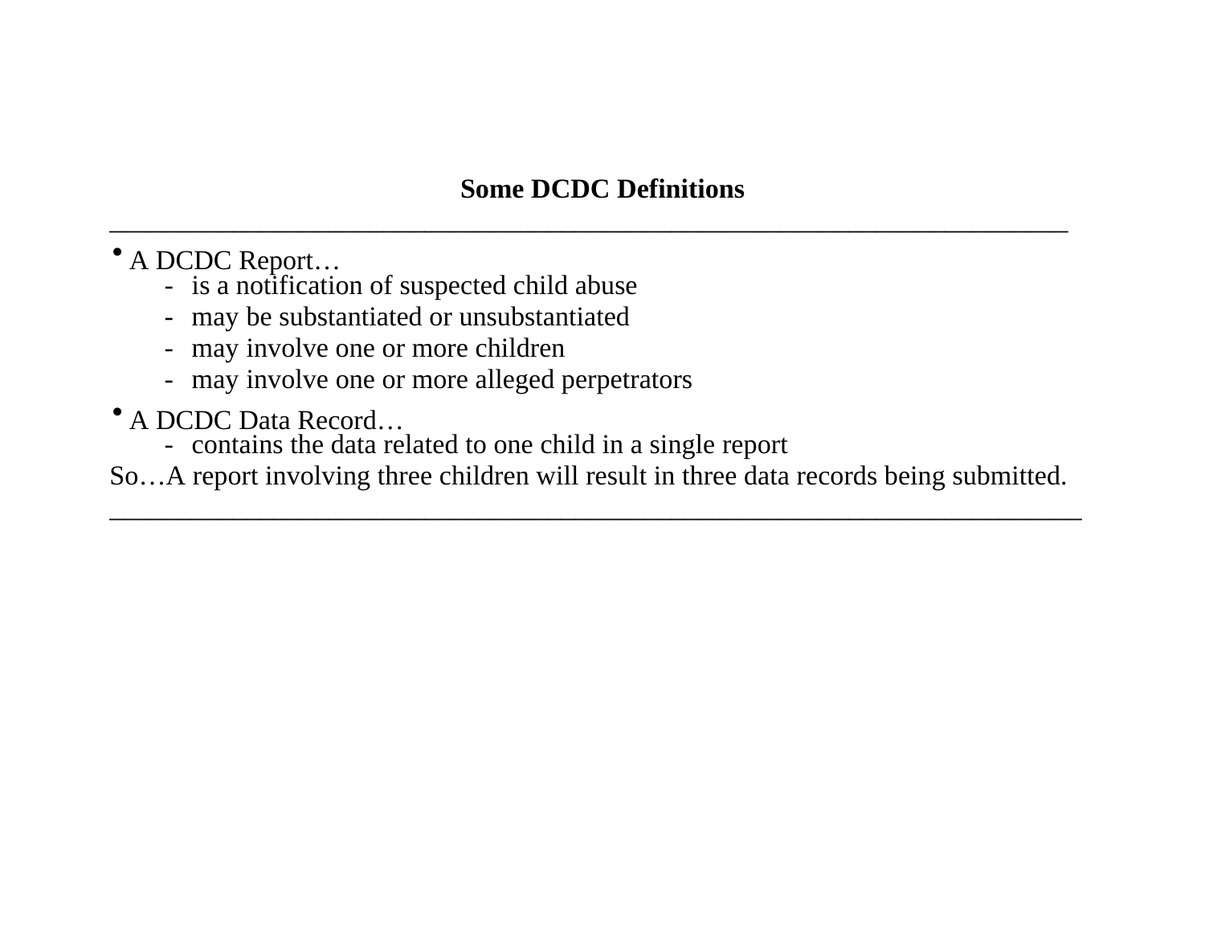**Some DCDC Definitions**

---

- A DCDC Report…
  - is a notification of suspected child abuse
  - may be substantiated or unsubstantiated
  - may involve one or more children
  - may involve one or more alleged perpetrators
- A DCDC Data Record…
  - contains the data related to one child in a single report

So…A report involving three children will result in three data records being submitted.

---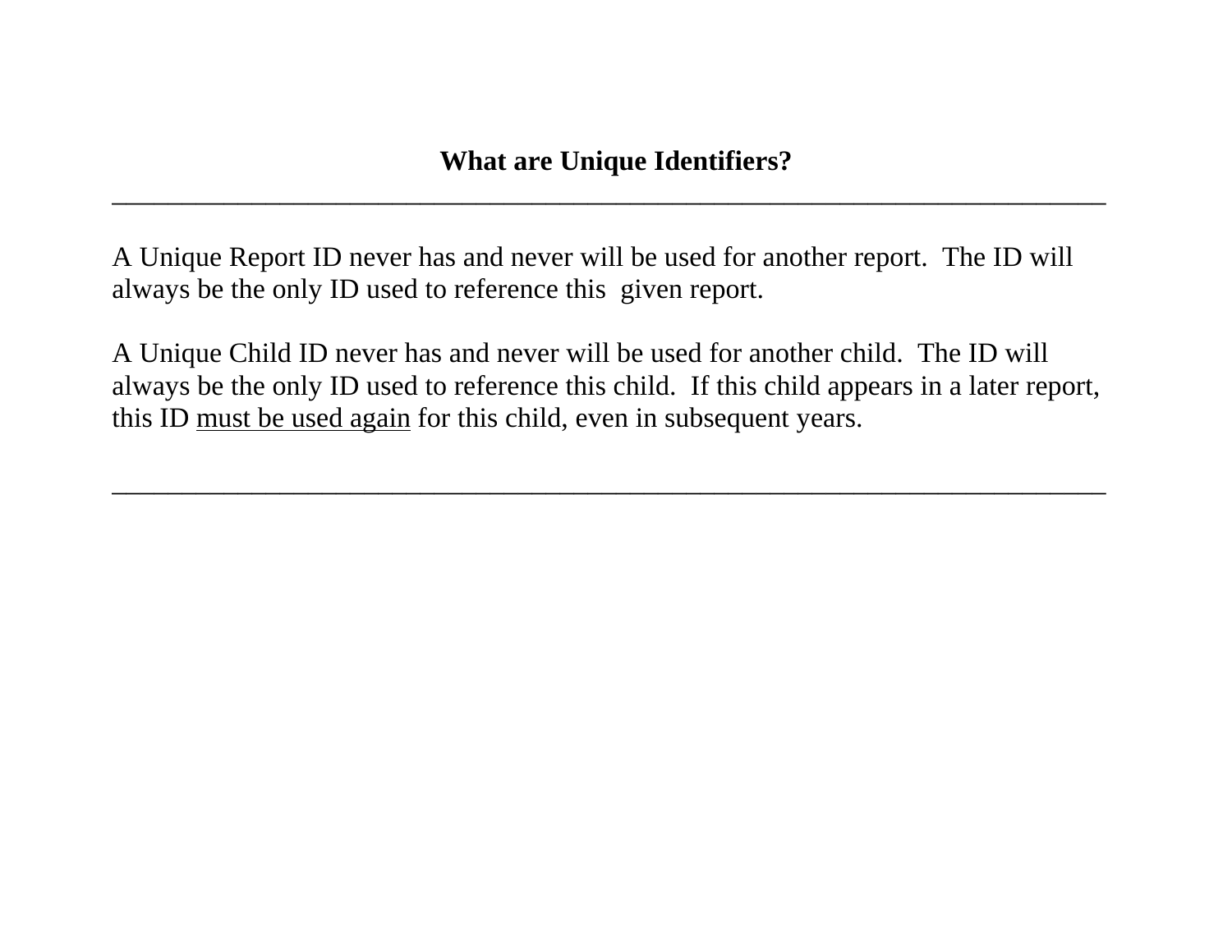# What are Unique Identifiers?

---

A Unique Report ID never has and never will be used for another report.  The ID will always be the only ID used to reference this  given report.

A Unique Child ID never has and never will be used for another child.  The ID will always be the only ID used to reference this child.  If this child appears in a later report, this ID <u>must be used again</u> for this child, even in subsequent years.

---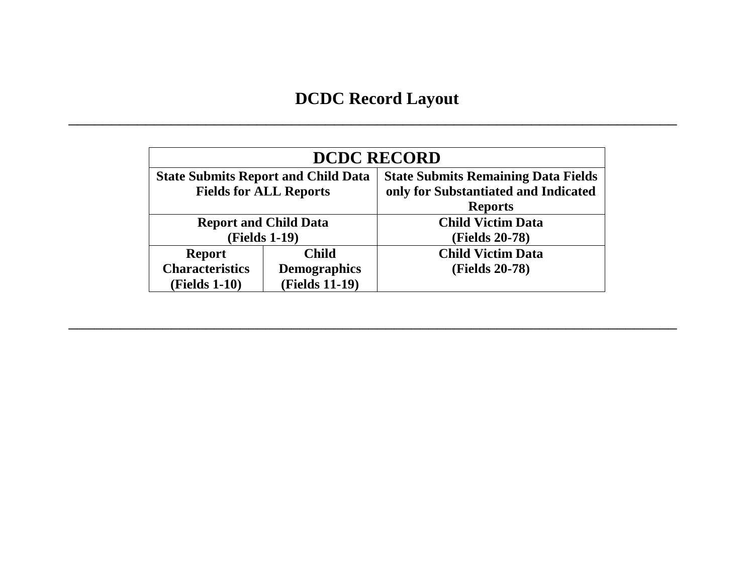# DCDC Record Layout

---

| DCDC RECORD | | |
|---|---|---|
| State Submits Report and Child Data Fields for ALL Reports | | State Submits Remaining Data Fields only for Substantiated and Indicated Reports |
| Report and Child Data (Fields 1-19) | | Child Victim Data (Fields 20-78) |
| Report Characteristics (Fields 1-10) | Child Demographics (Fields 11-19) | Child Victim Data (Fields 20-78) |

---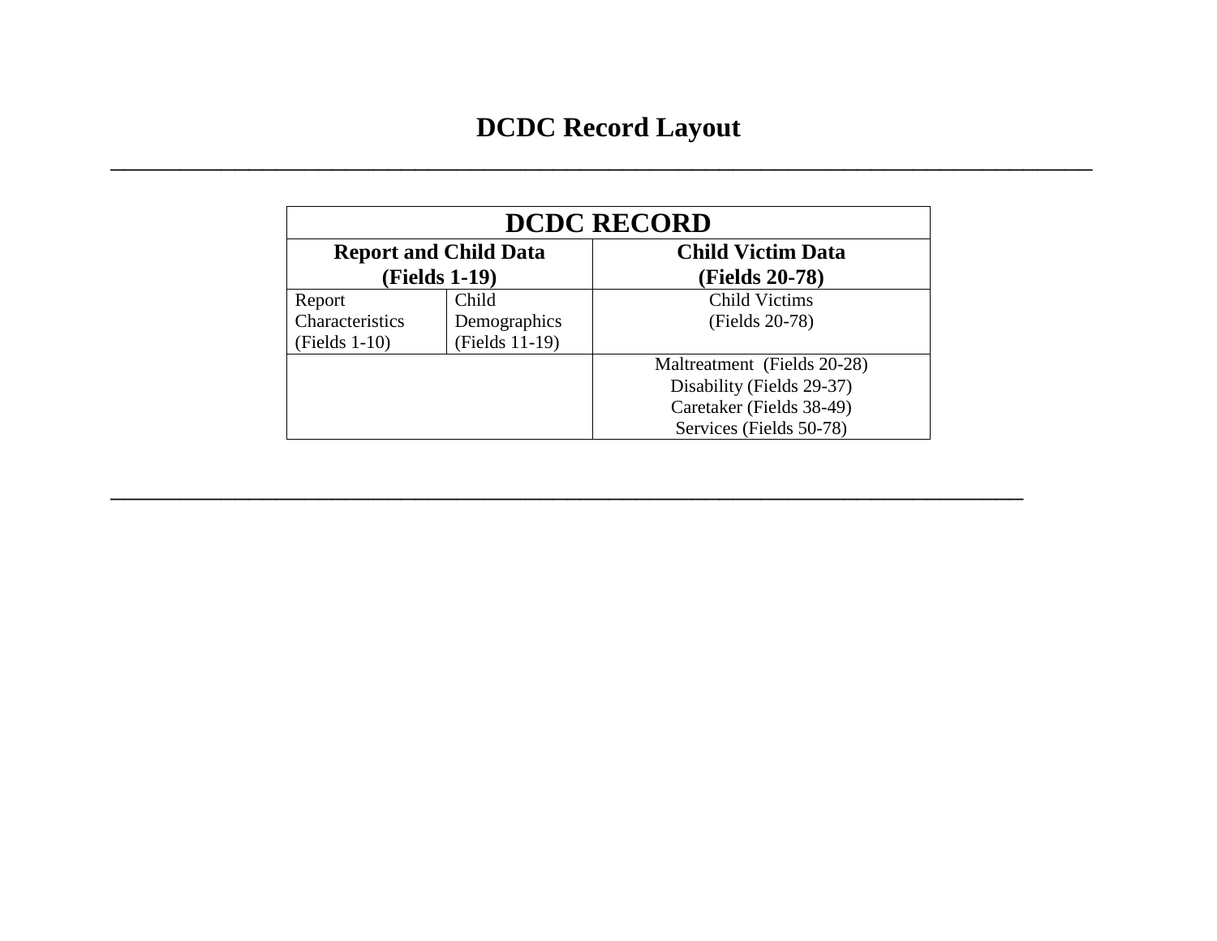# DCDC Record Layout

| DCDC RECORD | | |
|---|---|---|
| **Report and Child Data (Fields 1-19)** | | **Child Victim Data (Fields 20-78)** |
| Report Characteristics (Fields 1-10) | Child Demographics (Fields 11-19) | Child Victims (Fields 20-78) |
| | | Maltreatment (Fields 20-28)<br>Disability (Fields 29-37)<br>Caretaker (Fields 38-49)<br>Services (Fields 50-78) |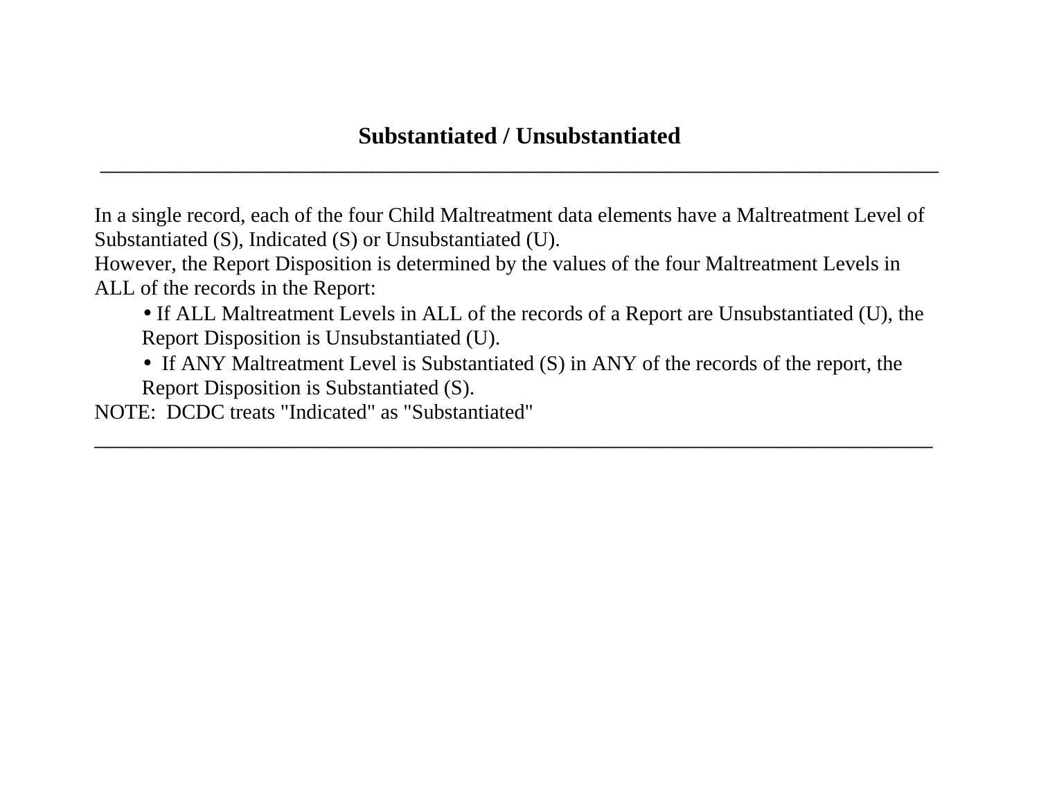## Substantiated / Unsubstantiated

---

In a single record, each of the four Child Maltreatment data elements have a Maltreatment Level of Substantiated (S), Indicated (S) or Unsubstantiated (U).
However, the Report Disposition is determined by the values of the four Maltreatment Levels in ALL of the records in the Report:

- If ALL Maltreatment Levels in ALL of the records of a Report are Unsubstantiated (U), the Report Disposition is Unsubstantiated (U).
- If ANY Maltreatment Level is Substantiated (S) in ANY of the records of the report, the Report Disposition is Substantiated (S).

NOTE: DCDC treats "Indicated" as "Substantiated"

---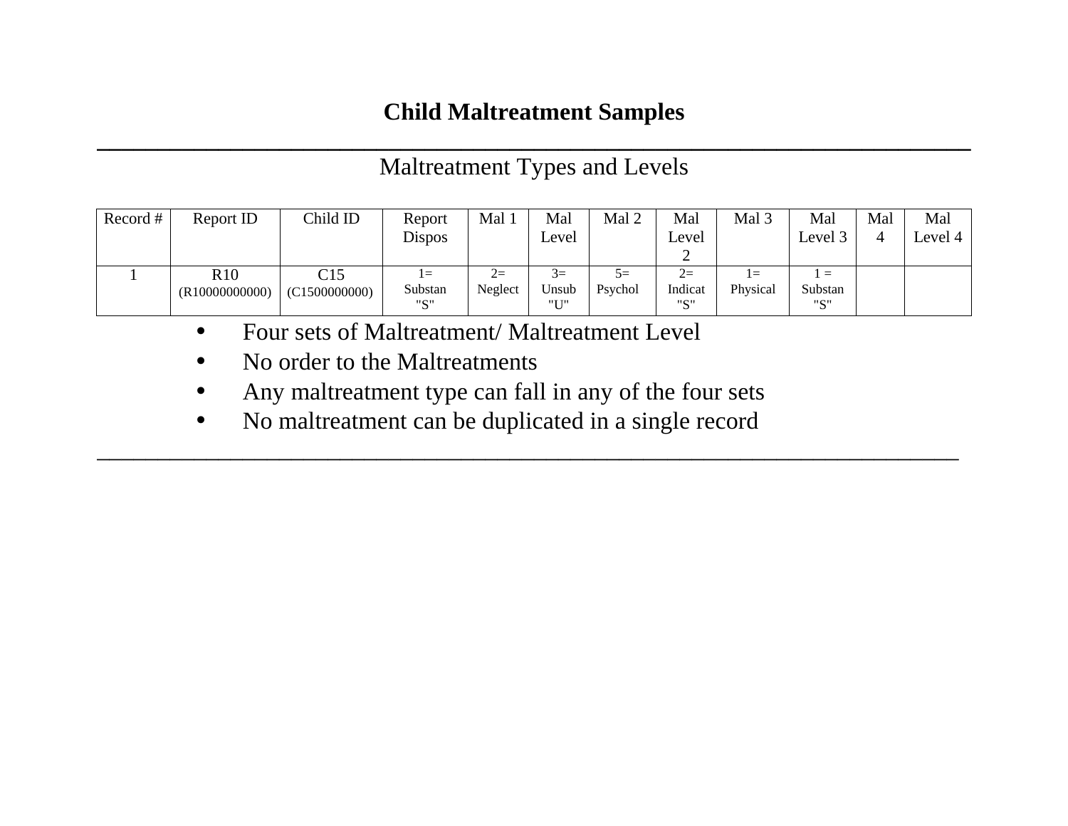# Child Maltreatment Samples

## Maltreatment Types and Levels

| Record # | Report ID | Child ID | Report Dispos | Mal 1 | Mal Level | Mal 2 | Mal Level 2 | Mal 3 | Mal Level 3 | Mal 4 | Mal Level 4 |
|---|---|---|---|---|---|---|---|---|---|---|---|
| 1 | R10 (R10000000000) | C15 (C1500000000) | 1= Substan "S" | 2= Neglect | 3= Unsub "U" | 5= Psychol | 2= Indicat "S" | 1= Physical | 1 = Substan "S" | | |

- Four sets of Maltreatment/ Maltreatment Level
- No order to the Maltreatments
- Any maltreatment type can fall in any of the four sets
- No maltreatment can be duplicated in a single record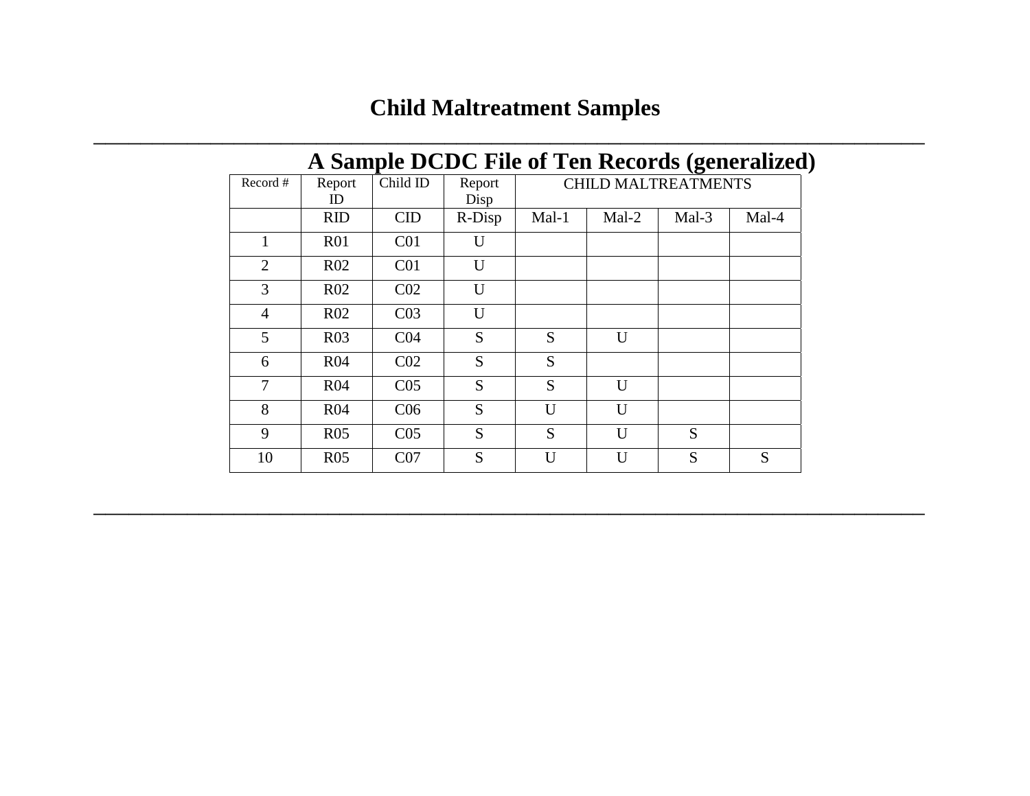# Child Maltreatment Samples

## A Sample DCDC File of Ten Records (generalized)

| Record # | Report ID | Child ID | Report Disp | CHILD MALTREATMENTS | | | |
|---|---|---|---|---|---|---|---|
| | RID | CID | R-Disp | Mal-1 | Mal-2 | Mal-3 | Mal-4 |
| 1 | R01 | C01 | U | | | | |
| 2 | R02 | C01 | U | | | | |
| 3 | R02 | C02 | U | | | | |
| 4 | R02 | C03 | U | | | | |
| 5 | R03 | C04 | S | S | U | | |
| 6 | R04 | C02 | S | S | | | |
| 7 | R04 | C05 | S | S | U | | |
| 8 | R04 | C06 | S | U | U | | |
| 9 | R05 | C05 | S | S | U | S | |
| 10 | R05 | C07 | S | U | U | S | S |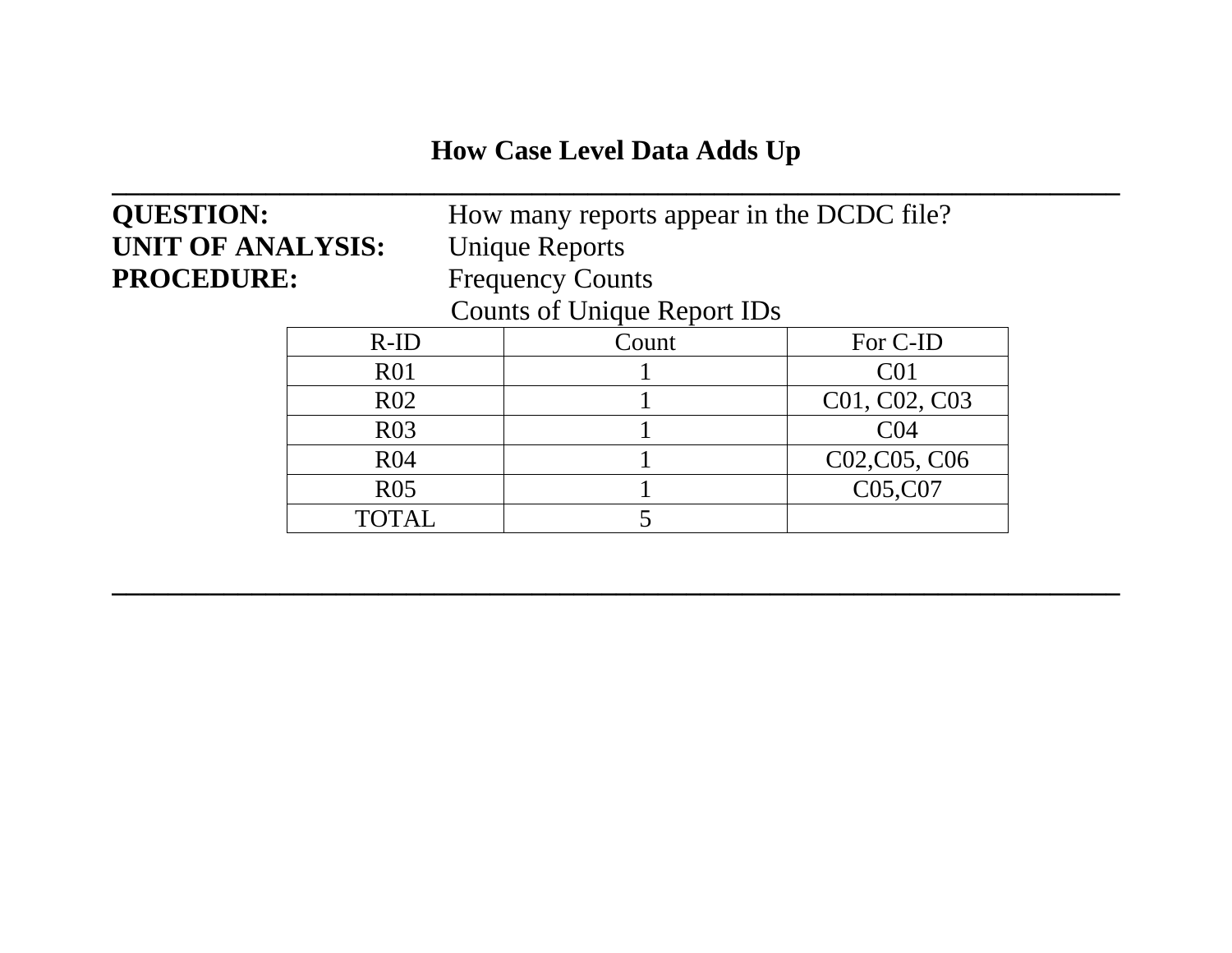# How Case Level Data Adds Up

---

**QUESTION:** How many reports appear in the DCDC file?
**UNIT OF ANALYSIS:** Unique Reports
**PROCEDURE:** Frequency Counts

Counts of Unique Report IDs

| R-ID | Count | For C-ID |
|---|---|---|
| R01 | 1 | C01 |
| R02 | 1 | C01, C02, C03 |
| R03 | 1 | C04 |
| R04 | 1 | C02,C05, C06 |
| R05 | 1 | C05,C07 |
| TOTAL | 5 | |

---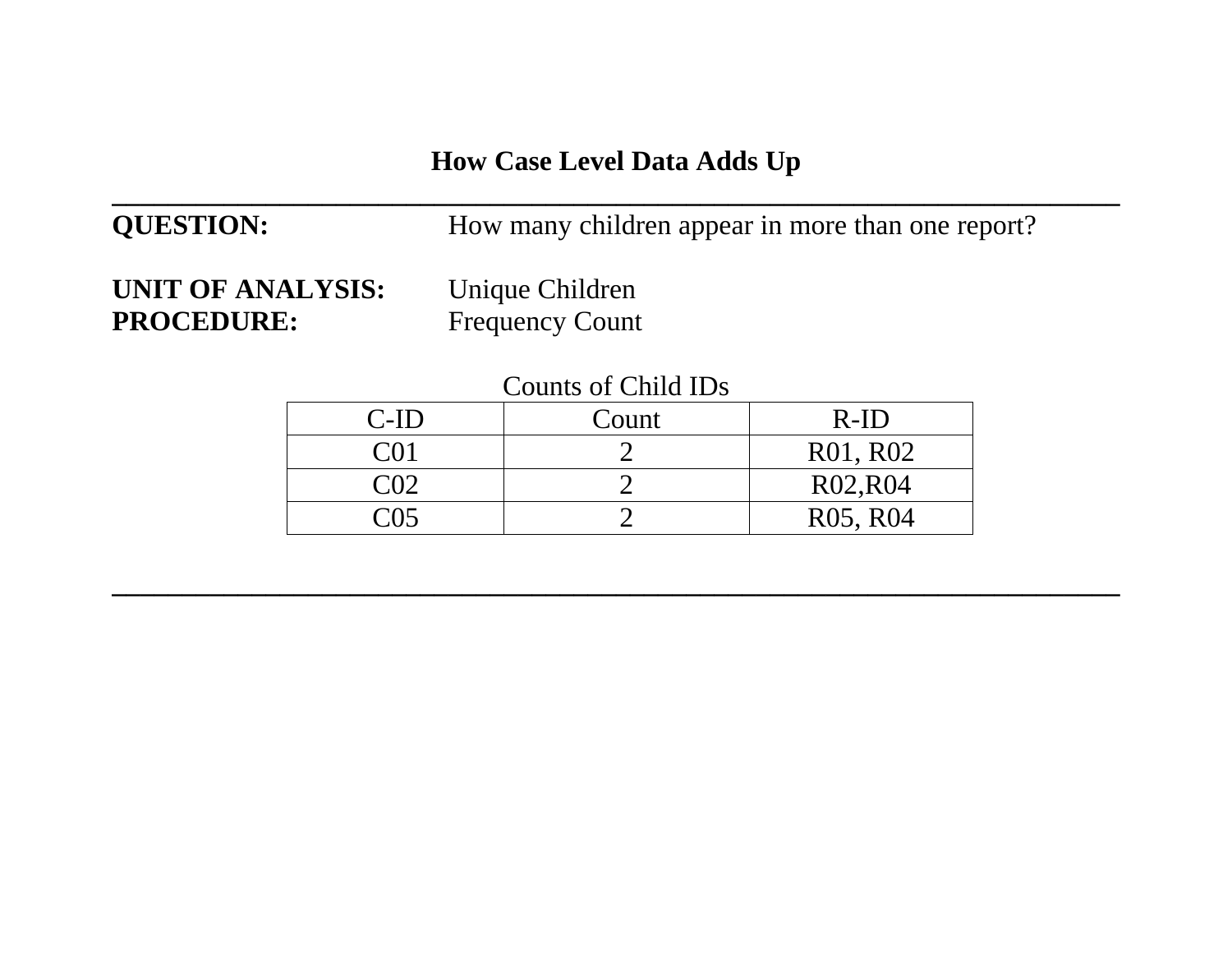## How Case Level Data Adds Up

---

**QUESTION:** How many children appear in more than one report?

**UNIT OF ANALYSIS:** Unique Children
**PROCEDURE:** Frequency Count

Counts of Child IDs

| C-ID | Count | R-ID |
|---|---|---|
| C01 | 2 | R01, R02 |
| C02 | 2 | R02,R04 |
| C05 | 2 | R05, R04 |

---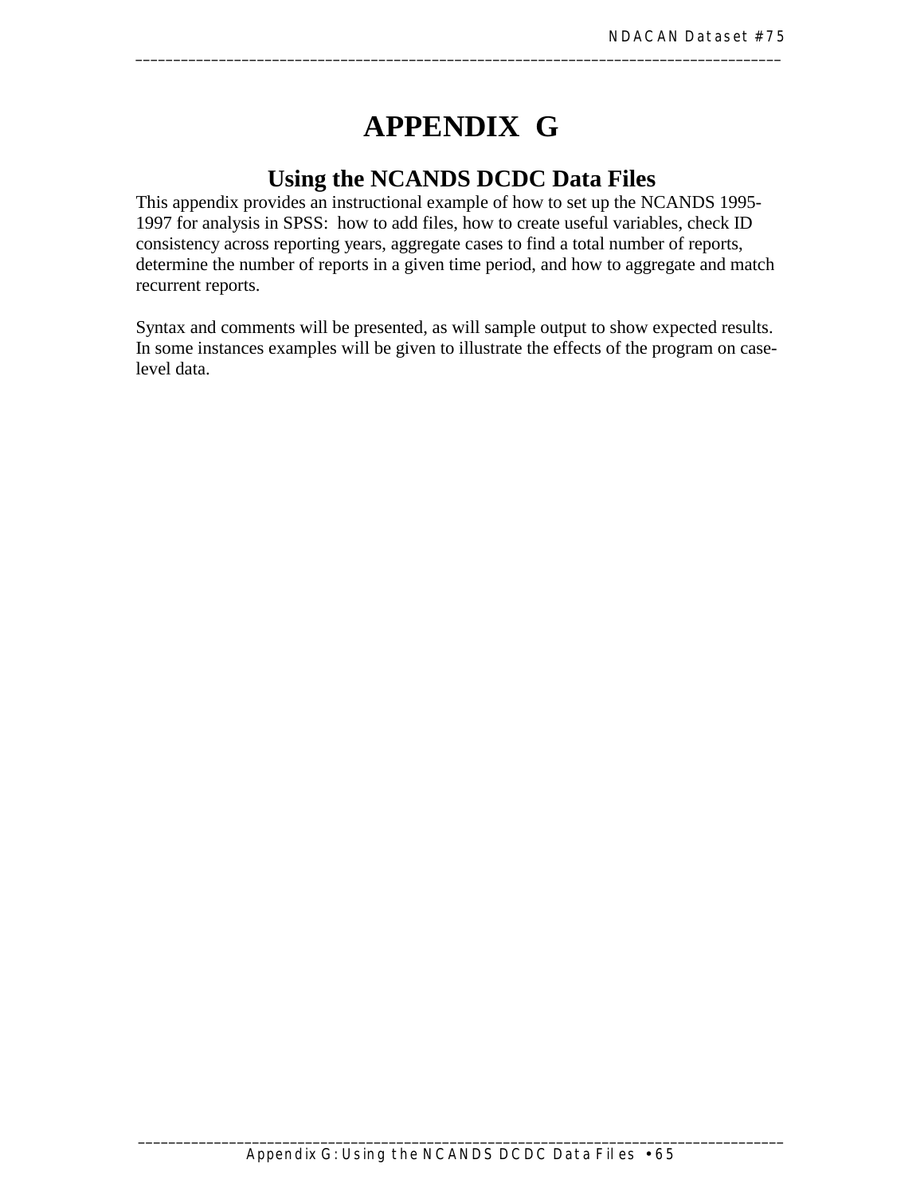# APPENDIX G

## Using the NCANDS DCDC Data Files

This appendix provides an instructional example of how to set up the NCANDS 1995-1997 for analysis in SPSS: how to add files, how to create useful variables, check ID consistency across reporting years, aggregate cases to find a total number of reports, determine the number of reports in a given time period, and how to aggregate and match recurrent reports.

Syntax and comments will be presented, as will sample output to show expected results. In some instances examples will be given to illustrate the effects of the program on case-level data.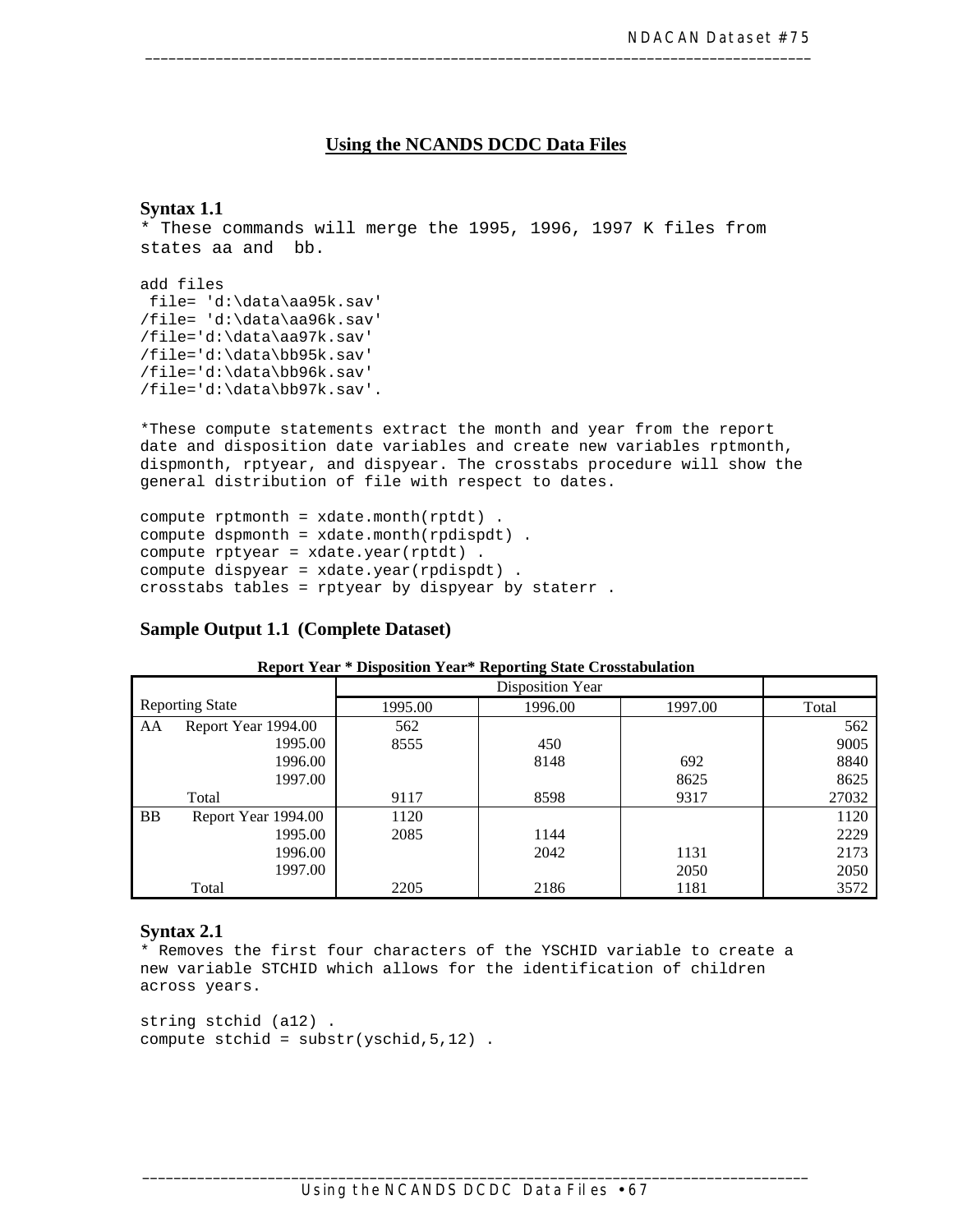## Using the NCANDS DCDC Data Files

### Syntax 1.1

```
* These commands will merge the 1995, 1996, 1997 K files from
states aa and  bb.

add files
 file= 'd:\data\aa95k.sav'
/file= 'd:\data\aa96k.sav'
/file='d:\data\aa97k.sav'
/file='d:\data\bb95k.sav'
/file='d:\data\bb96k.sav'
/file='d:\data\bb97k.sav'.

*These compute statements extract the month and year from the report
date and disposition date variables and create new variables rptmonth,
dispmonth, rptyear, and dispyear. The crosstabs procedure will show the
general distribution of file with respect to dates.

compute rptmonth = xdate.month(rptdt) .
compute dspmonth = xdate.month(rpdispdt) .
compute rptyear = xdate.year(rptdt) .
compute dispyear = xdate.year(rpdispdt) .
crosstabs tables = rptyear by dispyear by staterr .
```

### Sample Output 1.1 (Complete Dataset)

**Report Year * Disposition Year* Reporting State Crosstabulation**

| | | Disposition Year | | | |
|---|---|---|---|---|---|
| Reporting State | | 1995.00 | 1996.00 | 1997.00 | Total |
| AA | Report Year 1994.00 | 562 | | | 562 |
| | 1995.00 | 8555 | 450 | | 9005 |
| | 1996.00 | | 8148 | 692 | 8840 |
| | 1997.00 | | | 8625 | 8625 |
| | Total | 9117 | 8598 | 9317 | 27032 |
| BB | Report Year 1994.00 | 1120 | | | 1120 |
| | 1995.00 | 2085 | 1144 | | 2229 |
| | 1996.00 | | 2042 | 1131 | 2173 |
| | 1997.00 | | | 2050 | 2050 |
| | Total | 2205 | 2186 | 1181 | 3572 |

### Syntax 2.1

```
* Removes the first four characters of the YSCHID variable to create a
new variable STCHID which allows for the identification of children
across years.

string stchid (a12) .
compute stchid = substr(yschid,5,12) .
```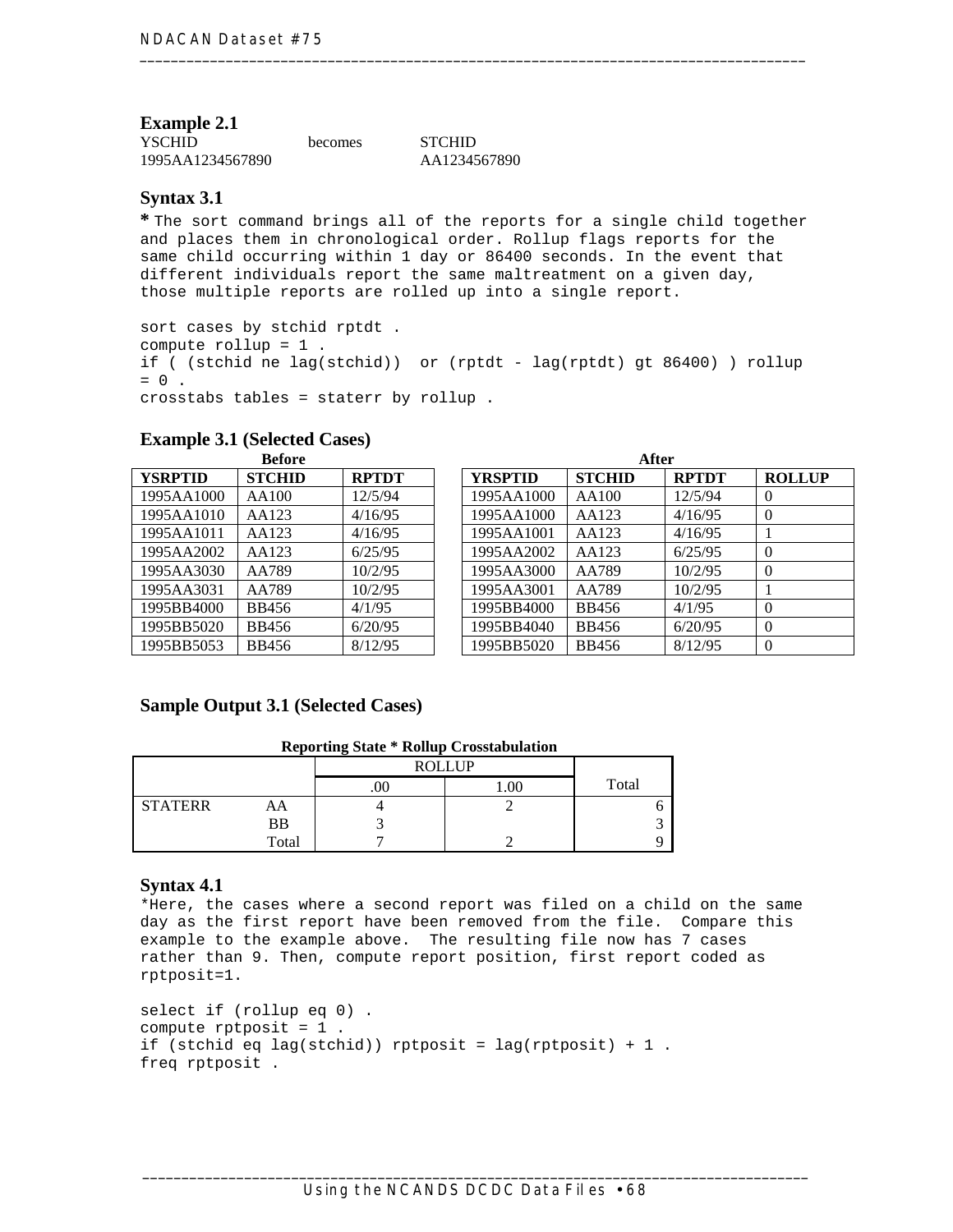### Example 2.1

| YSCHID | becomes | STCHID |
|---|---|---|
| 1995AA1234567890 | | AA1234567890 |

### Syntax 3.1

```
* The sort command brings all of the reports for a single child together
and places them in chronological order. Rollup flags reports for the
same child occurring within 1 day or 86400 seconds. In the event that
different individuals report the same maltreatment on a given day,
those multiple reports are rolled up into a single report.

sort cases by stchid rptdt .
compute rollup = 1 .
if ( (stchid ne lag(stchid))  or (rptdt - lag(rptdt) gt 86400) ) rollup
= 0 .
crosstabs tables = staterr by rollup .
```

### Example 3.1 (Selected Cases)

**Before**

| YSRPTID | STCHID | RPTDT |
|---|---|---|
| 1995AA1000 | AA100 | 12/5/94 |
| 1995AA1010 | AA123 | 4/16/95 |
| 1995AA1011 | AA123 | 4/16/95 |
| 1995AA2002 | AA123 | 6/25/95 |
| 1995AA3030 | AA789 | 10/2/95 |
| 1995AA3031 | AA789 | 10/2/95 |
| 1995BB4000 | BB456 | 4/1/95 |
| 1995BB5020 | BB456 | 6/20/95 |
| 1995BB5053 | BB456 | 8/12/95 |

**After**

| YRSPTID | STCHID | RPTDT | ROLLUP |
|---|---|---|---|
| 1995AA1000 | AA100 | 12/5/94 | 0 |
| 1995AA1000 | AA123 | 4/16/95 | 0 |
| 1995AA1001 | AA123 | 4/16/95 | 1 |
| 1995AA2002 | AA123 | 6/25/95 | 0 |
| 1995AA3000 | AA789 | 10/2/95 | 0 |
| 1995AA3001 | AA789 | 10/2/95 | 1 |
| 1995BB4000 | BB456 | 4/1/95 | 0 |
| 1995BB4040 | BB456 | 6/20/95 | 0 |
| 1995BB5020 | BB456 | 8/12/95 | 0 |

### Sample Output 3.1 (Selected Cases)

**Reporting State * Rollup Crosstabulation**

| | | ROLLUP | | Total |
|---|---|---|---|---|
| | | .00 | 1.00 | |
| STATERR | AA | 4 | 2 | 6 |
| | BB | 3 | | 3 |
| | Total | 7 | 2 | 9 |

### Syntax 4.1

```
*Here, the cases where a second report was filed on a child on the same
day as the first report have been removed from the file.  Compare this
example to the example above.  The resulting file now has 7 cases
rather than 9. Then, compute report position, first report coded as
rptposit=1.

select if (rollup eq 0) .
compute rptposit = 1 .
if (stchid eq lag(stchid)) rptposit = lag(rptposit) + 1 .
freq rptposit .
```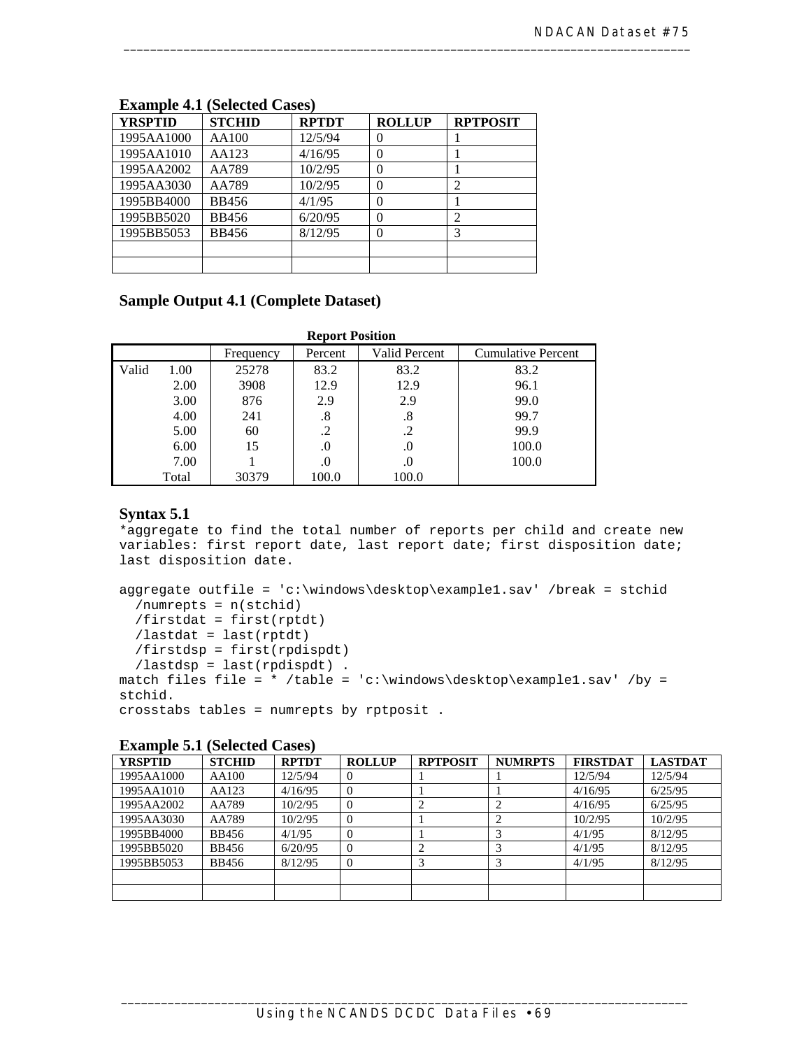**Example 4.1 (Selected Cases)**

| YRSPTID | STCHID | RPTDT | ROLLUP | RPTPOSIT |
|---|---|---|---|---|
| 1995AA1000 | AA100 | 12/5/94 | 0 | 1 |
| 1995AA1010 | AA123 | 4/16/95 | 0 | 1 |
| 1995AA2002 | AA789 | 10/2/95 | 0 | 1 |
| 1995AA3030 | AA789 | 10/2/95 | 0 | 2 |
| 1995BB4000 | BB456 | 4/1/95 | 0 | 1 |
| 1995BB5020 | BB456 | 6/20/95 | 0 | 2 |
| 1995BB5053 | BB456 | 8/12/95 | 0 | 3 |
| | | | | |
| | | | | |

**Sample Output 4.1 (Complete Dataset)**

**Report Position**

| | | Frequency | Percent | Valid Percent | Cumulative Percent |
|---|---|---|---|---|---|
| Valid | 1.00 | 25278 | 83.2 | 83.2 | 83.2 |
| | 2.00 | 3908 | 12.9 | 12.9 | 96.1 |
| | 3.00 | 876 | 2.9 | 2.9 | 99.0 |
| | 4.00 | 241 | .8 | .8 | 99.7 |
| | 5.00 | 60 | .2 | .2 | 99.9 |
| | 6.00 | 15 | .0 | .0 | 100.0 |
| | 7.00 | 1 | .0 | .0 | 100.0 |
| | Total | 30379 | 100.0 | 100.0 | |

**Syntax 5.1**

```
*aggregate to find the total number of reports per child and create new
variables: first report date, last report date; first disposition date;
last disposition date.

aggregate outfile = 'c:\windows\desktop\example1.sav' /break = stchid
  /numrepts = n(stchid)
  /firstdat = first(rptdt)
  /lastdat = last(rptdt)
  /firstdsp = first(rpdispdt)
  /lastdsp = last(rpdispdt) .
match files file = * /table = 'c:\windows\desktop\example1.sav' /by =
stchid.
crosstabs tables = numrepts by rptposit .
```

**Example 5.1 (Selected Cases)**

| YRSPTID | STCHID | RPTDT | ROLLUP | RPTPOSIT | NUMRPTS | FIRSTDAT | LASTDAT |
|---|---|---|---|---|---|---|---|
| 1995AA1000 | AA100 | 12/5/94 | 0 | 1 | 1 | 12/5/94 | 12/5/94 |
| 1995AA1010 | AA123 | 4/16/95 | 0 | 1 | 1 | 4/16/95 | 6/25/95 |
| 1995AA2002 | AA789 | 10/2/95 | 0 | 2 | 2 | 4/16/95 | 6/25/95 |
| 1995AA3030 | AA789 | 10/2/95 | 0 | 1 | 2 | 10/2/95 | 10/2/95 |
| 1995BB4000 | BB456 | 4/1/95 | 0 | 1 | 3 | 4/1/95 | 8/12/95 |
| 1995BB5020 | BB456 | 6/20/95 | 0 | 2 | 3 | 4/1/95 | 8/12/95 |
| 1995BB5053 | BB456 | 8/12/95 | 0 | 3 | 3 | 4/1/95 | 8/12/95 |
| | | | | | | | |
| | | | | | | | |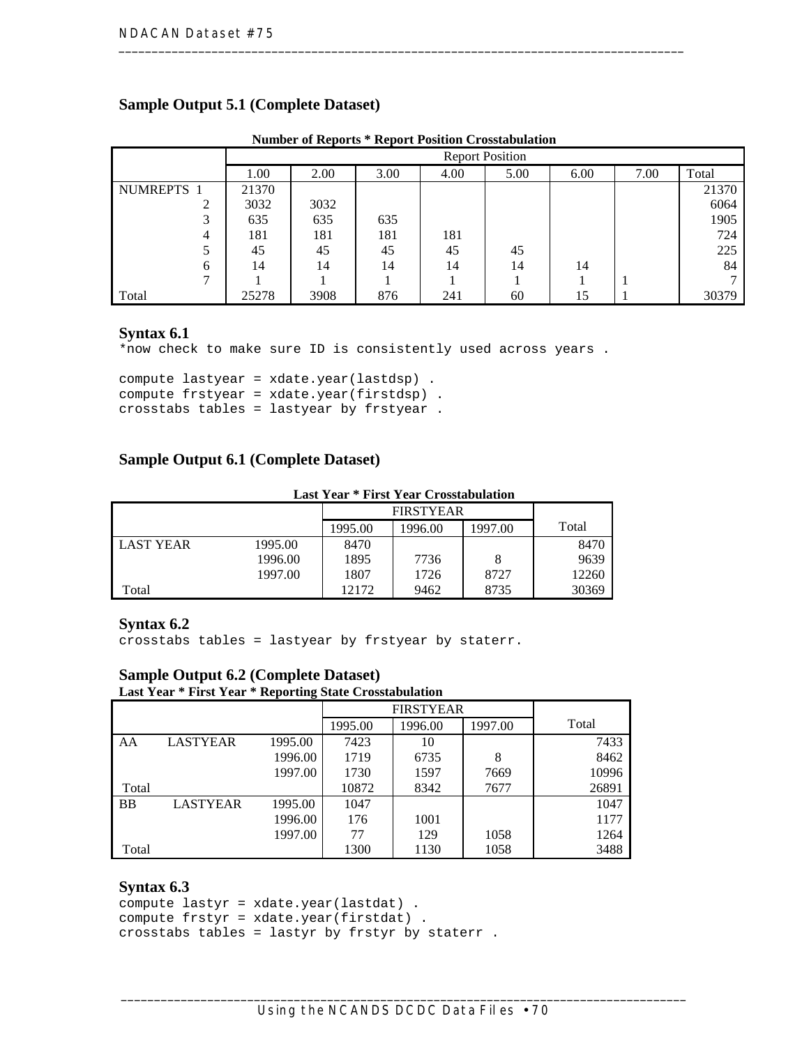## Sample Output 5.1 (Complete Dataset)

**Number of Reports * Report Position Crosstabulation**

| | | Report Position | | | | | | | |
|---|---|---|---|---|---|---|---|---|---|
| | | 1.00 | 2.00 | 3.00 | 4.00 | 5.00 | 6.00 | 7.00 | Total |
| NUMREPTS | 1 | 21370 | | | | | | | 21370 |
| | 2 | 3032 | 3032 | | | | | | 6064 |
| | 3 | 635 | 635 | 635 | | | | | 1905 |
| | 4 | 181 | 181 | 181 | 181 | | | | 724 |
| | 5 | 45 | 45 | 45 | 45 | 45 | | | 225 |
| | 6 | 14 | 14 | 14 | 14 | 14 | 14 | | 84 |
| | 7 | 1 | 1 | 1 | 1 | 1 | 1 | 1 | 7 |
| Total | | 25278 | 3908 | 876 | 241 | 60 | 15 | 1 | 30379 |

### Syntax 6.1

```
*now check to make sure ID is consistently used across years .

compute lastyear = xdate.year(lastdsp) .
compute frstyear = xdate.year(firstdsp) .
crosstabs tables = lastyear by frstyear .
```

## Sample Output 6.1 (Complete Dataset)

**Last Year * First Year Crosstabulation**

| | | FIRSTYEAR | | | |
|---|---|---|---|---|---|
| | | 1995.00 | 1996.00 | 1997.00 | Total |
| LAST YEAR | 1995.00 | 8470 | | | 8470 |
| | 1996.00 | 1895 | 7736 | 8 | 9639 |
| | 1997.00 | 1807 | 1726 | 8727 | 12260 |
| Total | | 12172 | 9462 | 8735 | 30369 |

### Syntax 6.2

```
crosstabs tables = lastyear by frstyear by staterr.
```

## Sample Output 6.2 (Complete Dataset)

**Last Year * First Year * Reporting State Crosstabulation**

| | | | FIRSTYEAR | | | |
|---|---|---|---|---|---|---|
| | | | 1995.00 | 1996.00 | 1997.00 | Total |
| AA | LASTYEAR | 1995.00 | 7423 | 10 | | 7433 |
| | | 1996.00 | 1719 | 6735 | 8 | 8462 |
| | | 1997.00 | 1730 | 1597 | 7669 | 10996 |
| Total | | | 10872 | 8342 | 7677 | 26891 |
| BB | LASTYEAR | 1995.00 | 1047 | | | 1047 |
| | | 1996.00 | 176 | 1001 | | 1177 |
| | | 1997.00 | 77 | 129 | 1058 | 1264 |
| Total | | | 1300 | 1130 | 1058 | 3488 |

### Syntax 6.3

```
compute lastyr = xdate.year(lastdat) .
compute frstyr = xdate.year(firstdat) .
crosstabs tables = lastyr by frstyr by staterr .
```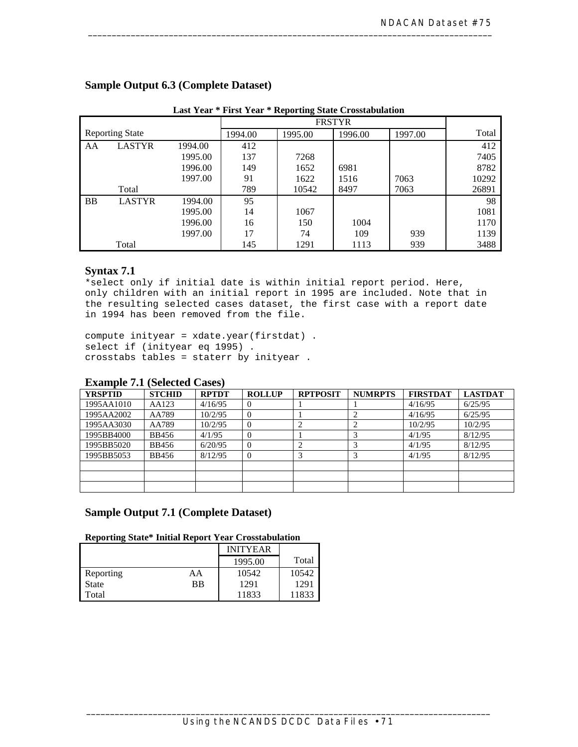## Sample Output 6.3 (Complete Dataset)

**Last Year * First Year * Reporting State Crosstabulation**

| Reporting State | | | FRSTYR 1994.00 | 1995.00 | 1996.00 | 1997.00 | Total |
|---|---|---|---|---|---|---|---|
| AA | LASTYR | 1994.00 | 412 | | | | 412 |
| | | 1995.00 | 137 | 7268 | | | 7405 |
| | | 1996.00 | 149 | 1652 | 6981 | | 8782 |
| | | 1997.00 | 91 | 1622 | 1516 | 7063 | 10292 |
| | Total | | 789 | 10542 | 8497 | 7063 | 26891 |
| BB | LASTYR | 1994.00 | 95 | | | | 98 |
| | | 1995.00 | 14 | 1067 | | | 1081 |
| | | 1996.00 | 16 | 150 | 1004 | | 1170 |
| | | 1997.00 | 17 | 74 | 109 | 939 | 1139 |
| | Total | | 145 | 1291 | 1113 | 939 | 3488 |

### Syntax 7.1

```
*select only if initial date is within initial report period. Here,
only children with an initial report in 1995 are included. Note that in
the resulting selected cases dataset, the first case with a report date
in 1994 has been removed from the file.

compute inityear = xdate.year(firstdat) .
select if (inityear eq 1995) .
crosstabs tables = staterr by inityear .
```

### Example 7.1 (Selected Cases)

| YRSPTID | STCHID | RPTDT | ROLLUP | RPTPOSIT | NUMRPTS | FIRSTDAT | LASTDAT |
|---|---|---|---|---|---|---|---|
| 1995AA1010 | AA123 | 4/16/95 | 0 | 1 | 1 | 4/16/95 | 6/25/95 |
| 1995AA2002 | AA789 | 10/2/95 | 0 | 1 | 2 | 4/16/95 | 6/25/95 |
| 1995AA3030 | AA789 | 10/2/95 | 0 | 2 | 2 | 10/2/95 | 10/2/95 |
| 1995BB4000 | BB456 | 4/1/95 | 0 | 1 | 3 | 4/1/95 | 8/12/95 |
| 1995BB5020 | BB456 | 6/20/95 | 0 | 2 | 3 | 4/1/95 | 8/12/95 |
| 1995BB5053 | BB456 | 8/12/95 | 0 | 3 | 3 | 4/1/95 | 8/12/95 |
| | | | | | | | |
| | | | | | | | |
| | | | | | | | |

## Sample Output 7.1 (Complete Dataset)

**Reporting State* Initial Report Year Crosstabulation**

| | | INITYEAR 1995.00 | Total |
|---|---|---|---|
| Reporting State | AA | 10542 | 10542 |
| | BB | 1291 | 1291 |
| Total | | 11833 | 11833 |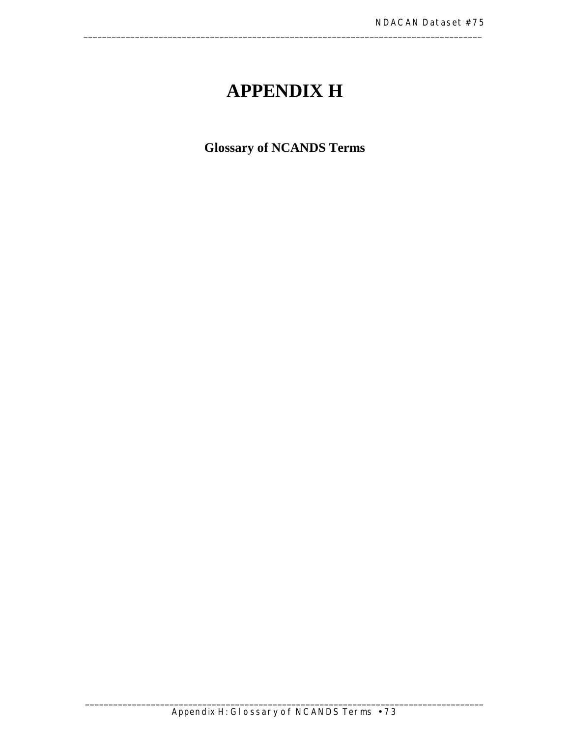# APPENDIX H

## Glossary of NCANDS Terms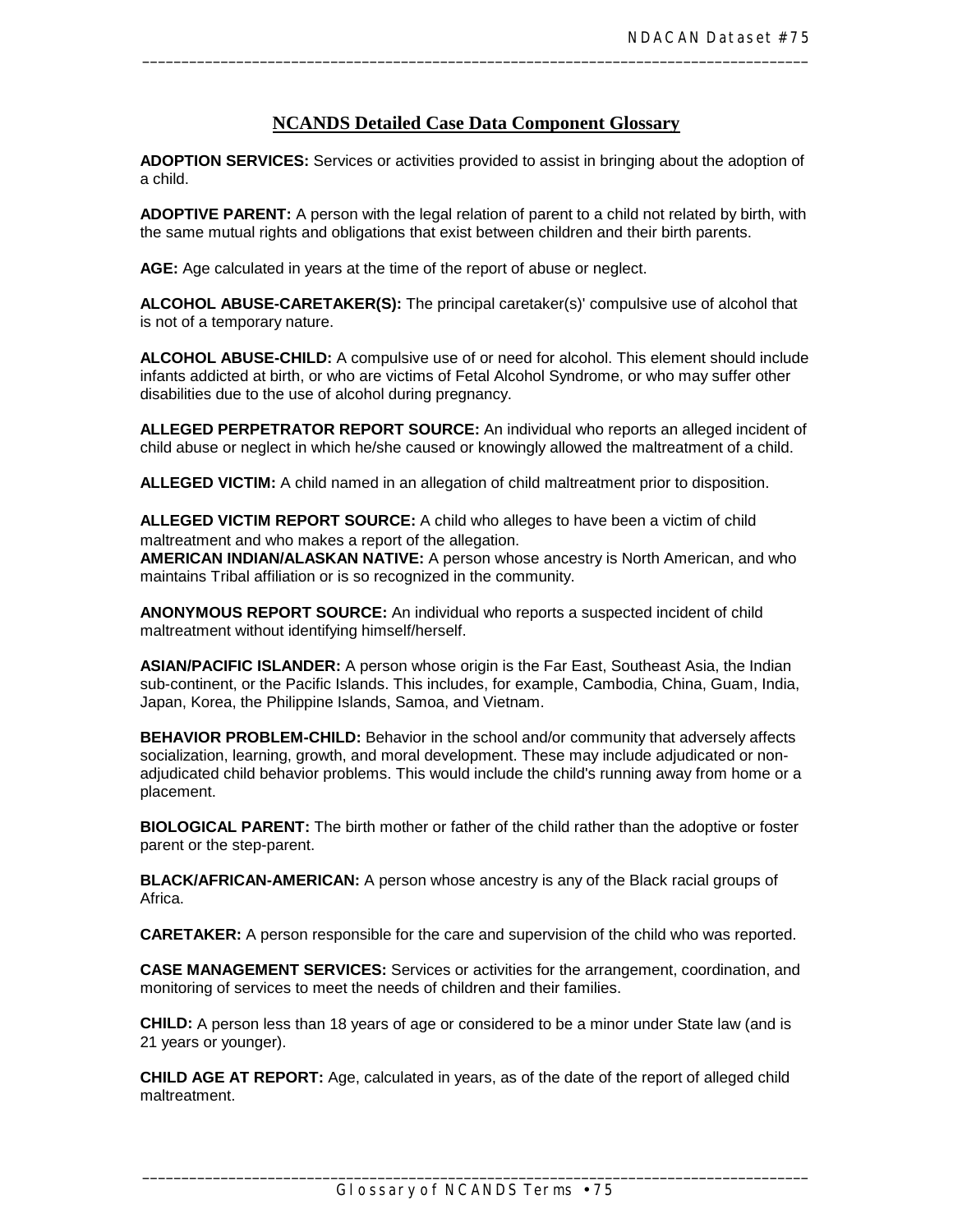## NCANDS Detailed Case Data Component Glossary

**ADOPTION SERVICES:** Services or activities provided to assist in bringing about the adoption of a child.

**ADOPTIVE PARENT:** A person with the legal relation of parent to a child not related by birth, with the same mutual rights and obligations that exist between children and their birth parents.

**AGE:** Age calculated in years at the time of the report of abuse or neglect.

**ALCOHOL ABUSE-CARETAKER(S):** The principal caretaker(s)' compulsive use of alcohol that is not of a temporary nature.

**ALCOHOL ABUSE-CHILD:** A compulsive use of or need for alcohol. This element should include infants addicted at birth, or who are victims of Fetal Alcohol Syndrome, or who may suffer other disabilities due to the use of alcohol during pregnancy.

**ALLEGED PERPETRATOR REPORT SOURCE:** An individual who reports an alleged incident of child abuse or neglect in which he/she caused or knowingly allowed the maltreatment of a child.

**ALLEGED VICTIM:** A child named in an allegation of child maltreatment prior to disposition.

**ALLEGED VICTIM REPORT SOURCE:** A child who alleges to have been a victim of child maltreatment and who makes a report of the allegation.

**AMERICAN INDIAN/ALASKAN NATIVE:** A person whose ancestry is North American, and who maintains Tribal affiliation or is so recognized in the community.

**ANONYMOUS REPORT SOURCE:** An individual who reports a suspected incident of child maltreatment without identifying himself/herself.

**ASIAN/PACIFIC ISLANDER:** A person whose origin is the Far East, Southeast Asia, the Indian sub-continent, or the Pacific Islands. This includes, for example, Cambodia, China, Guam, India, Japan, Korea, the Philippine Islands, Samoa, and Vietnam.

**BEHAVIOR PROBLEM-CHILD:** Behavior in the school and/or community that adversely affects socialization, learning, growth, and moral development. These may include adjudicated or non-adjudicated child behavior problems. This would include the child's running away from home or a placement.

**BIOLOGICAL PARENT:** The birth mother or father of the child rather than the adoptive or foster parent or the step-parent.

**BLACK/AFRICAN-AMERICAN:** A person whose ancestry is any of the Black racial groups of Africa.

**CARETAKER:** A person responsible for the care and supervision of the child who was reported.

**CASE MANAGEMENT SERVICES:** Services or activities for the arrangement, coordination, and monitoring of services to meet the needs of children and their families.

**CHILD:** A person less than 18 years of age or considered to be a minor under State law (and is 21 years or younger).

**CHILD AGE AT REPORT:** Age, calculated in years, as of the date of the report of alleged child maltreatment.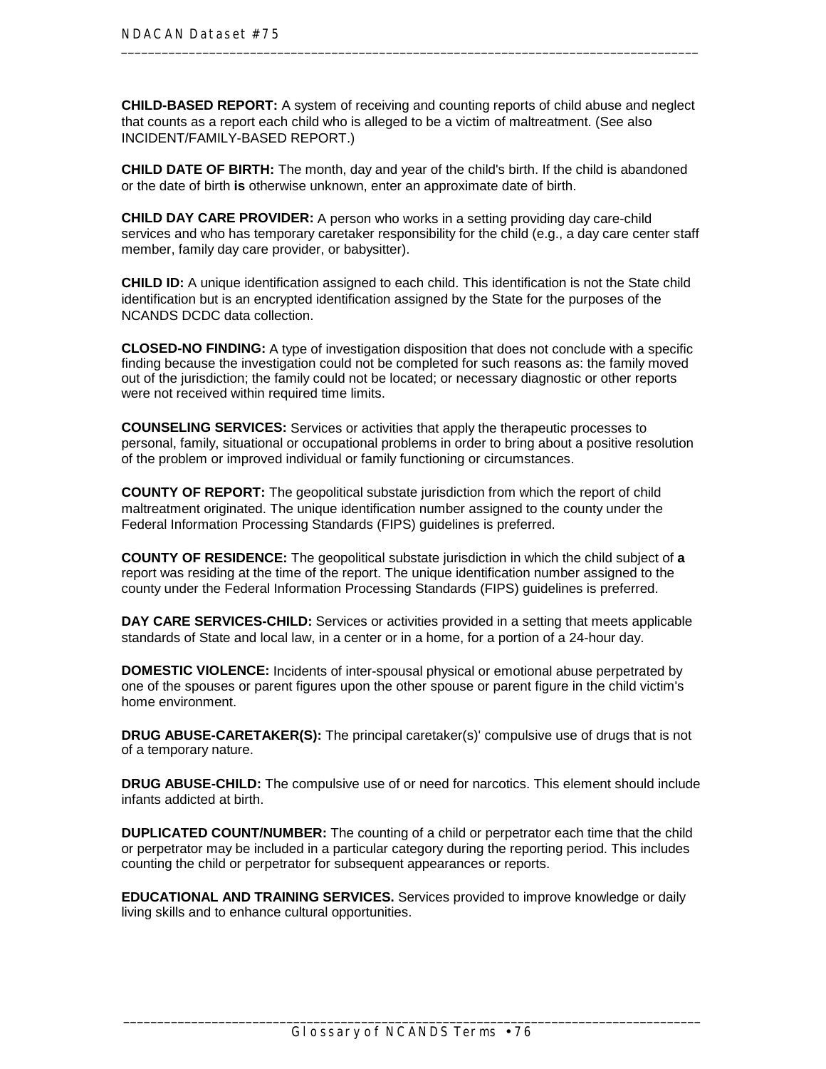**CHILD-BASED REPORT:** A system of receiving and counting reports of child abuse and neglect that counts as a report each child who is alleged to be a victim of maltreatment. (See also INCIDENT/FAMILY-BASED REPORT.)

**CHILD DATE OF BIRTH:** The month, day and year of the child's birth. If the child is abandoned or the date of birth **is** otherwise unknown, enter an approximate date of birth.

**CHILD DAY CARE PROVIDER:** A person who works in a setting providing day care-child services and who has temporary caretaker responsibility for the child (e.g., a day care center staff member, family day care provider, or babysitter).

**CHILD ID:** A unique identification assigned to each child. This identification is not the State child identification but is an encrypted identification assigned by the State for the purposes of the NCANDS DCDC data collection.

**CLOSED-NO FINDING:** A type of investigation disposition that does not conclude with a specific finding because the investigation could not be completed for such reasons as: the family moved out of the jurisdiction; the family could not be located; or necessary diagnostic or other reports were not received within required time limits.

**COUNSELING SERVICES:** Services or activities that apply the therapeutic processes to personal, family, situational or occupational problems in order to bring about a positive resolution of the problem or improved individual or family functioning or circumstances.

**COUNTY OF REPORT:** The geopolitical substate jurisdiction from which the report of child maltreatment originated. The unique identification number assigned to the county under the Federal Information Processing Standards (FIPS) guidelines is preferred.

**COUNTY OF RESIDENCE:** The geopolitical substate jurisdiction in which the child subject of **a** report was residing at the time of the report. The unique identification number assigned to the county under the Federal Information Processing Standards (FIPS) guidelines is preferred.

**DAY CARE SERVICES-CHILD:** Services or activities provided in a setting that meets applicable standards of State and local law, in a center or in a home, for a portion of a 24-hour day.

**DOMESTIC VIOLENCE:** Incidents of inter-spousal physical or emotional abuse perpetrated by one of the spouses or parent figures upon the other spouse or parent figure in the child victim's home environment.

**DRUG ABUSE-CARETAKER(S):** The principal caretaker(s)' compulsive use of drugs that is not of a temporary nature.

**DRUG ABUSE-CHILD:** The compulsive use of or need for narcotics. This element should include infants addicted at birth.

**DUPLICATED COUNT/NUMBER:** The counting of a child or perpetrator each time that the child or perpetrator may be included in a particular category during the reporting period. This includes counting the child or perpetrator for subsequent appearances or reports.

**EDUCATIONAL AND TRAINING SERVICES.** Services provided to improve knowledge or daily living skills and to enhance cultural opportunities.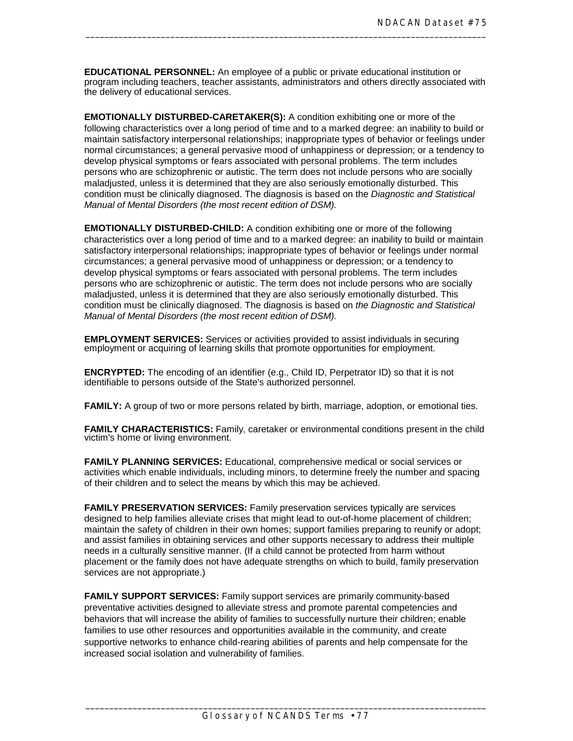**EDUCATIONAL PERSONNEL:** An employee of a public or private educational institution or program including teachers, teacher assistants, administrators and others directly associated with the delivery of educational services.

**EMOTIONALLY DISTURBED-CARETAKER(S):** A condition exhibiting one or more of the following characteristics over a long period of time and to a marked degree: an inability to build or maintain satisfactory interpersonal relationships; inappropriate types of behavior or feelings under normal circumstances; a general pervasive mood of unhappiness or depression; or a tendency to develop physical symptoms or fears associated with personal problems. The term includes persons who are schizophrenic or autistic. The term does not include persons who are socially maladjusted, unless it is determined that they are also seriously emotionally disturbed. This condition must be clinically diagnosed. The diagnosis is based on the *Diagnostic and Statistical Manual of Mental Disorders (the most recent edition of DSM).*

**EMOTIONALLY DISTURBED-CHILD:** A condition exhibiting one or more of the following characteristics over a long period of time and to a marked degree: an inability to build or maintain satisfactory interpersonal relationships; inappropriate types of behavior or feelings under normal circumstances; a general pervasive mood of unhappiness or depression; or a tendency to develop physical symptoms or fears associated with personal problems. The term includes persons who are schizophrenic or autistic. The term does not include persons who are socially maladjusted, unless it is determined that they are also seriously emotionally disturbed. This condition must be clinically diagnosed. The diagnosis is based on *the Diagnostic and Statistical Manual of Mental Disorders (the most recent edition of DSM).*

**EMPLOYMENT SERVICES:** Services or activities provided to assist individuals in securing employment or acquiring of learning skills that promote opportunities for employment.

**ENCRYPTED:** The encoding of an identifier (e.g., Child ID, Perpetrator ID) so that it is not identifiable to persons outside of the State's authorized personnel.

**FAMILY:** A group of two or more persons related by birth, marriage, adoption, or emotional ties.

**FAMILY CHARACTERISTICS:** Family, caretaker or environmental conditions present in the child victim's home or living environment.

**FAMILY PLANNING SERVICES:** Educational, comprehensive medical or social services or activities which enable individuals, including minors, to determine freely the number and spacing of their children and to select the means by which this may be achieved.

**FAMILY PRESERVATION SERVICES:** Family preservation services typically are services designed to help families alleviate crises that might lead to out-of-home placement of children; maintain the safety of children in their own homes; support families preparing to reunify or adopt; and assist families in obtaining services and other supports necessary to address their multiple needs in a culturally sensitive manner. (If a child cannot be protected from harm without placement or the family does not have adequate strengths on which to build, family preservation services are not appropriate.)

**FAMILY SUPPORT SERVICES:** Family support services are primarily community-based preventative activities designed to alleviate stress and promote parental competencies and behaviors that will increase the ability of families to successfully nurture their children; enable families to use other resources and opportunities available in the community, and create supportive networks to enhance child-rearing abilities of parents and help compensate for the increased social isolation and vulnerability of families.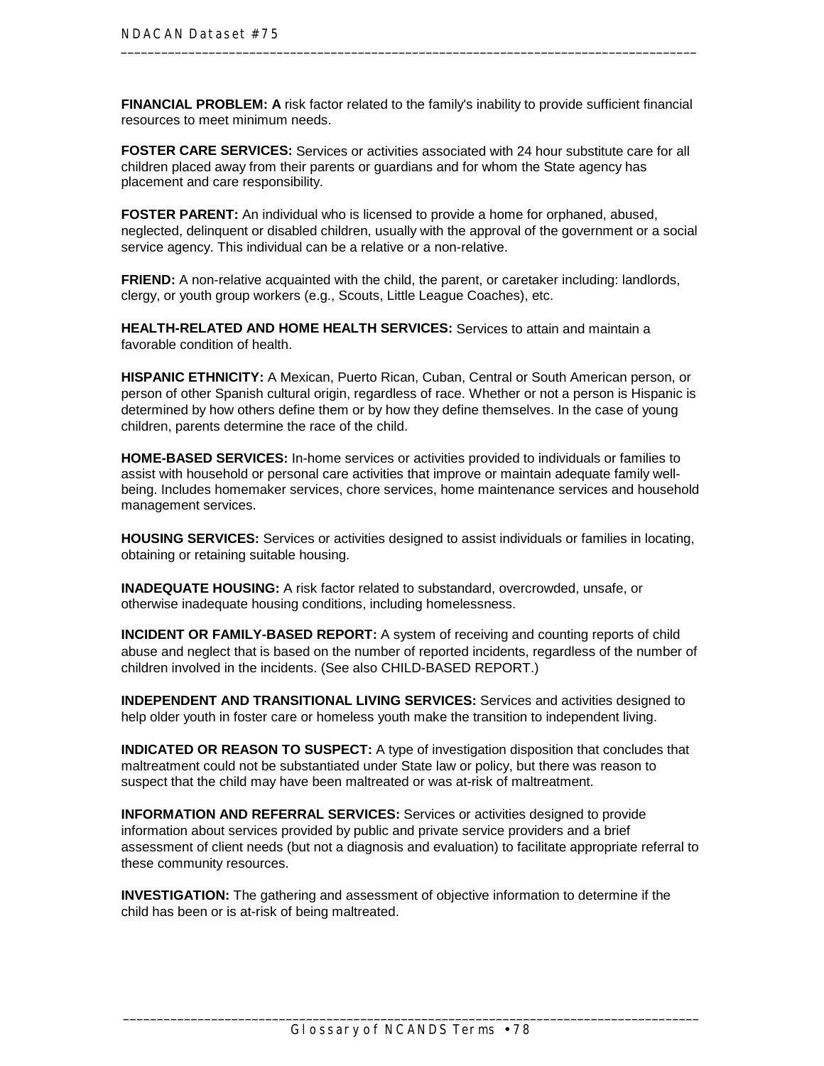**FINANCIAL PROBLEM: A** risk factor related to the family's inability to provide sufficient financial resources to meet minimum needs.

**FOSTER CARE SERVICES:** Services or activities associated with 24 hour substitute care for all children placed away from their parents or guardians and for whom the State agency has placement and care responsibility.

**FOSTER PARENT:** An individual who is licensed to provide a home for orphaned, abused, neglected, delinquent or disabled children, usually with the approval of the government or a social service agency. This individual can be a relative or a non-relative.

**FRIEND:** A non-relative acquainted with the child, the parent, or caretaker including: landlords, clergy, or youth group workers (e.g., Scouts, Little League Coaches), etc.

**HEALTH-RELATED AND HOME HEALTH SERVICES:** Services to attain and maintain a favorable condition of health.

**HISPANIC ETHNICITY:** A Mexican, Puerto Rican, Cuban, Central or South American person, or person of other Spanish cultural origin, regardless of race. Whether or not a person is Hispanic is determined by how others define them or by how they define themselves. In the case of young children, parents determine the race of the child.

**HOME-BASED SERVICES:** In-home services or activities provided to individuals or families to assist with household or personal care activities that improve or maintain adequate family well-being. Includes homemaker services, chore services, home maintenance services and household management services.

**HOUSING SERVICES:** Services or activities designed to assist individuals or families in locating, obtaining or retaining suitable housing.

**INADEQUATE HOUSING:** A risk factor related to substandard, overcrowded, unsafe, or otherwise inadequate housing conditions, including homelessness.

**INCIDENT OR FAMILY-BASED REPORT:** A system of receiving and counting reports of child abuse and neglect that is based on the number of reported incidents, regardless of the number of children involved in the incidents. (See also CHILD-BASED REPORT.)

**INDEPENDENT AND TRANSITIONAL LIVING SERVICES:** Services and activities designed to help older youth in foster care or homeless youth make the transition to independent living.

**INDICATED OR REASON TO SUSPECT:** A type of investigation disposition that concludes that maltreatment could not be substantiated under State law or policy, but there was reason to suspect that the child may have been maltreated or was at-risk of maltreatment.

**INFORMATION AND REFERRAL SERVICES:** Services or activities designed to provide information about services provided by public and private service providers and a brief assessment of client needs (but not a diagnosis and evaluation) to facilitate appropriate referral to these community resources.

**INVESTIGATION:** The gathering and assessment of objective information to determine if the child has been or is at-risk of being maltreated.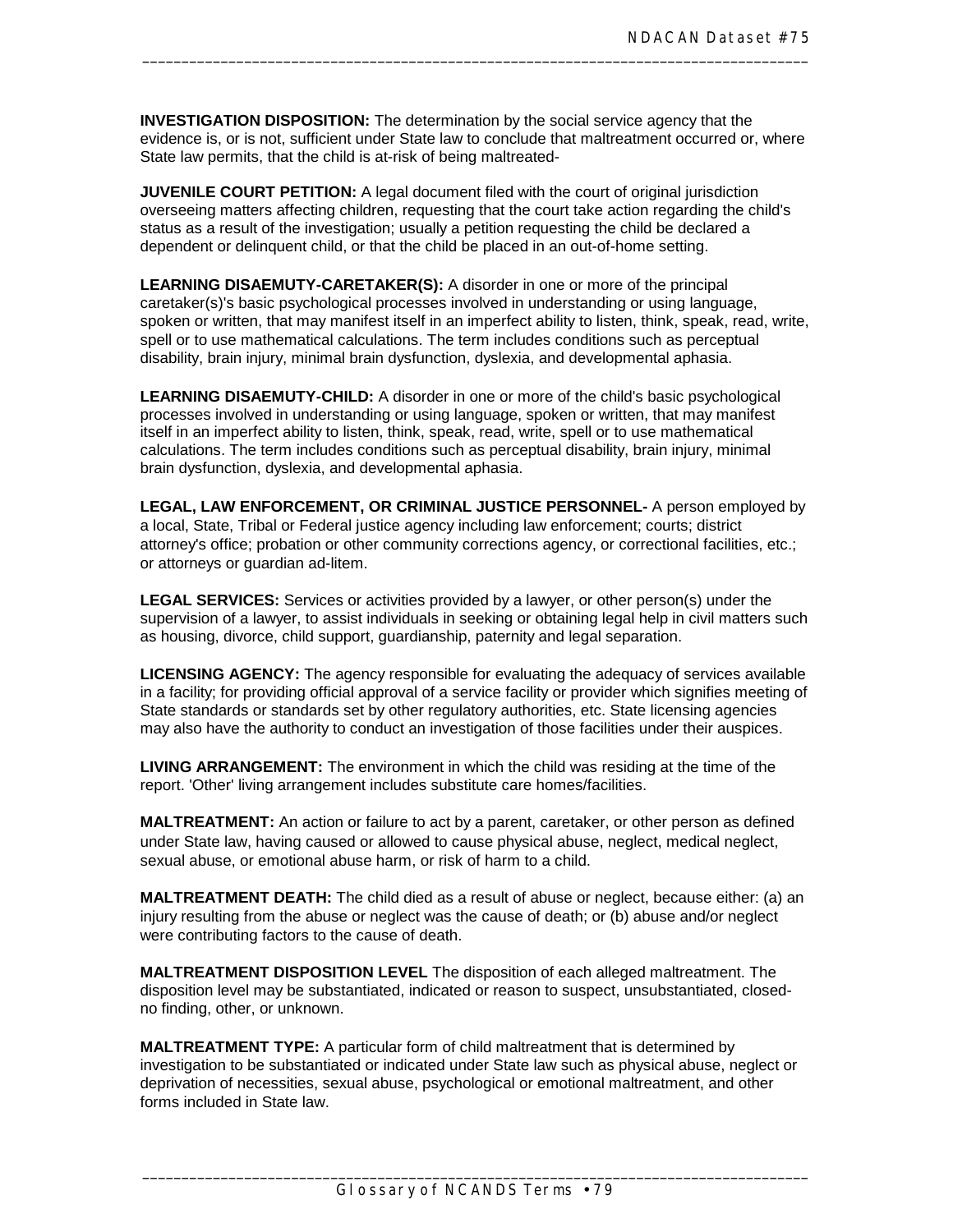**INVESTIGATION DISPOSITION:** The determination by the social service agency that the evidence is, or is not, sufficient under State law to conclude that maltreatment occurred or, where State law permits, that the child is at-risk of being maltreated-

**JUVENILE COURT PETITION:** A legal document filed with the court of original jurisdiction overseeing matters affecting children, requesting that the court take action regarding the child's status as a result of the investigation; usually a petition requesting the child be declared a dependent or delinquent child, or that the child be placed in an out-of-home setting.

**LEARNING DISAEMUTY-CARETAKER(S):** A disorder in one or more of the principal caretaker(s)'s basic psychological processes involved in understanding or using language, spoken or written, that may manifest itself in an imperfect ability to listen, think, speak, read, write, spell or to use mathematical calculations. The term includes conditions such as perceptual disability, brain injury, minimal brain dysfunction, dyslexia, and developmental aphasia.

**LEARNING DISAEMUTY-CHILD:** A disorder in one or more of the child's basic psychological processes involved in understanding or using language, spoken or written, that may manifest itself in an imperfect ability to listen, think, speak, read, write, spell or to use mathematical calculations. The term includes conditions such as perceptual disability, brain injury, minimal brain dysfunction, dyslexia, and developmental aphasia.

**LEGAL, LAW ENFORCEMENT, OR CRIMINAL JUSTICE PERSONNEL-** A person employed by a local, State, Tribal or Federal justice agency including law enforcement; courts; district attorney's office; probation or other community corrections agency, or correctional facilities, etc.; or attorneys or guardian ad-litem.

**LEGAL SERVICES:** Services or activities provided by a lawyer, or other person(s) under the supervision of a lawyer, to assist individuals in seeking or obtaining legal help in civil matters such as housing, divorce, child support, guardianship, paternity and legal separation.

**LICENSING AGENCY:** The agency responsible for evaluating the adequacy of services available in a facility; for providing official approval of a service facility or provider which signifies meeting of State standards or standards set by other regulatory authorities, etc. State licensing agencies may also have the authority to conduct an investigation of those facilities under their auspices.

**LIVING ARRANGEMENT:** The environment in which the child was residing at the time of the report. 'Other' living arrangement includes substitute care homes/facilities.

**MALTREATMENT:** An action or failure to act by a parent, caretaker, or other person as defined under State law, having caused or allowed to cause physical abuse, neglect, medical neglect, sexual abuse, or emotional abuse harm, or risk of harm to a child.

**MALTREATMENT DEATH:** The child died as a result of abuse or neglect, because either: (a) an injury resulting from the abuse or neglect was the cause of death; or (b) abuse and/or neglect were contributing factors to the cause of death.

**MALTREATMENT DISPOSITION LEVEL** The disposition of each alleged maltreatment. The disposition level may be substantiated, indicated or reason to suspect, unsubstantiated, closed-no finding, other, or unknown.

**MALTREATMENT TYPE:** A particular form of child maltreatment that is determined by investigation to be substantiated or indicated under State law such as physical abuse, neglect or deprivation of necessities, sexual abuse, psychological or emotional maltreatment, and other forms included in State law.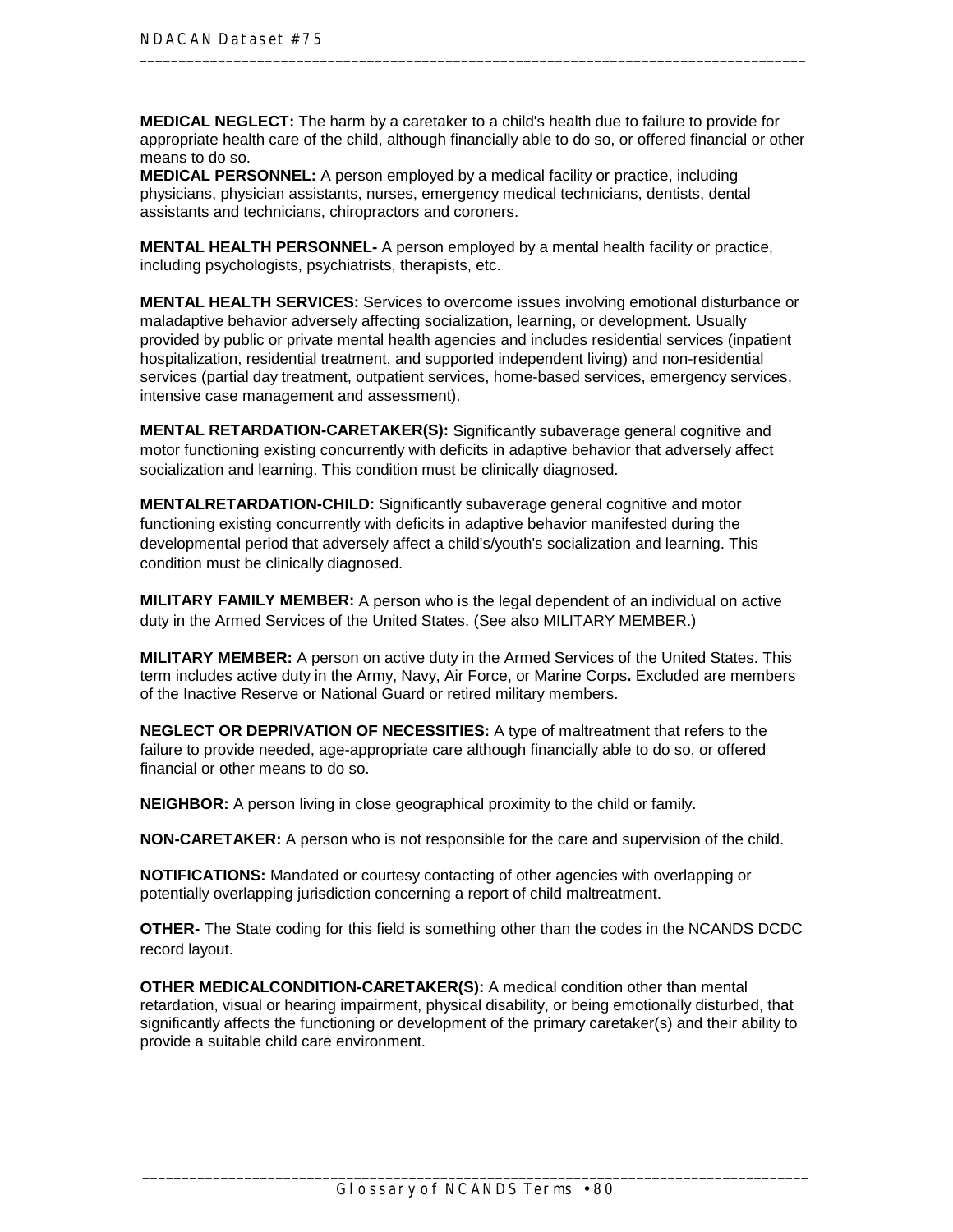**MEDICAL NEGLECT:** The harm by a caretaker to a child's health due to failure to provide for appropriate health care of the child, although financially able to do so, or offered financial or other means to do so.
**MEDICAL PERSONNEL:** A person employed by a medical facility or practice, including physicians, physician assistants, nurses, emergency medical technicians, dentists, dental assistants and technicians, chiropractors and coroners.

**MENTAL HEALTH PERSONNEL-** A person employed by a mental health facility or practice, including psychologists, psychiatrists, therapists, etc.

**MENTAL HEALTH SERVICES:** Services to overcome issues involving emotional disturbance or maladaptive behavior adversely affecting socialization, learning, or development. Usually provided by public or private mental health agencies and includes residential services (inpatient hospitalization, residential treatment, and supported independent living) and non-residential services (partial day treatment, outpatient services, home-based services, emergency services, intensive case management and assessment).

**MENTAL RETARDATION-CARETAKER(S):** Significantly subaverage general cognitive and motor functioning existing concurrently with deficits in adaptive behavior that adversely affect socialization and learning. This condition must be clinically diagnosed.

**MENTALRETARDATION-CHILD:** Significantly subaverage general cognitive and motor functioning existing concurrently with deficits in adaptive behavior manifested during the developmental period that adversely affect a child's/youth's socialization and learning. This condition must be clinically diagnosed.

**MILITARY FAMILY MEMBER:** A person who is the legal dependent of an individual on active duty in the Armed Services of the United States. (See also MILITARY MEMBER.)

**MILITARY MEMBER:** A person on active duty in the Armed Services of the United States. This term includes active duty in the Army, Navy, Air Force, or Marine Corps**.** Excluded are members of the Inactive Reserve or National Guard or retired military members.

**NEGLECT OR DEPRIVATION OF NECESSITIES:** A type of maltreatment that refers to the failure to provide needed, age-appropriate care although financially able to do so, or offered financial or other means to do so.

**NEIGHBOR:** A person living in close geographical proximity to the child or family.

**NON-CARETAKER:** A person who is not responsible for the care and supervision of the child.

**NOTIFICATIONS:** Mandated or courtesy contacting of other agencies with overlapping or potentially overlapping jurisdiction concerning a report of child maltreatment.

**OTHER-** The State coding for this field is something other than the codes in the NCANDS DCDC record layout.

**OTHER MEDICALCONDITION-CARETAKER(S):** A medical condition other than mental retardation, visual or hearing impairment, physical disability, or being emotionally disturbed, that significantly affects the functioning or development of the primary caretaker(s) and their ability to provide a suitable child care environment.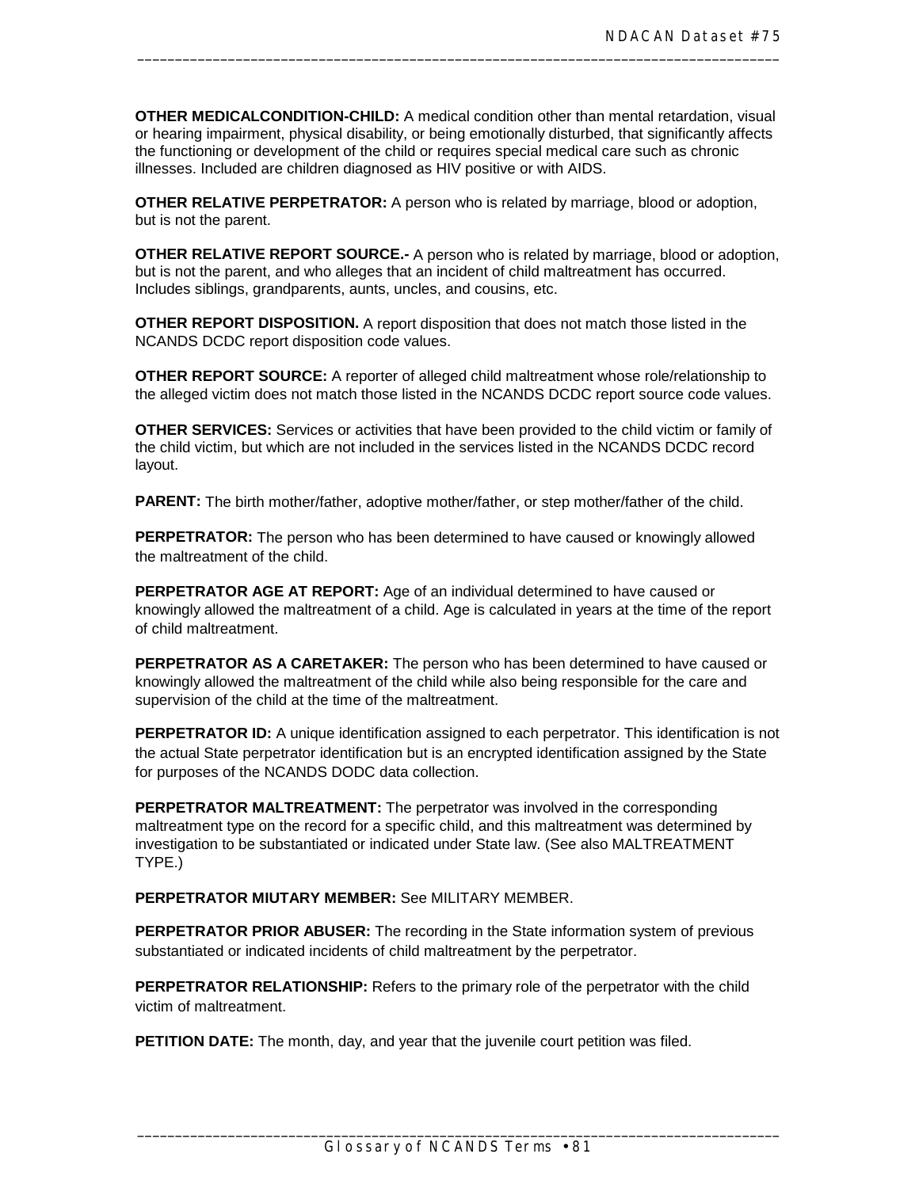**OTHER MEDICALCONDITION-CHILD:** A medical condition other than mental retardation, visual or hearing impairment, physical disability, or being emotionally disturbed, that significantly affects the functioning or development of the child or requires special medical care such as chronic illnesses. Included are children diagnosed as HIV positive or with AIDS.

**OTHER RELATIVE PERPETRATOR:** A person who is related by marriage, blood or adoption, but is not the parent.

**OTHER RELATIVE REPORT SOURCE.-** A person who is related by marriage, blood or adoption, but is not the parent, and who alleges that an incident of child maltreatment has occurred. Includes siblings, grandparents, aunts, uncles, and cousins, etc.

**OTHER REPORT DISPOSITION.** A report disposition that does not match those listed in the NCANDS DCDC report disposition code values.

**OTHER REPORT SOURCE:** A reporter of alleged child maltreatment whose role/relationship to the alleged victim does not match those listed in the NCANDS DCDC report source code values.

**OTHER SERVICES:** Services or activities that have been provided to the child victim or family of the child victim, but which are not included in the services listed in the NCANDS DCDC record layout.

**PARENT:** The birth mother/father, adoptive mother/father, or step mother/father of the child.

**PERPETRATOR:** The person who has been determined to have caused or knowingly allowed the maltreatment of the child.

**PERPETRATOR AGE AT REPORT:** Age of an individual determined to have caused or knowingly allowed the maltreatment of a child. Age is calculated in years at the time of the report of child maltreatment.

**PERPETRATOR AS A CARETAKER:** The person who has been determined to have caused or knowingly allowed the maltreatment of the child while also being responsible for the care and supervision of the child at the time of the maltreatment.

**PERPETRATOR ID:** A unique identification assigned to each perpetrator. This identification is not the actual State perpetrator identification but is an encrypted identification assigned by the State for purposes of the NCANDS DODC data collection.

**PERPETRATOR MALTREATMENT:** The perpetrator was involved in the corresponding maltreatment type on the record for a specific child, and this maltreatment was determined by investigation to be substantiated or indicated under State law. (See also MALTREATMENT TYPE.)

**PERPETRATOR MIUTARY MEMBER:** See MILITARY MEMBER.

**PERPETRATOR PRIOR ABUSER:** The recording in the State information system of previous substantiated or indicated incidents of child maltreatment by the perpetrator.

**PERPETRATOR RELATIONSHIP:** Refers to the primary role of the perpetrator with the child victim of maltreatment.

**PETITION DATE:** The month, day, and year that the juvenile court petition was filed.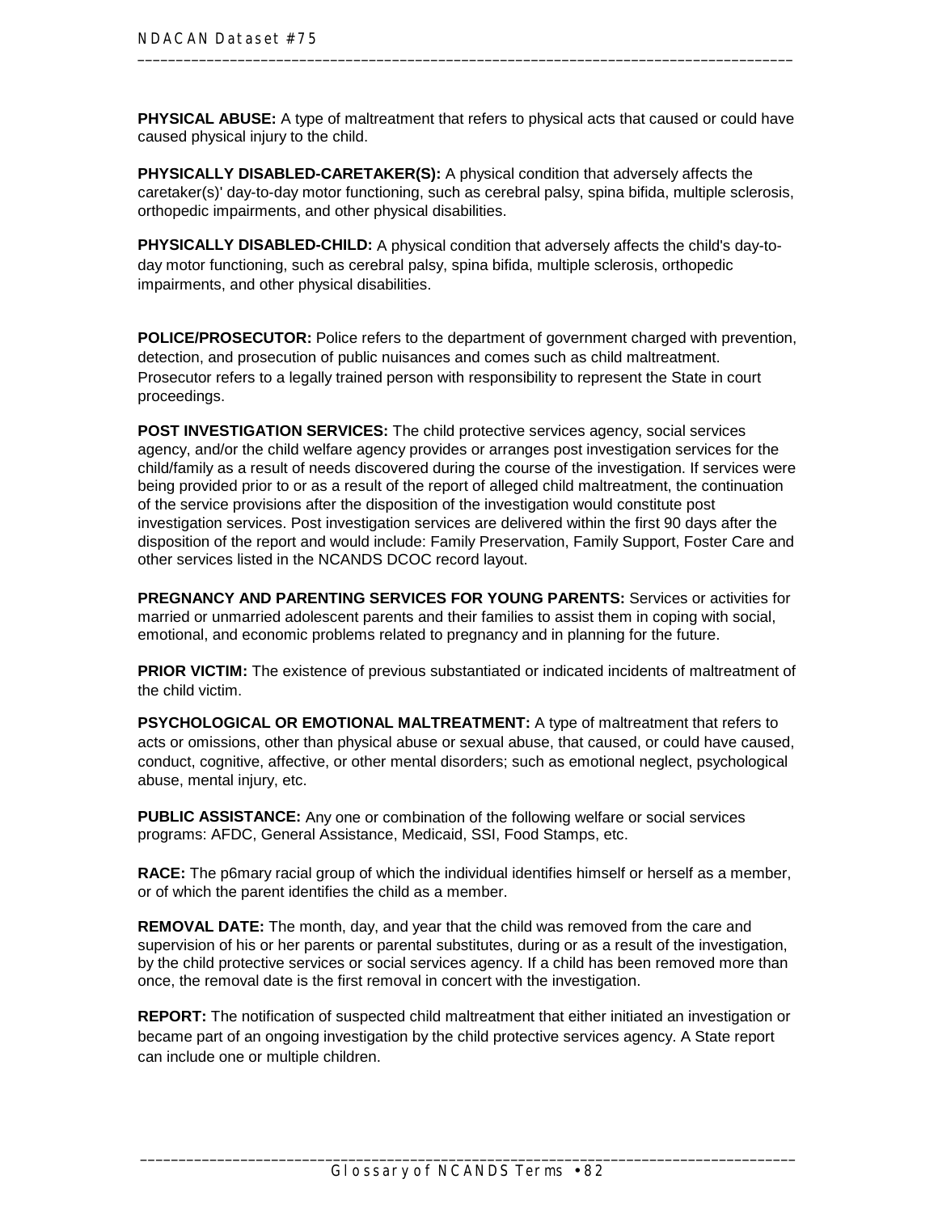**PHYSICAL ABUSE:** A type of maltreatment that refers to physical acts that caused or could have caused physical injury to the child.

**PHYSICALLY DISABLED-CARETAKER(S):** A physical condition that adversely affects the caretaker(s)' day-to-day motor functioning, such as cerebral palsy, spina bifida, multiple sclerosis, orthopedic impairments, and other physical disabilities.

**PHYSICALLY DISABLED-CHILD:** A physical condition that adversely affects the child's day-to-day motor functioning, such as cerebral palsy, spina bifida, multiple sclerosis, orthopedic impairments, and other physical disabilities.

**POLICE/PROSECUTOR:** Police refers to the department of government charged with prevention, detection, and prosecution of public nuisances and comes such as child maltreatment. Prosecutor refers to a legally trained person with responsibility to represent the State in court proceedings.

**POST INVESTIGATION SERVICES:** The child protective services agency, social services agency, and/or the child welfare agency provides or arranges post investigation services for the child/family as a result of needs discovered during the course of the investigation. If services were being provided prior to or as a result of the report of alleged child maltreatment, the continuation of the service provisions after the disposition of the investigation would constitute post investigation services. Post investigation services are delivered within the first 90 days after the disposition of the report and would include: Family Preservation, Family Support, Foster Care and other services listed in the NCANDS DCOC record layout.

**PREGNANCY AND PARENTING SERVICES FOR YOUNG PARENTS:** Services or activities for married or unmarried adolescent parents and their families to assist them in coping with social, emotional, and economic problems related to pregnancy and in planning for the future.

**PRIOR VICTIM:** The existence of previous substantiated or indicated incidents of maltreatment of the child victim.

**PSYCHOLOGICAL OR EMOTIONAL MALTREATMENT:** A type of maltreatment that refers to acts or omissions, other than physical abuse or sexual abuse, that caused, or could have caused, conduct, cognitive, affective, or other mental disorders; such as emotional neglect, psychological abuse, mental injury, etc.

**PUBLIC ASSISTANCE:** Any one or combination of the following welfare or social services programs: AFDC, General Assistance, Medicaid, SSI, Food Stamps, etc.

**RACE:** The p6mary racial group of which the individual identifies himself or herself as a member, or of which the parent identifies the child as a member.

**REMOVAL DATE:** The month, day, and year that the child was removed from the care and supervision of his or her parents or parental substitutes, during or as a result of the investigation, by the child protective services or social services agency. If a child has been removed more than once, the removal date is the first removal in concert with the investigation.

**REPORT:** The notification of suspected child maltreatment that either initiated an investigation or became part of an ongoing investigation by the child protective services agency. A State report can include one or multiple children.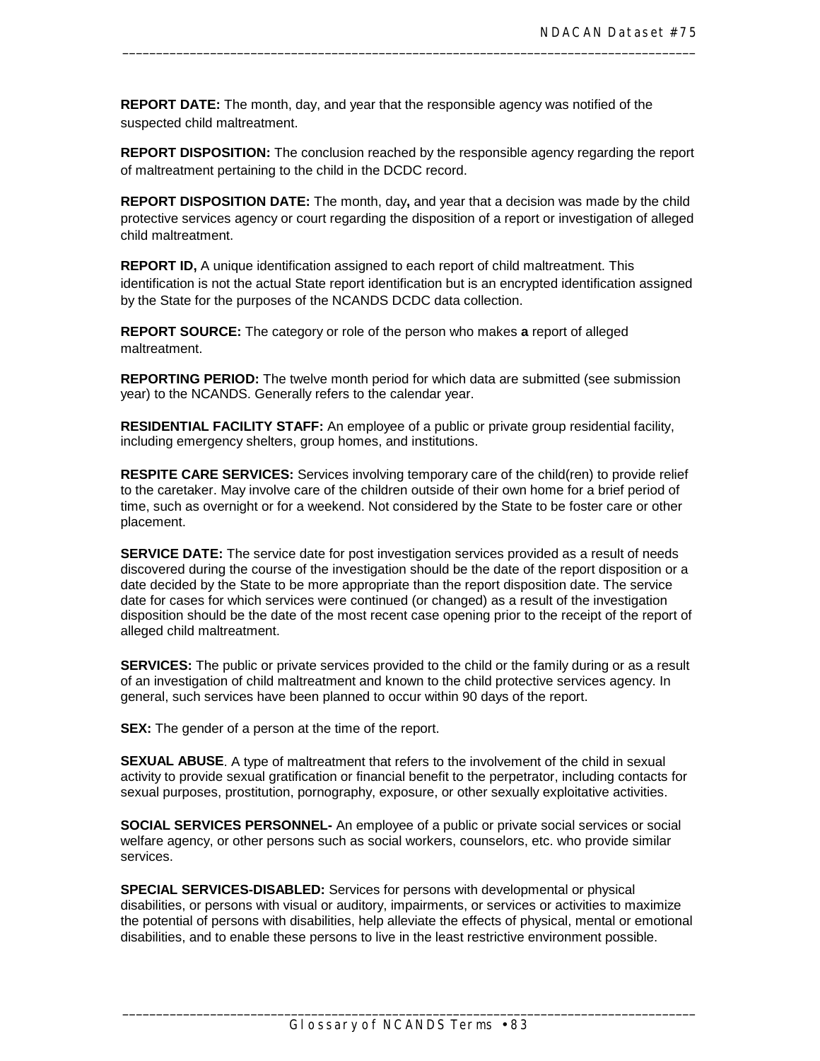**REPORT DATE:** The month, day, and year that the responsible agency was notified of the suspected child maltreatment.

**REPORT DISPOSITION:** The conclusion reached by the responsible agency regarding the report of maltreatment pertaining to the child in the DCDC record.

**REPORT DISPOSITION DATE:** The month, day**,** and year that a decision was made by the child protective services agency or court regarding the disposition of a report or investigation of alleged child maltreatment.

**REPORT ID,** A unique identification assigned to each report of child maltreatment. This identification is not the actual State report identification but is an encrypted identification assigned by the State for the purposes of the NCANDS DCDC data collection.

**REPORT SOURCE:** The category or role of the person who makes **a** report of alleged maltreatment.

**REPORTING PERIOD:** The twelve month period for which data are submitted (see submission year) to the NCANDS. Generally refers to the calendar year.

**RESIDENTIAL FACILITY STAFF:** An employee of a public or private group residential facility, including emergency shelters, group homes, and institutions.

**RESPITE CARE SERVICES:** Services involving temporary care of the child(ren) to provide relief to the caretaker. May involve care of the children outside of their own home for a brief period of time, such as overnight or for a weekend. Not considered by the State to be foster care or other placement.

**SERVICE DATE:** The service date for post investigation services provided as a result of needs discovered during the course of the investigation should be the date of the report disposition or a date decided by the State to be more appropriate than the report disposition date. The service date for cases for which services were continued (or changed) as a result of the investigation disposition should be the date of the most recent case opening prior to the receipt of the report of alleged child maltreatment.

**SERVICES:** The public or private services provided to the child or the family during or as a result of an investigation of child maltreatment and known to the child protective services agency. In general, such services have been planned to occur within 90 days of the report.

**SEX:** The gender of a person at the time of the report.

**SEXUAL ABUSE**. A type of maltreatment that refers to the involvement of the child in sexual activity to provide sexual gratification or financial benefit to the perpetrator, including contacts for sexual purposes, prostitution, pornography, exposure, or other sexually exploitative activities.

**SOCIAL SERVICES PERSONNEL-** An employee of a public or private social services or social welfare agency, or other persons such as social workers, counselors, etc. who provide similar services.

**SPECIAL SERVICES-DISABLED:** Services for persons with developmental or physical disabilities, or persons with visual or auditory, impairments, or services or activities to maximize the potential of persons with disabilities, help alleviate the effects of physical, mental or emotional disabilities, and to enable these persons to live in the least restrictive environment possible.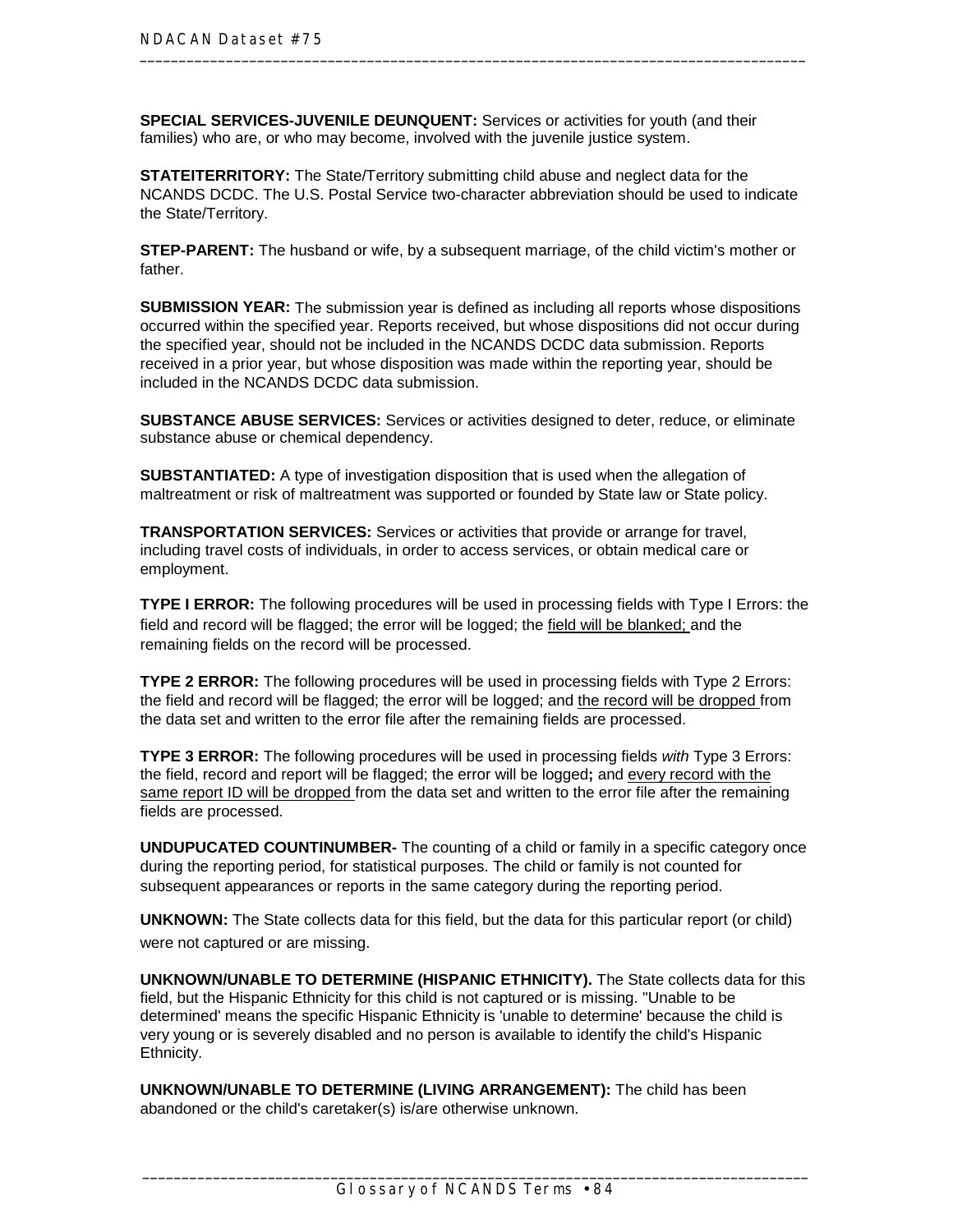**SPECIAL SERVICES-JUVENILE DEUNQUENT:** Services or activities for youth (and their families) who are, or who may become, involved with the juvenile justice system.

**STATEITERRITORY:** The State/Territory submitting child abuse and neglect data for the NCANDS DCDC. The U.S. Postal Service two-character abbreviation should be used to indicate the State/Territory.

**STEP-PARENT:** The husband or wife, by a subsequent marriage, of the child victim's mother or father.

**SUBMISSION YEAR:** The submission year is defined as including all reports whose dispositions occurred within the specified year. Reports received, but whose dispositions did not occur during the specified year, should not be included in the NCANDS DCDC data submission. Reports received in a prior year, but whose disposition was made within the reporting year, should be included in the NCANDS DCDC data submission.

**SUBSTANCE ABUSE SERVICES:** Services or activities designed to deter, reduce, or eliminate substance abuse or chemical dependency.

**SUBSTANTIATED:** A type of investigation disposition that is used when the allegation of maltreatment or risk of maltreatment was supported or founded by State law or State policy.

**TRANSPORTATION SERVICES:** Services or activities that provide or arrange for travel, including travel costs of individuals, in order to access services, or obtain medical care or employment.

**TYPE I ERROR:** The following procedures will be used in processing fields with Type I Errors: the field and record will be flagged; the error will be logged; the field will be blanked; and the remaining fields on the record will be processed.

**TYPE 2 ERROR:** The following procedures will be used in processing fields with Type 2 Errors: the field and record will be flagged; the error will be logged; and the record will be dropped from the data set and written to the error file after the remaining fields are processed.

**TYPE 3 ERROR:** The following procedures will be used in processing fields *with* Type 3 Errors: the field, record and report will be flagged; the error will be logged**;** and every record with the same report ID will be dropped from the data set and written to the error file after the remaining fields are processed.

**UNDUPUCATED COUNTINUMBER-** The counting of a child or family in a specific category once during the reporting period, for statistical purposes. The child or family is not counted for subsequent appearances or reports in the same category during the reporting period.

**UNKNOWN:** The State collects data for this field, but the data for this particular report (or child) were not captured or are missing.

**UNKNOWN/UNABLE TO DETERMINE (HISPANIC ETHNICITY).** The State collects data for this field, but the Hispanic Ethnicity for this child is not captured or is missing. "Unable to be determined' means the specific Hispanic Ethnicity is 'unable to determine' because the child is very young or is severely disabled and no person is available to identify the child's Hispanic Ethnicity.

**UNKNOWN/UNABLE TO DETERMINE (LIVING ARRANGEMENT):** The child has been abandoned or the child's caretaker(s) is/are otherwise unknown.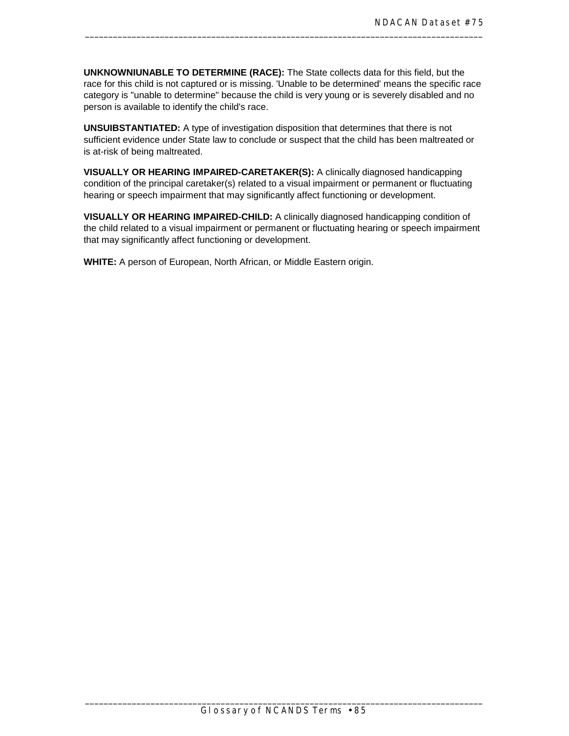**UNKNOWNIUNABLE TO DETERMINE (RACE):** The State collects data for this field, but the race for this child is not captured or is missing. 'Unable to be determined' means the specific race category is "unable to determine" because the child is very young or is severely disabled and no person is available to identify the child's race.

**UNSUIBSTANTIATED:** A type of investigation disposition that determines that there is not sufficient evidence under State law to conclude or suspect that the child has been maltreated or is at-risk of being maltreated.

**VISUALLY OR HEARING IMPAIRED-CARETAKER(S):** A clinically diagnosed handicapping condition of the principal caretaker(s) related to a visual impairment or permanent or fluctuating hearing or speech impairment that may significantly affect functioning or development.

**VISUALLY OR HEARING IMPAIRED-CHILD:** A clinically diagnosed handicapping condition of the child related to a visual impairment or permanent or fluctuating hearing or speech impairment that may significantly affect functioning or development.

**WHITE:** A person of European, North African, or Middle Eastern origin.